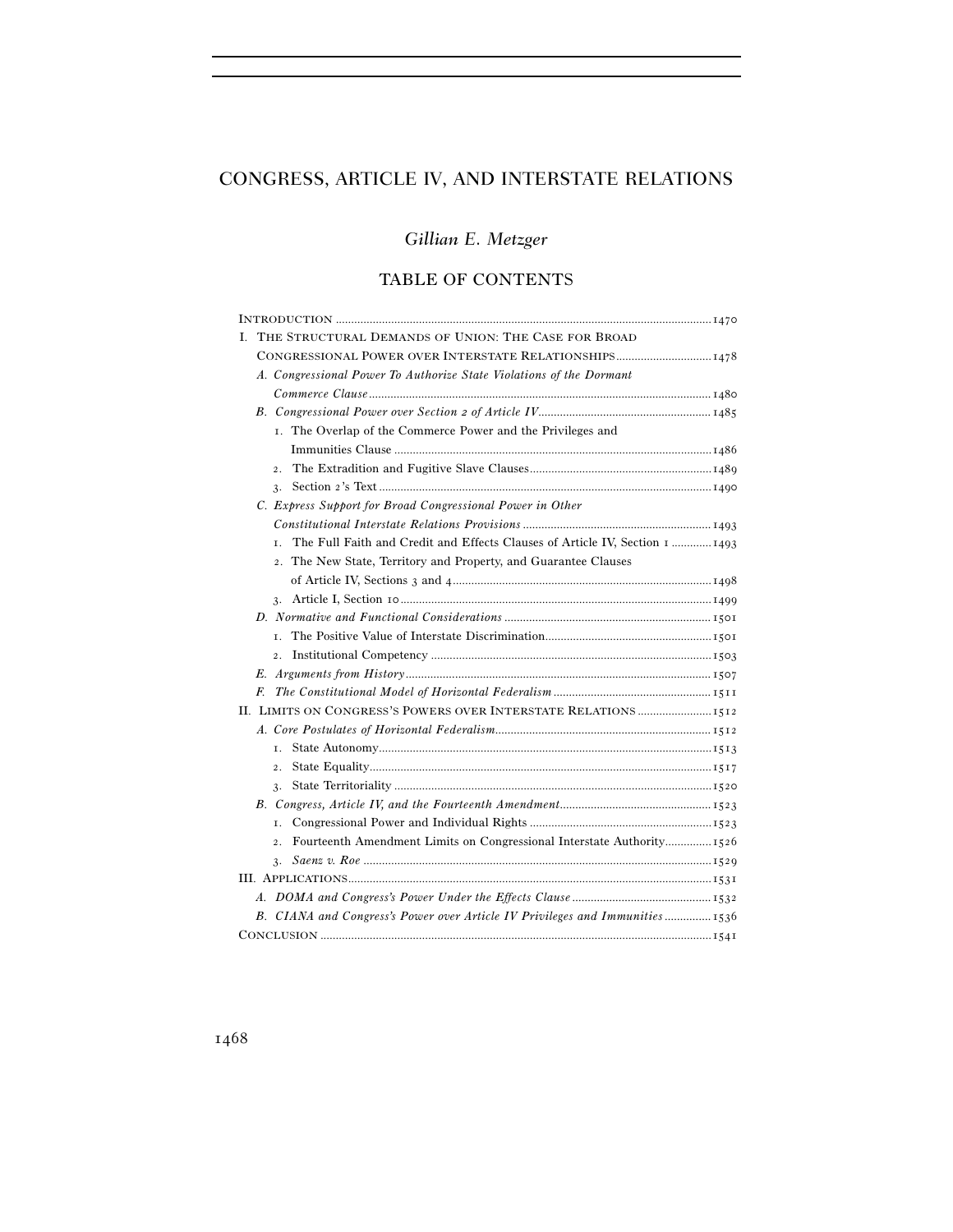# CONGRESS, ARTICLE IV, AND INTERSTATE RELATIONS

## *Gillian E. Metzger*

## TABLE OF CONTENTS

INTRODUCTION ........ 1470

I. THE STRUCTURAL DEMANDS OF UNION: THE CASE FOR BROAD CONGRESSIONAL POWER OVER INTERSTATE RELATIONSHIPS ........ 1478

- *A. Congressional Power To Authorize State Violations of the Dormant Commerce Clause* ........ 1480
- *B. Congressional Power over Section 2 of Article IV* ........ 1485
  1. The Overlap of the Commerce Power and the Privileges and Immunities Clause ........ 1486
  2. The Extradition and Fugitive Slave Clauses ........ 1489
  3. Section 2's Text ........ 1490
- *C. Express Support for Broad Congressional Power in Other Constitutional Interstate Relations Provisions* ........ 1493
  1. The Full Faith and Credit and Effects Clauses of Article IV, Section 1 ........ 1493
  2. The New State, Territory and Property, and Guarantee Clauses of Article IV, Sections 3 and 4 ........ 1498
  3. Article I, Section 10 ........ 1499
- *D. Normative and Functional Considerations* ........ 1501
  1. The Positive Value of Interstate Discrimination ........ 1501
  2. Institutional Competency ........ 1503
- *E. Arguments from History* ........ 1507
- *F. The Constitutional Model of Horizontal Federalism* ........ 1511

II. LIMITS ON CONGRESS'S POWERS OVER INTERSTATE RELATIONS ........ 1512

- *A. Core Postulates of Horizontal Federalism* ........ 1512
  1. State Autonomy ........ 1513
  2. State Equality ........ 1517
  3. State Territoriality ........ 1520
- *B. Congress, Article IV, and the Fourteenth Amendment* ........ 1523
  1. Congressional Power and Individual Rights ........ 1523
  2. Fourteenth Amendment Limits on Congressional Interstate Authority ........ 1526
  3. *Saenz v. Roe* ........ 1529

III. APPLICATIONS ........ 1531

- *A. DOMA and Congress's Power Under the Effects Clause* ........ 1532
- *B. CIANA and Congress's Power over Article IV Privileges and Immunities* ........ 1536

CONCLUSION ........ 1541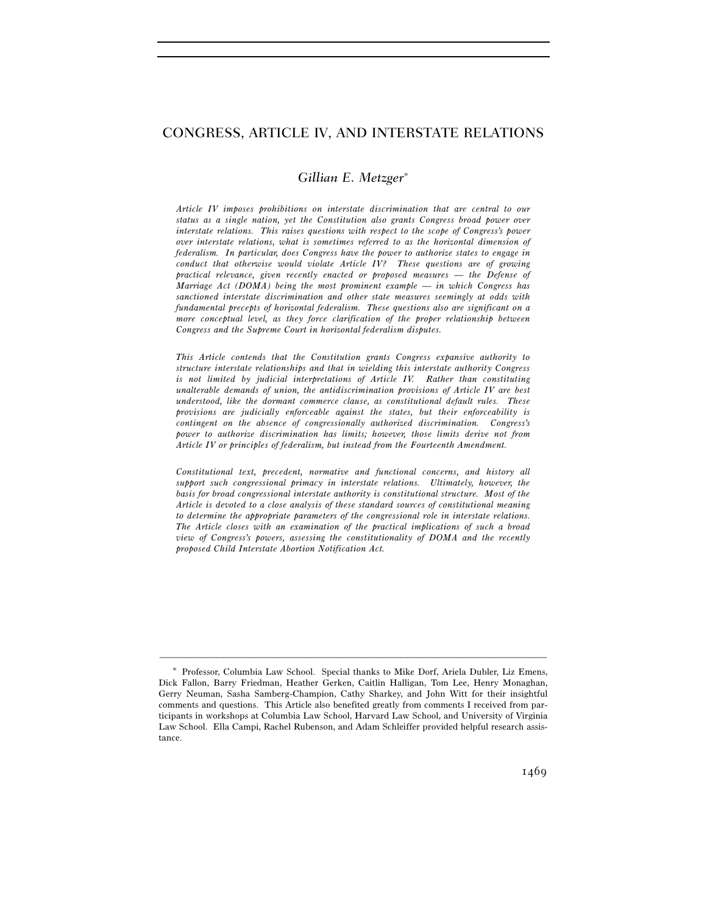# CONGRESS, ARTICLE IV, AND INTERSTATE RELATIONS

*Gillian E. Metzger*[*]

*Article IV imposes prohibitions on interstate discrimination that are central to our status as a single nation, yet the Constitution also grants Congress broad power over interstate relations. This raises questions with respect to the scope of Congress's power over interstate relations, what is sometimes referred to as the horizontal dimension of federalism. In particular, does Congress have the power to authorize states to engage in conduct that otherwise would violate Article IV? These questions are of growing practical relevance, given recently enacted or proposed measures — the Defense of Marriage Act (DOMA) being the most prominent example — in which Congress has sanctioned interstate discrimination and other state measures seemingly at odds with fundamental precepts of horizontal federalism. These questions also are significant on a more conceptual level, as they force clarification of the proper relationship between Congress and the Supreme Court in horizontal federalism disputes.*

*This Article contends that the Constitution grants Congress expansive authority to structure interstate relationships and that in wielding this interstate authority Congress is not limited by judicial interpretations of Article IV. Rather than constituting unalterable demands of union, the antidiscrimination provisions of Article IV are best understood, like the dormant commerce clause, as constitutional default rules. These provisions are judicially enforceable against the states, but their enforceability is contingent on the absence of congressionally authorized discrimination. Congress's power to authorize discrimination has limits; however, those limits derive not from Article IV or principles of federalism, but instead from the Fourteenth Amendment.*

*Constitutional text, precedent, normative and functional concerns, and history all support such congressional primacy in interstate relations. Ultimately, however, the basis for broad congressional interstate authority is constitutional structure. Most of the Article is devoted to a close analysis of these standard sources of constitutional meaning to determine the appropriate parameters of the congressional role in interstate relations. The Article closes with an examination of the practical implications of such a broad view of Congress's powers, assessing the constitutionality of DOMA and the recently proposed Child Interstate Abortion Notification Act.*

---

[*] Professor, Columbia Law School. Special thanks to Mike Dorf, Ariela Dubler, Liz Emens, Dick Fallon, Barry Friedman, Heather Gerken, Caitlin Halligan, Tom Lee, Henry Monaghan, Gerry Neuman, Sasha Samberg-Champion, Cathy Sharkey, and John Witt for their insightful comments and questions. This Article also benefited greatly from comments I received from participants in workshops at Columbia Law School, Harvard Law School, and University of Virginia Law School. Ella Campi, Rachel Rubenson, and Adam Schleiffer provided helpful research assistance.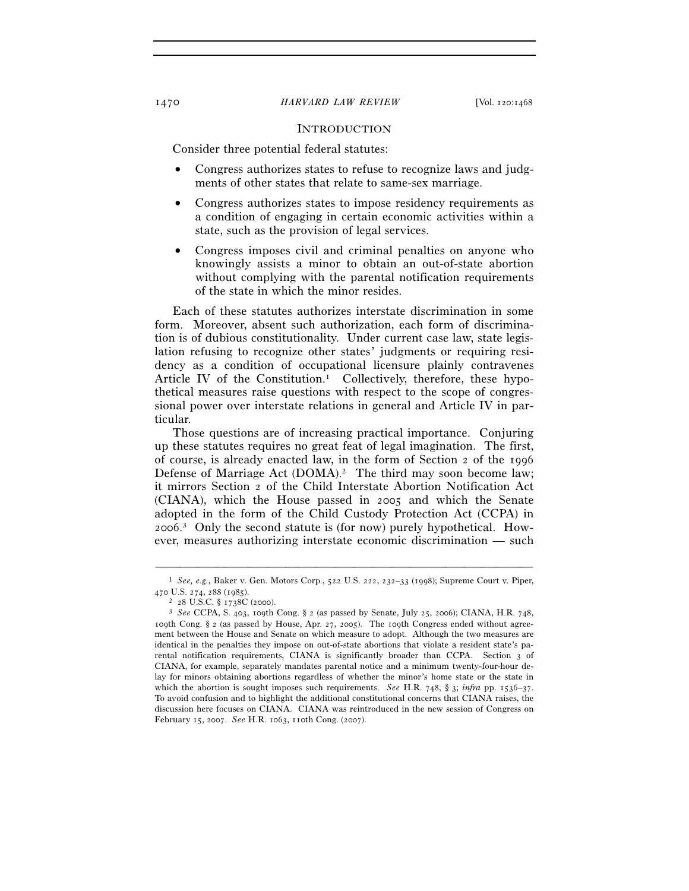## INTRODUCTION

Consider three potential federal statutes:

- Congress authorizes states to refuse to recognize laws and judgments of other states that relate to same-sex marriage.
- Congress authorizes states to impose residency requirements as a condition of engaging in certain economic activities within a state, such as the provision of legal services.
- Congress imposes civil and criminal penalties on anyone who knowingly assists a minor to obtain an out-of-state abortion without complying with the parental notification requirements of the state in which the minor resides.

Each of these statutes authorizes interstate discrimination in some form. Moreover, absent such authorization, each form of discrimination is of dubious constitutionality. Under current case law, state legislation refusing to recognize other states' judgments or requiring residency as a condition of occupational licensure plainly contravenes Article IV of the Constitution.[1] Collectively, therefore, these hypothetical measures raise questions with respect to the scope of congressional power over interstate relations in general and Article IV in particular.

Those questions are of increasing practical importance. Conjuring up these statutes requires no great feat of legal imagination. The first, of course, is already enacted law, in the form of Section 2 of the 1996 Defense of Marriage Act (DOMA).[2] The third may soon become law; it mirrors Section 2 of the Child Interstate Abortion Notification Act (CIANA), which the House passed in 2005 and which the Senate adopted in the form of the Child Custody Protection Act (CCPA) in 2006.[3] Only the second statute is (for now) purely hypothetical. However, measures authorizing interstate economic discrimination — such

---

[1] *See, e.g.*, Baker v. Gen. Motors Corp., 522 U.S. 222, 232–33 (1998); Supreme Court v. Piper, 470 U.S. 274, 288 (1985).

[2] 28 U.S.C. § 1738C (2000).

[3] *See* CCPA, S. 403, 109th Cong. § 2 (as passed by Senate, July 25, 2006); CIANA, H.R. 748, 109th Cong. § 2 (as passed by House, Apr. 27, 2005). The 109th Congress ended without agreement between the House and Senate on which measure to adopt. Although the two measures are identical in the penalties they impose on out-of-state abortions that violate a resident state's parental notification requirements, CIANA is significantly broader than CCPA. Section 3 of CIANA, for example, separately mandates parental notice and a minimum twenty-four-hour delay for minors obtaining abortions regardless of whether the minor's home state or the state in which the abortion is sought imposes such requirements. *See* H.R. 748, § 3; *infra* pp. 1536–37. To avoid confusion and to highlight the additional constitutional concerns that CIANA raises, the discussion here focuses on CIANA. CIANA was reintroduced in the new session of Congress on February 15, 2007. *See* H.R. 1063, 110th Cong. (2007).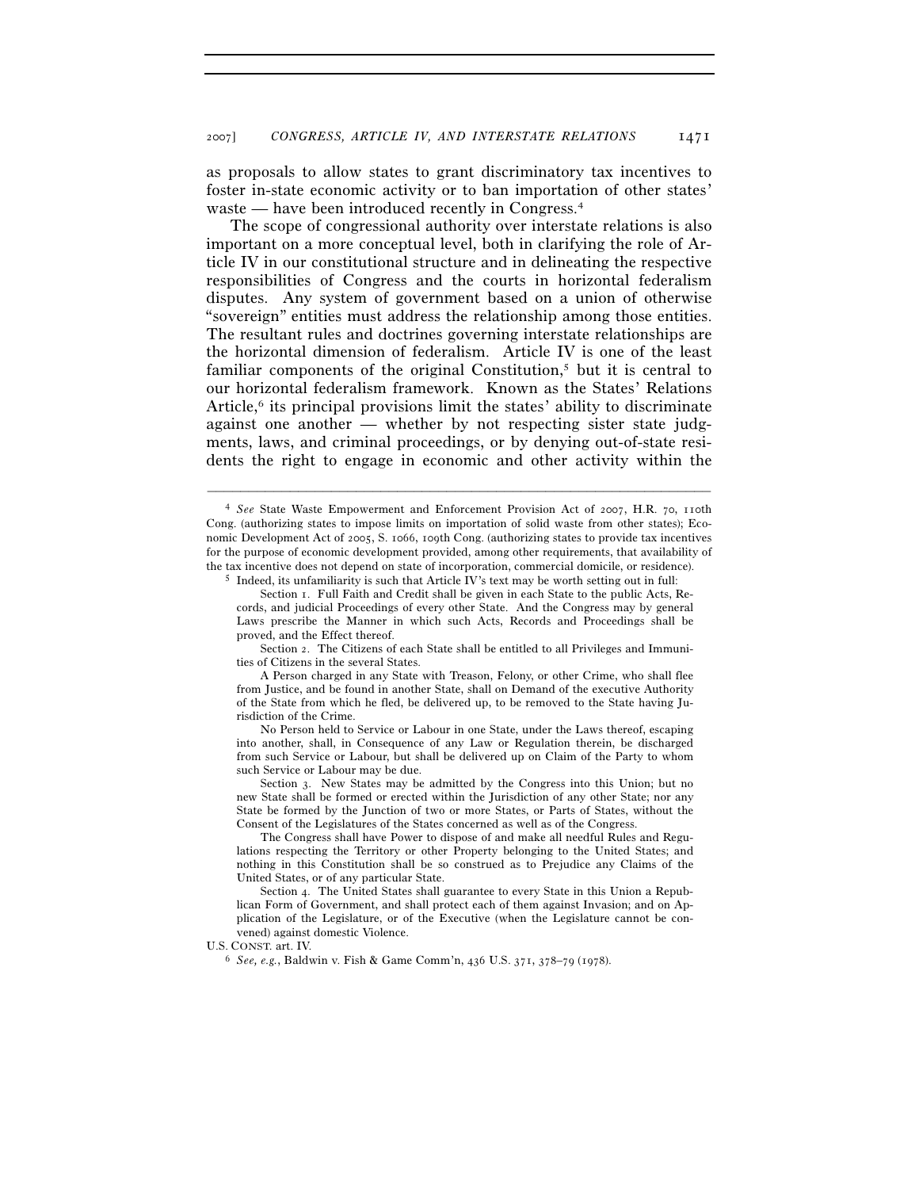as proposals to allow states to grant discriminatory tax incentives to foster in-state economic activity or to ban importation of other states' waste — have been introduced recently in Congress.[4]

The scope of congressional authority over interstate relations is also important on a more conceptual level, both in clarifying the role of Article IV in our constitutional structure and in delineating the respective responsibilities of Congress and the courts in horizontal federalism disputes. Any system of government based on a union of otherwise "sovereign" entities must address the relationship among those entities. The resultant rules and doctrines governing interstate relationships are the horizontal dimension of federalism. Article IV is one of the least familiar components of the original Constitution,[5] but it is central to our horizontal federalism framework. Known as the States' Relations Article,[6] its principal provisions limit the states' ability to discriminate against one another — whether by not respecting sister state judgments, laws, and criminal proceedings, or by denying out-of-state residents the right to engage in economic and other activity within the

---

[4] *See* State Waste Empowerment and Enforcement Provision Act of 2007, H.R. 70, 110th Cong. (authorizing states to impose limits on importation of solid waste from other states); Economic Development Act of 2005, S. 1066, 109th Cong. (authorizing states to provide tax incentives for the purpose of economic development provided, among other requirements, that availability of the tax incentive does not depend on state of incorporation, commercial domicile, or residence).

[5] Indeed, its unfamiliarity is such that Article IV's text may be worth setting out in full:

> Section 1. Full Faith and Credit shall be given in each State to the public Acts, Records, and judicial Proceedings of every other State. And the Congress may by general Laws prescribe the Manner in which such Acts, Records and Proceedings shall be proved, and the Effect thereof.
>
> Section 2. The Citizens of each State shall be entitled to all Privileges and Immunities of Citizens in the several States.
>
> A Person charged in any State with Treason, Felony, or other Crime, who shall flee from Justice, and be found in another State, shall on Demand of the executive Authority of the State from which he fled, be delivered up, to be removed to the State having Jurisdiction of the Crime.
>
> No Person held to Service or Labour in one State, under the Laws thereof, escaping into another, shall, in Consequence of any Law or Regulation therein, be discharged from such Service or Labour, but shall be delivered up on Claim of the Party to whom such Service or Labour may be due.
>
> Section 3. New States may be admitted by the Congress into this Union; but no new State shall be formed or erected within the Jurisdiction of any other State; nor any State be formed by the Junction of two or more States, or Parts of States, without the Consent of the Legislatures of the States concerned as well as of the Congress.
>
> The Congress shall have Power to dispose of and make all needful Rules and Regulations respecting the Territory or other Property belonging to the United States; and nothing in this Constitution shall be so construed as to Prejudice any Claims of the United States, or of any particular State.
>
> Section 4. The United States shall guarantee to every State in this Union a Republican Form of Government, and shall protect each of them against Invasion; and on Application of the Legislature, or of the Executive (when the Legislature cannot be convened) against domestic Violence.

U.S. CONST. art. IV.

[6] *See, e.g.*, Baldwin v. Fish & Game Comm'n, 436 U.S. 371, 378–79 (1978).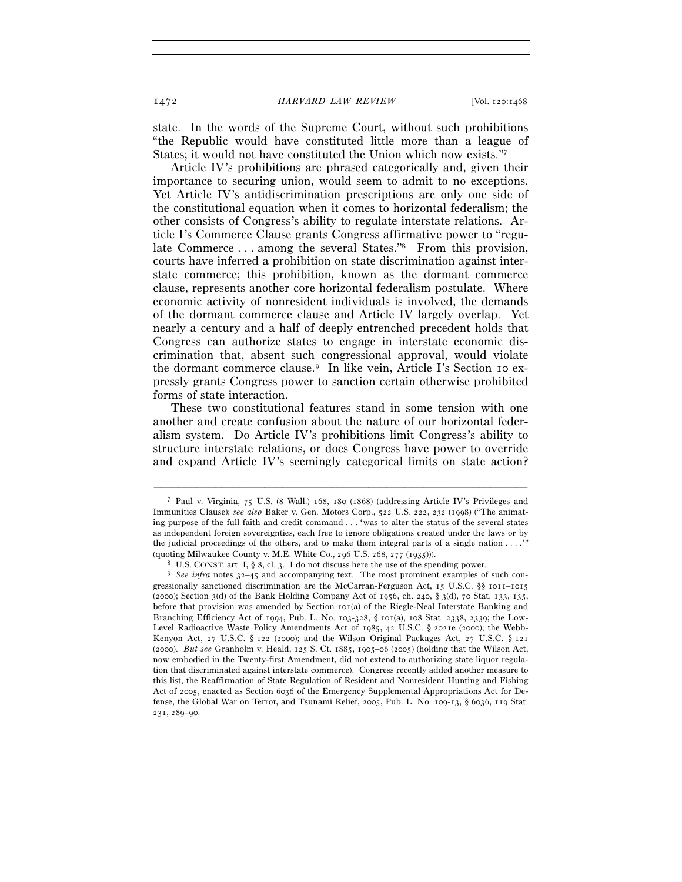state. In the words of the Supreme Court, without such prohibitions "the Republic would have constituted little more than a league of States; it would not have constituted the Union which now exists."[7]

Article IV's prohibitions are phrased categorically and, given their importance to securing union, would seem to admit to no exceptions. Yet Article IV's antidiscrimination prescriptions are only one side of the constitutional equation when it comes to horizontal federalism; the other consists of Congress's ability to regulate interstate relations. Article I's Commerce Clause grants Congress affirmative power to "regulate Commerce . . . among the several States."[8] From this provision, courts have inferred a prohibition on state discrimination against interstate commerce; this prohibition, known as the dormant commerce clause, represents another core horizontal federalism postulate. Where economic activity of nonresident individuals is involved, the demands of the dormant commerce clause and Article IV largely overlap. Yet nearly a century and a half of deeply entrenched precedent holds that Congress can authorize states to engage in interstate economic discrimination that, absent such congressional approval, would violate the dormant commerce clause.[9] In like vein, Article I's Section 10 expressly grants Congress power to sanction certain otherwise prohibited forms of state interaction.

These two constitutional features stand in some tension with one another and create confusion about the nature of our horizontal federalism system. Do Article IV's prohibitions limit Congress's ability to structure interstate relations, or does Congress have power to override and expand Article IV's seemingly categorical limits on state action?

---

[7] Paul v. Virginia, 75 U.S. (8 Wall.) 168, 180 (1868) (addressing Article IV's Privileges and Immunities Clause); *see also* Baker v. Gen. Motors Corp., 522 U.S. 222, 232 (1998) ("The animating purpose of the full faith and credit command . . . 'was to alter the status of the several states as independent foreign sovereignties, each free to ignore obligations created under the laws or by the judicial proceedings of the others, and to make them integral parts of a single nation . . . .'" (quoting Milwaukee County v. M.E. White Co., 296 U.S. 268, 277 (1935))).

[8] U.S. CONST. art. I, § 8, cl. 3. I do not discuss here the use of the spending power.

[9] *See infra* notes 32–45 and accompanying text. The most prominent examples of such congressionally sanctioned discrimination are the McCarran-Ferguson Act, 15 U.S.C. §§ 1011–1015 (2000); Section 3(d) of the Bank Holding Company Act of 1956, ch. 240, § 3(d), 70 Stat. 133, 135, before that provision was amended by Section 101(a) of the Riegle-Neal Interstate Banking and Branching Efficiency Act of 1994, Pub. L. No. 103-328, § 101(a), 108 Stat. 2338, 2339; the Low-Level Radioactive Waste Policy Amendments Act of 1985, 42 U.S.C. § 2021e (2000); the Webb-Kenyon Act, 27 U.S.C. § 122 (2000); and the Wilson Original Packages Act, 27 U.S.C. § 121 (2000). *But see* Granholm v. Heald, 125 S. Ct. 1885, 1905–06 (2005) (holding that the Wilson Act, now embodied in the Twenty-first Amendment, did not extend to authorizing state liquor regulation that discriminated against interstate commerce). Congress recently added another measure to this list, the Reaffirmation of State Regulation of Resident and Nonresident Hunting and Fishing Act of 2005, enacted as Section 6036 of the Emergency Supplemental Appropriations Act for Defense, the Global War on Terror, and Tsunami Relief, 2005, Pub. L. No. 109-13, § 6036, 119 Stat. 231, 289–90.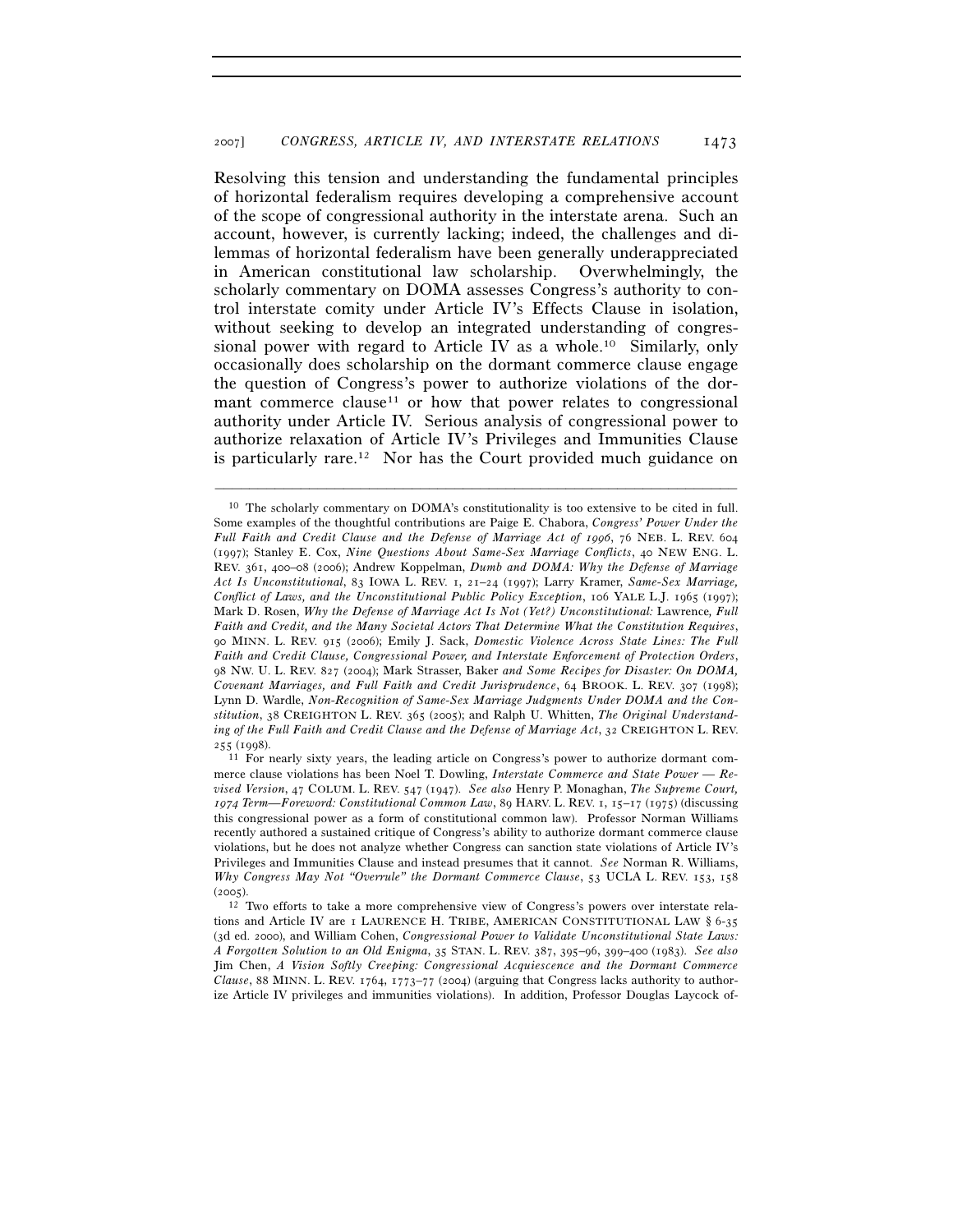Resolving this tension and understanding the fundamental principles of horizontal federalism requires developing a comprehensive account of the scope of congressional authority in the interstate arena. Such an account, however, is currently lacking; indeed, the challenges and dilemmas of horizontal federalism have been generally underappreciated in American constitutional law scholarship. Overwhelmingly, the scholarly commentary on DOMA assesses Congress's authority to control interstate comity under Article IV's Effects Clause in isolation, without seeking to develop an integrated understanding of congressional power with regard to Article IV as a whole.[10] Similarly, only occasionally does scholarship on the dormant commerce clause engage the question of Congress's power to authorize violations of the dormant commerce clause[11] or how that power relates to congressional authority under Article IV. Serious analysis of congressional power to authorize relaxation of Article IV's Privileges and Immunities Clause is particularly rare.[12] Nor has the Court provided much guidance on

---

[10] The scholarly commentary on DOMA's constitutionality is too extensive to be cited in full. Some examples of the thoughtful contributions are Paige E. Chabora, *Congress' Power Under the Full Faith and Credit Clause and the Defense of Marriage Act of 1996*, 76 NEB. L. REV. 604 (1997); Stanley E. Cox, *Nine Questions About Same-Sex Marriage Conflicts*, 40 NEW ENG. L. REV. 361, 400–08 (2006); Andrew Koppelman, *Dumb and DOMA: Why the Defense of Marriage Act Is Unconstitutional*, 83 IOWA L. REV. 1, 21–24 (1997); Larry Kramer, *Same-Sex Marriage, Conflict of Laws, and the Unconstitutional Public Policy Exception*, 106 YALE L.J. 1965 (1997); Mark D. Rosen, *Why the Defense of Marriage Act Is Not (Yet?) Unconstitutional:* Lawrence*, Full Faith and Credit, and the Many Societal Actors That Determine What the Constitution Requires*, 90 MINN. L. REV. 915 (2006); Emily J. Sack, *Domestic Violence Across State Lines: The Full Faith and Credit Clause, Congressional Power, and Interstate Enforcement of Protection Orders*, 98 NW. U. L. REV. 827 (2004); Mark Strasser, Baker *and Some Recipes for Disaster: On DOMA, Covenant Marriages, and Full Faith and Credit Jurisprudence*, 64 BROOK. L. REV. 307 (1998); Lynn D. Wardle, *Non-Recognition of Same-Sex Marriage Judgments Under DOMA and the Constitution*, 38 CREIGHTON L. REV. 365 (2005); and Ralph U. Whitten, *The Original Understanding of the Full Faith and Credit Clause and the Defense of Marriage Act*, 32 CREIGHTON L. REV. 255 (1998).

[11] For nearly sixty years, the leading article on Congress's power to authorize dormant commerce clause violations has been Noel T. Dowling, *Interstate Commerce and State Power — Revised Version*, 47 COLUM. L. REV. 547 (1947). *See also* Henry P. Monaghan, *The Supreme Court, 1974 Term—Foreword: Constitutional Common Law*, 89 HARV. L. REV. 1, 15–17 (1975) (discussing this congressional power as a form of constitutional common law). Professor Norman Williams recently authored a sustained critique of Congress's ability to authorize dormant commerce clause violations, but he does not analyze whether Congress can sanction state violations of Article IV's Privileges and Immunities Clause and instead presumes that it cannot. *See* Norman R. Williams, *Why Congress May Not "Overrule" the Dormant Commerce Clause*, 53 UCLA L. REV. 153, 158 (2005).

[12] Two efforts to take a more comprehensive view of Congress's powers over interstate relations and Article IV are 1 LAURENCE H. TRIBE, AMERICAN CONSTITUTIONAL LAW § 6-35 (3d ed. 2000), and William Cohen, *Congressional Power to Validate Unconstitutional State Laws: A Forgotten Solution to an Old Enigma*, 35 STAN. L. REV. 387, 395–96, 399–400 (1983). *See also* Jim Chen, *A Vision Softly Creeping: Congressional Acquiescence and the Dormant Commerce Clause*, 88 MINN. L. REV. 1764, 1773–77 (2004) (arguing that Congress lacks authority to authorize Article IV privileges and immunities violations). In addition, Professor Douglas Laycock of-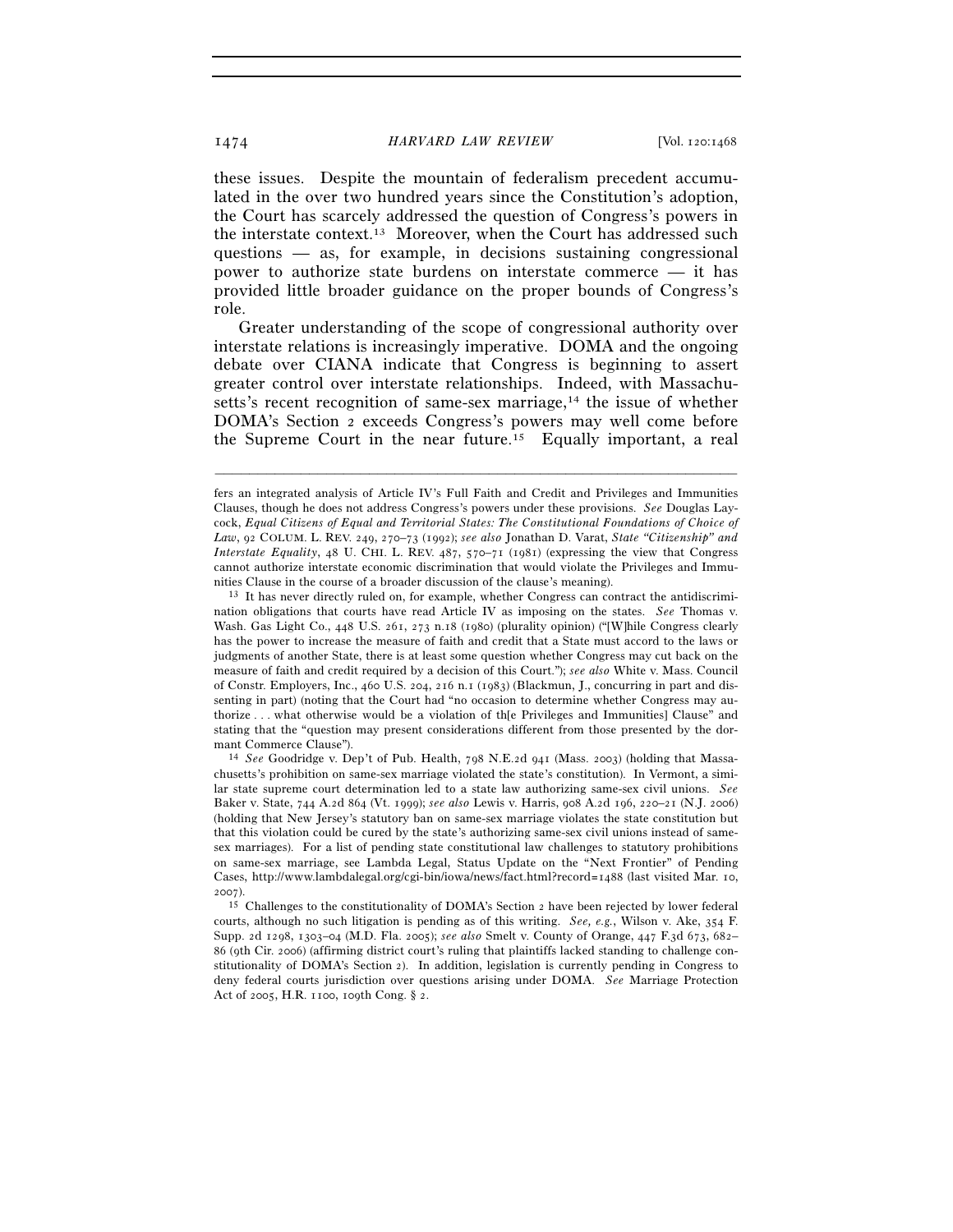these issues. Despite the mountain of federalism precedent accumulated in the over two hundred years since the Constitution's adoption, the Court has scarcely addressed the question of Congress's powers in the interstate context.[13] Moreover, when the Court has addressed such questions — as, for example, in decisions sustaining congressional power to authorize state burdens on interstate commerce — it has provided little broader guidance on the proper bounds of Congress's role.

Greater understanding of the scope of congressional authority over interstate relations is increasingly imperative. DOMA and the ongoing debate over CIANA indicate that Congress is beginning to assert greater control over interstate relationships. Indeed, with Massachusetts's recent recognition of same-sex marriage,[14] the issue of whether DOMA's Section 2 exceeds Congress's powers may well come before the Supreme Court in the near future.[15] Equally important, a real

---

fers an integrated analysis of Article IV's Full Faith and Credit and Privileges and Immunities Clauses, though he does not address Congress's powers under these provisions. *See* Douglas Laycock, *Equal Citizens of Equal and Territorial States: The Constitutional Foundations of Choice of Law*, 92 COLUM. L. REV. 249, 270–73 (1992); *see also* Jonathan D. Varat, *State "Citizenship" and Interstate Equality*, 48 U. CHI. L. REV. 487, 570–71 (1981) (expressing the view that Congress cannot authorize interstate economic discrimination that would violate the Privileges and Immunities Clause in the course of a broader discussion of the clause's meaning).

[13] It has never directly ruled on, for example, whether Congress can contract the antidiscrimination obligations that courts have read Article IV as imposing on the states. *See* Thomas v. Wash. Gas Light Co., 448 U.S. 261, 273 n.18 (1980) (plurality opinion) ("[W]hile Congress clearly has the power to increase the measure of faith and credit that a State must accord to the laws or judgments of another State, there is at least some question whether Congress may cut back on the measure of faith and credit required by a decision of this Court."); *see also* White v. Mass. Council of Constr. Employers, Inc., 460 U.S. 204, 216 n.1 (1983) (Blackmun, J., concurring in part and dissenting in part) (noting that the Court had "no occasion to determine whether Congress may authorize . . . what otherwise would be a violation of th[e Privileges and Immunities] Clause" and stating that the "question may present considerations different from those presented by the dormant Commerce Clause").

[14] *See* Goodridge v. Dep't of Pub. Health, 798 N.E.2d 941 (Mass. 2003) (holding that Massachusetts's prohibition on same-sex marriage violated the state's constitution). In Vermont, a similar state supreme court determination led to a state law authorizing same-sex civil unions. *See* Baker v. State, 744 A.2d 864 (Vt. 1999); *see also* Lewis v. Harris, 908 A.2d 196, 220–21 (N.J. 2006) (holding that New Jersey's statutory ban on same-sex marriage violates the state constitution but that this violation could be cured by the state's authorizing same-sex civil unions instead of same-sex marriages). For a list of pending state constitutional law challenges to statutory prohibitions on same-sex marriage, see Lambda Legal, Status Update on the "Next Frontier" of Pending Cases, http://www.lambdalegal.org/cgi-bin/iowa/news/fact.html?record=1488 (last visited Mar. 10, 2007).

[15] Challenges to the constitutionality of DOMA's Section 2 have been rejected by lower federal courts, although no such litigation is pending as of this writing. *See, e.g.*, Wilson v. Ake, 354 F. Supp. 2d 1298, 1303–04 (M.D. Fla. 2005); *see also* Smelt v. County of Orange, 447 F.3d 673, 682–86 (9th Cir. 2006) (affirming district court's ruling that plaintiffs lacked standing to challenge constitutionality of DOMA's Section 2). In addition, legislation is currently pending in Congress to deny federal courts jurisdiction over questions arising under DOMA. *See* Marriage Protection Act of 2005, H.R. 1100, 109th Cong. § 2.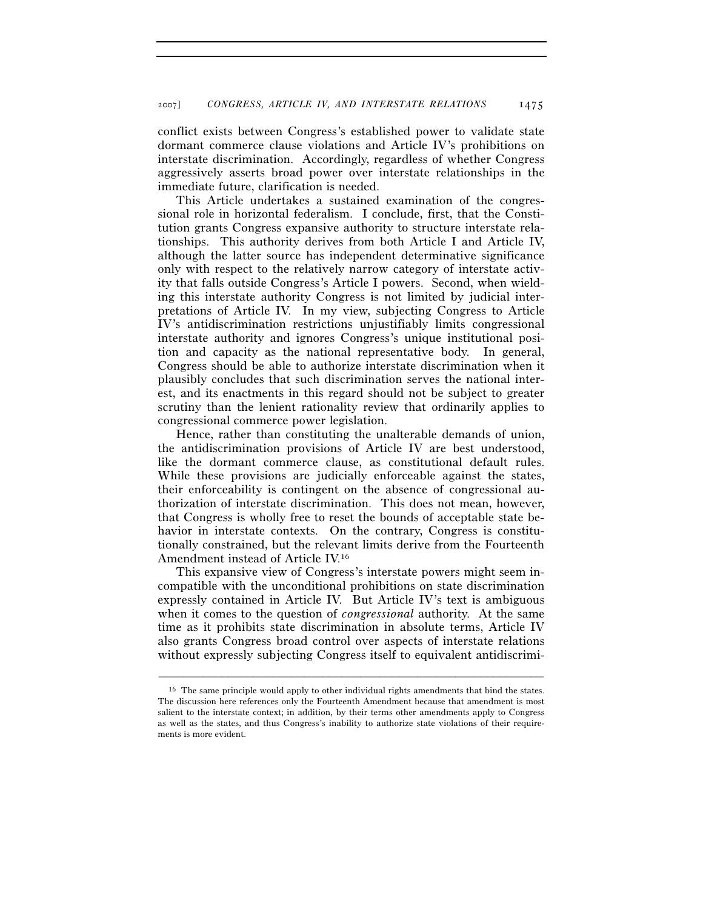conflict exists between Congress's established power to validate state dormant commerce clause violations and Article IV's prohibitions on interstate discrimination. Accordingly, regardless of whether Congress aggressively asserts broad power over interstate relationships in the immediate future, clarification is needed.

This Article undertakes a sustained examination of the congressional role in horizontal federalism. I conclude, first, that the Constitution grants Congress expansive authority to structure interstate relationships. This authority derives from both Article I and Article IV, although the latter source has independent determinative significance only with respect to the relatively narrow category of interstate activity that falls outside Congress's Article I powers. Second, when wielding this interstate authority Congress is not limited by judicial interpretations of Article IV. In my view, subjecting Congress to Article IV's antidiscrimination restrictions unjustifiably limits congressional interstate authority and ignores Congress's unique institutional position and capacity as the national representative body. In general, Congress should be able to authorize interstate discrimination when it plausibly concludes that such discrimination serves the national interest, and its enactments in this regard should not be subject to greater scrutiny than the lenient rationality review that ordinarily applies to congressional commerce power legislation.

Hence, rather than constituting the unalterable demands of union, the antidiscrimination provisions of Article IV are best understood, like the dormant commerce clause, as constitutional default rules. While these provisions are judicially enforceable against the states, their enforceability is contingent on the absence of congressional authorization of interstate discrimination. This does not mean, however, that Congress is wholly free to reset the bounds of acceptable state behavior in interstate contexts. On the contrary, Congress is constitutionally constrained, but the relevant limits derive from the Fourteenth Amendment instead of Article IV.[16]

This expansive view of Congress's interstate powers might seem incompatible with the unconditional prohibitions on state discrimination expressly contained in Article IV. But Article IV's text is ambiguous when it comes to the question of *congressional* authority. At the same time as it prohibits state discrimination in absolute terms, Article IV also grants Congress broad control over aspects of interstate relations without expressly subjecting Congress itself to equivalent antidiscrimi-

[16] The same principle would apply to other individual rights amendments that bind the states. The discussion here references only the Fourteenth Amendment because that amendment is most salient to the interstate context; in addition, by their terms other amendments apply to Congress as well as the states, and thus Congress's inability to authorize state violations of their requirements is more evident.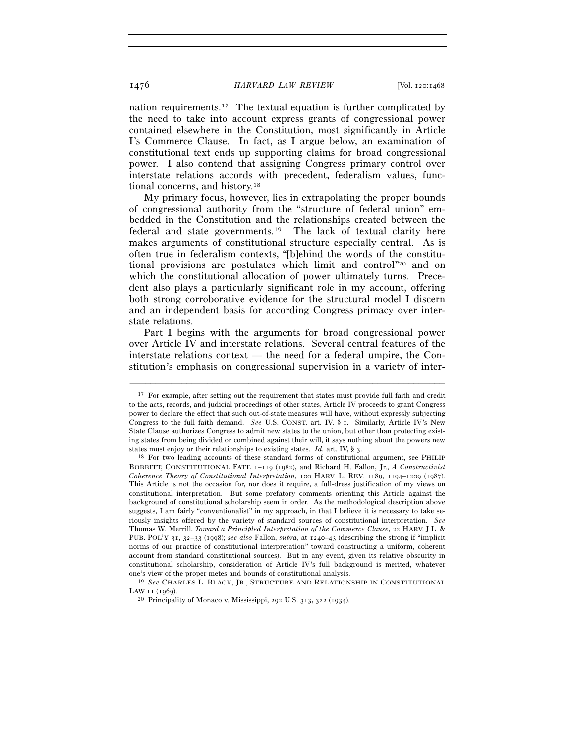nation requirements.[17] The textual equation is further complicated by the need to take into account express grants of congressional power contained elsewhere in the Constitution, most significantly in Article I's Commerce Clause. In fact, as I argue below, an examination of constitutional text ends up supporting claims for broad congressional power. I also contend that assigning Congress primary control over interstate relations accords with precedent, federalism values, functional concerns, and history.[18]

My primary focus, however, lies in extrapolating the proper bounds of congressional authority from the "structure of federal union" embedded in the Constitution and the relationships created between the federal and state governments.[19] The lack of textual clarity here makes arguments of constitutional structure especially central. As is often true in federalism contexts, "[b]ehind the words of the constitutional provisions are postulates which limit and control"[20] and on which the constitutional allocation of power ultimately turns. Precedent also plays a particularly significant role in my account, offering both strong corroborative evidence for the structural model I discern and an independent basis for according Congress primacy over interstate relations.

Part I begins with the arguments for broad congressional power over Article IV and interstate relations. Several central features of the interstate relations context — the need for a federal umpire, the Constitution's emphasis on congressional supervision in a variety of inter-

---

[17] For example, after setting out the requirement that states must provide full faith and credit to the acts, records, and judicial proceedings of other states, Article IV proceeds to grant Congress power to declare the effect that such out-of-state measures will have, without expressly subjecting Congress to the full faith demand. *See* U.S. CONST. art. IV, § 1. Similarly, Article IV's New State Clause authorizes Congress to admit new states to the union, but other than protecting existing states from being divided or combined against their will, it says nothing about the powers new states must enjoy or their relationships to existing states. *Id.* art. IV, § 3.

[18] For two leading accounts of these standard forms of constitutional argument, see PHILIP BOBBITT, CONSTITUTIONAL FATE 1–119 (1982), and Richard H. Fallon, Jr., *A Constructivist Coherence Theory of Constitutional Interpretation*, 100 HARV. L. REV. 1189, 1194–1209 (1987). This Article is not the occasion for, nor does it require, a full-dress justification of my views on constitutional interpretation. But some prefatory comments orienting this Article against the background of constitutional scholarship seem in order. As the methodological description above suggests, I am fairly "conventionalist" in my approach, in that I believe it is necessary to take seriously insights offered by the variety of standard sources of constitutional interpretation. *See* Thomas W. Merrill, *Toward a Principled Interpretation of the Commerce Clause*, 22 HARV. J.L. & PUB. POL'Y 31, 32–33 (1998); *see also* Fallon, *supra*, at 1240–43 (describing the strong if "implicit norms of our practice of constitutional interpretation" toward constructing a uniform, coherent account from standard constitutional sources). But in any event, given its relative obscurity in constitutional scholarship, consideration of Article IV's full background is merited, whatever one's view of the proper metes and bounds of constitutional analysis.

[19] *See* CHARLES L. BLACK, JR., STRUCTURE AND RELATIONSHIP IN CONSTITUTIONAL LAW 11 (1969).

[20] Principality of Monaco v. Mississippi, 292 U.S. 313, 322 (1934).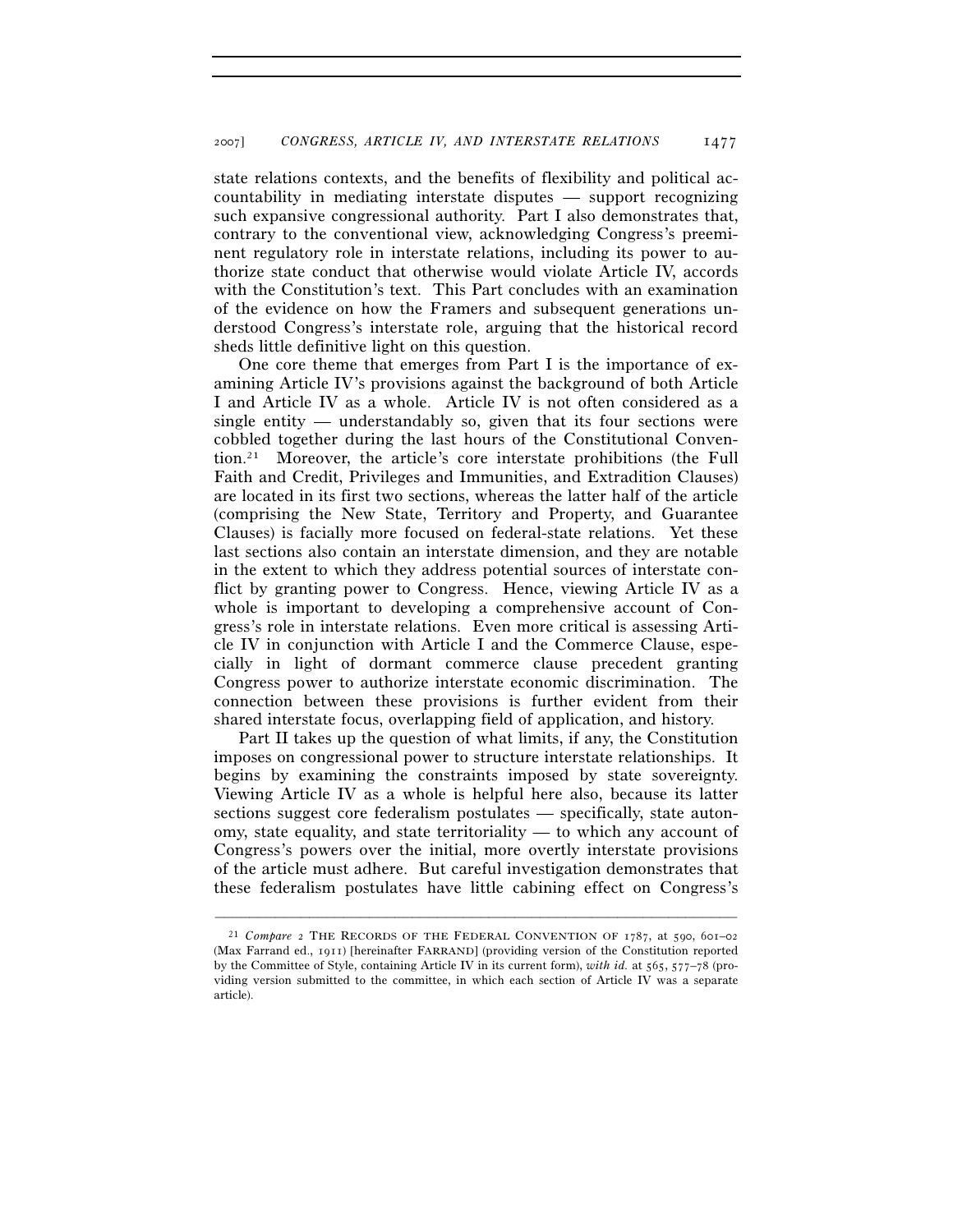state relations contexts, and the benefits of flexibility and political accountability in mediating interstate disputes — support recognizing such expansive congressional authority. Part I also demonstrates that, contrary to the conventional view, acknowledging Congress's preeminent regulatory role in interstate relations, including its power to authorize state conduct that otherwise would violate Article IV, accords with the Constitution's text. This Part concludes with an examination of the evidence on how the Framers and subsequent generations understood Congress's interstate role, arguing that the historical record sheds little definitive light on this question.

One core theme that emerges from Part I is the importance of examining Article IV's provisions against the background of both Article I and Article IV as a whole. Article IV is not often considered as a single entity — understandably so, given that its four sections were cobbled together during the last hours of the Constitutional Convention.[21] Moreover, the article's core interstate prohibitions (the Full Faith and Credit, Privileges and Immunities, and Extradition Clauses) are located in its first two sections, whereas the latter half of the article (comprising the New State, Territory and Property, and Guarantee Clauses) is facially more focused on federal-state relations. Yet these last sections also contain an interstate dimension, and they are notable in the extent to which they address potential sources of interstate conflict by granting power to Congress. Hence, viewing Article IV as a whole is important to developing a comprehensive account of Congress's role in interstate relations. Even more critical is assessing Article IV in conjunction with Article I and the Commerce Clause, especially in light of dormant commerce clause precedent granting Congress power to authorize interstate economic discrimination. The connection between these provisions is further evident from their shared interstate focus, overlapping field of application, and history.

Part II takes up the question of what limits, if any, the Constitution imposes on congressional power to structure interstate relationships. It begins by examining the constraints imposed by state sovereignty. Viewing Article IV as a whole is helpful here also, because its latter sections suggest core federalism postulates — specifically, state autonomy, state equality, and state territoriality — to which any account of Congress's powers over the initial, more overtly interstate provisions of the article must adhere. But careful investigation demonstrates that these federalism postulates have little cabining effect on Congress's

---

[21] *Compare* 2 THE RECORDS OF THE FEDERAL CONVENTION OF 1787, at 590, 601–02 (Max Farrand ed., 1911) [hereinafter FARRAND] (providing version of the Constitution reported by the Committee of Style, containing Article IV in its current form), *with id.* at 565, 577–78 (providing version submitted to the committee, in which each section of Article IV was a separate article).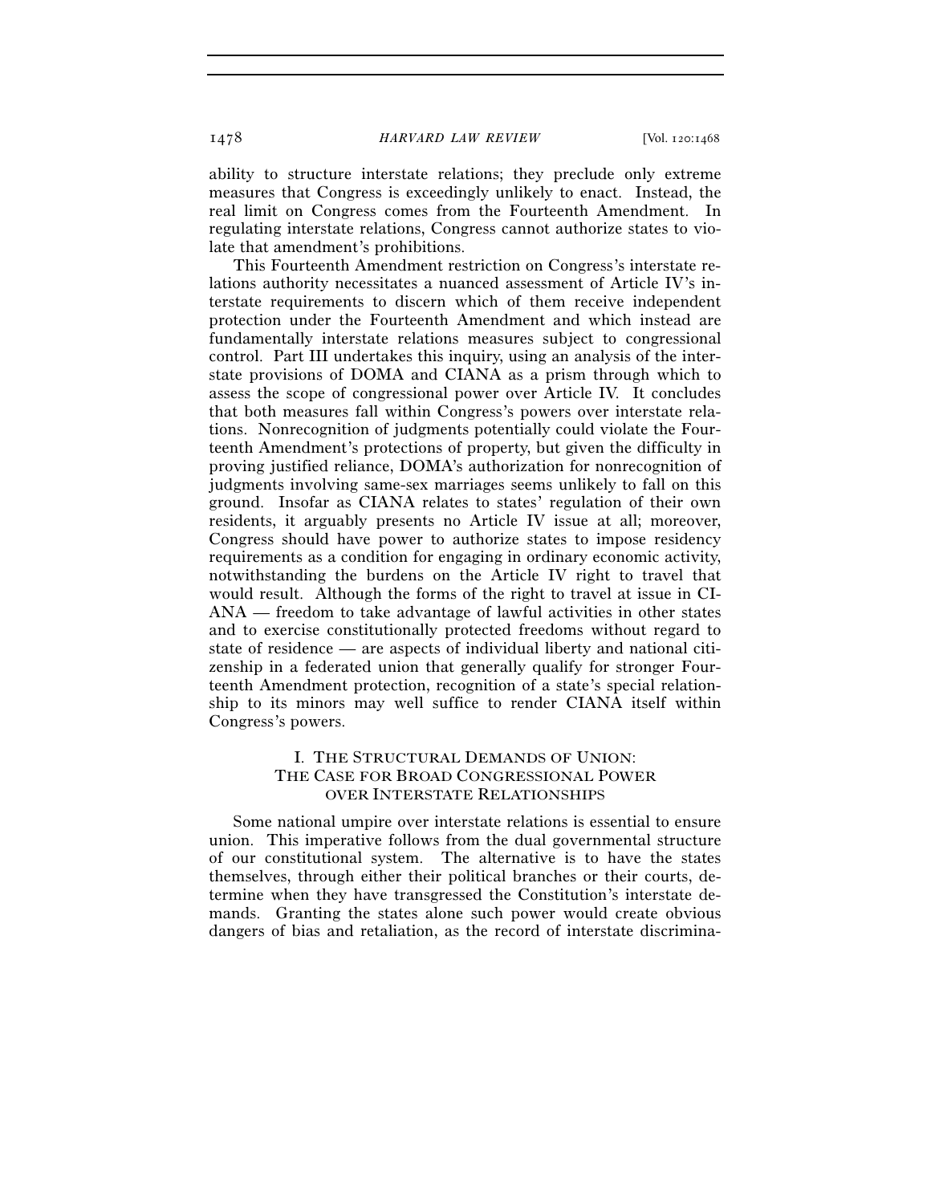ability to structure interstate relations; they preclude only extreme measures that Congress is exceedingly unlikely to enact. Instead, the real limit on Congress comes from the Fourteenth Amendment. In regulating interstate relations, Congress cannot authorize states to violate that amendment's prohibitions.

This Fourteenth Amendment restriction on Congress's interstate relations authority necessitates a nuanced assessment of Article IV's interstate requirements to discern which of them receive independent protection under the Fourteenth Amendment and which instead are fundamentally interstate relations measures subject to congressional control. Part III undertakes this inquiry, using an analysis of the interstate provisions of DOMA and CIANA as a prism through which to assess the scope of congressional power over Article IV. It concludes that both measures fall within Congress's powers over interstate relations. Nonrecognition of judgments potentially could violate the Fourteenth Amendment's protections of property, but given the difficulty in proving justified reliance, DOMA's authorization for nonrecognition of judgments involving same-sex marriages seems unlikely to fall on this ground. Insofar as CIANA relates to states' regulation of their own residents, it arguably presents no Article IV issue at all; moreover, Congress should have power to authorize states to impose residency requirements as a condition for engaging in ordinary economic activity, notwithstanding the burdens on the Article IV right to travel that would result. Although the forms of the right to travel at issue in CIANA — freedom to take advantage of lawful activities in other states and to exercise constitutionally protected freedoms without regard to state of residence — are aspects of individual liberty and national citizenship in a federated union that generally qualify for stronger Fourteenth Amendment protection, recognition of a state's special relationship to its minors may well suffice to render CIANA itself within Congress's powers.

## I. THE STRUCTURAL DEMANDS OF UNION: THE CASE FOR BROAD CONGRESSIONAL POWER OVER INTERSTATE RELATIONSHIPS

Some national umpire over interstate relations is essential to ensure union. This imperative follows from the dual governmental structure of our constitutional system. The alternative is to have the states themselves, through either their political branches or their courts, determine when they have transgressed the Constitution's interstate demands. Granting the states alone such power would create obvious dangers of bias and retaliation, as the record of interstate discrimina-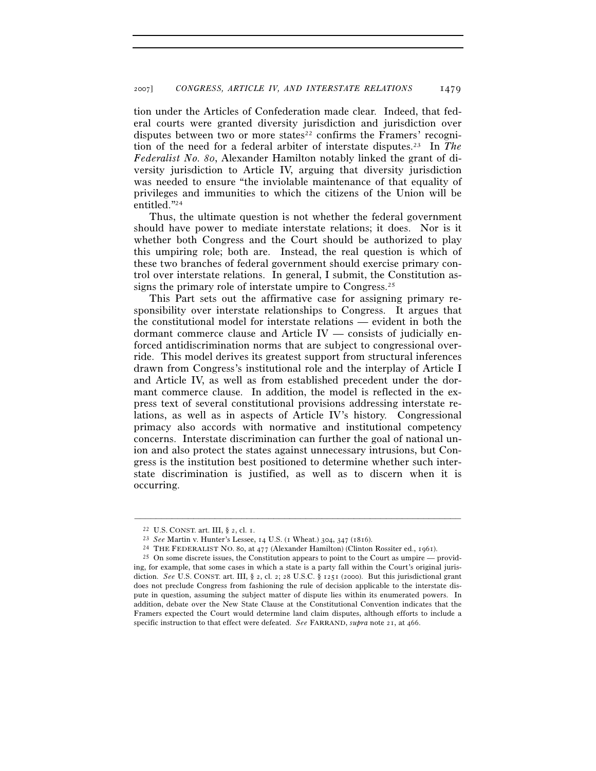tion under the Articles of Confederation made clear. Indeed, that federal courts were granted diversity jurisdiction and jurisdiction over disputes between two or more states[22] confirms the Framers' recognition of the need for a federal arbiter of interstate disputes.[23] In *The Federalist No. 80*, Alexander Hamilton notably linked the grant of diversity jurisdiction to Article IV, arguing that diversity jurisdiction was needed to ensure "the inviolable maintenance of that equality of privileges and immunities to which the citizens of the Union will be entitled."[24]

Thus, the ultimate question is not whether the federal government should have power to mediate interstate relations; it does. Nor is it whether both Congress and the Court should be authorized to play this umpiring role; both are. Instead, the real question is which of these two branches of federal government should exercise primary control over interstate relations. In general, I submit, the Constitution assigns the primary role of interstate umpire to Congress.[25]

This Part sets out the affirmative case for assigning primary responsibility over interstate relationships to Congress. It argues that the constitutional model for interstate relations — evident in both the dormant commerce clause and Article IV — consists of judicially enforced antidiscrimination norms that are subject to congressional override. This model derives its greatest support from structural inferences drawn from Congress's institutional role and the interplay of Article I and Article IV, as well as from established precedent under the dormant commerce clause. In addition, the model is reflected in the express text of several constitutional provisions addressing interstate relations, as well as in aspects of Article IV's history. Congressional primacy also accords with normative and institutional competency concerns. Interstate discrimination can further the goal of national union and also protect the states against unnecessary intrusions, but Congress is the institution best positioned to determine whether such interstate discrimination is justified, as well as to discern when it is occurring.

---

[22] U.S. CONST. art. III, § 2, cl. 1.

[23] *See* Martin v. Hunter's Lessee, 14 U.S. (1 Wheat.) 304, 347 (1816).

[24] THE FEDERALIST NO. 80, at 477 (Alexander Hamilton) (Clinton Rossiter ed., 1961).

[25] On some discrete issues, the Constitution appears to point to the Court as umpire — providing, for example, that some cases in which a state is a party fall within the Court's original jurisdiction. *See* U.S. CONST. art. III, § 2, cl. 2; 28 U.S.C. § 1251 (2000). But this jurisdictional grant does not preclude Congress from fashioning the rule of decision applicable to the interstate dispute in question, assuming the subject matter of dispute lies within its enumerated powers. In addition, debate over the New State Clause at the Constitutional Convention indicates that the Framers expected the Court would determine land claim disputes, although efforts to include a specific instruction to that effect were defeated. *See* FARRAND, *supra* note 21, at 466.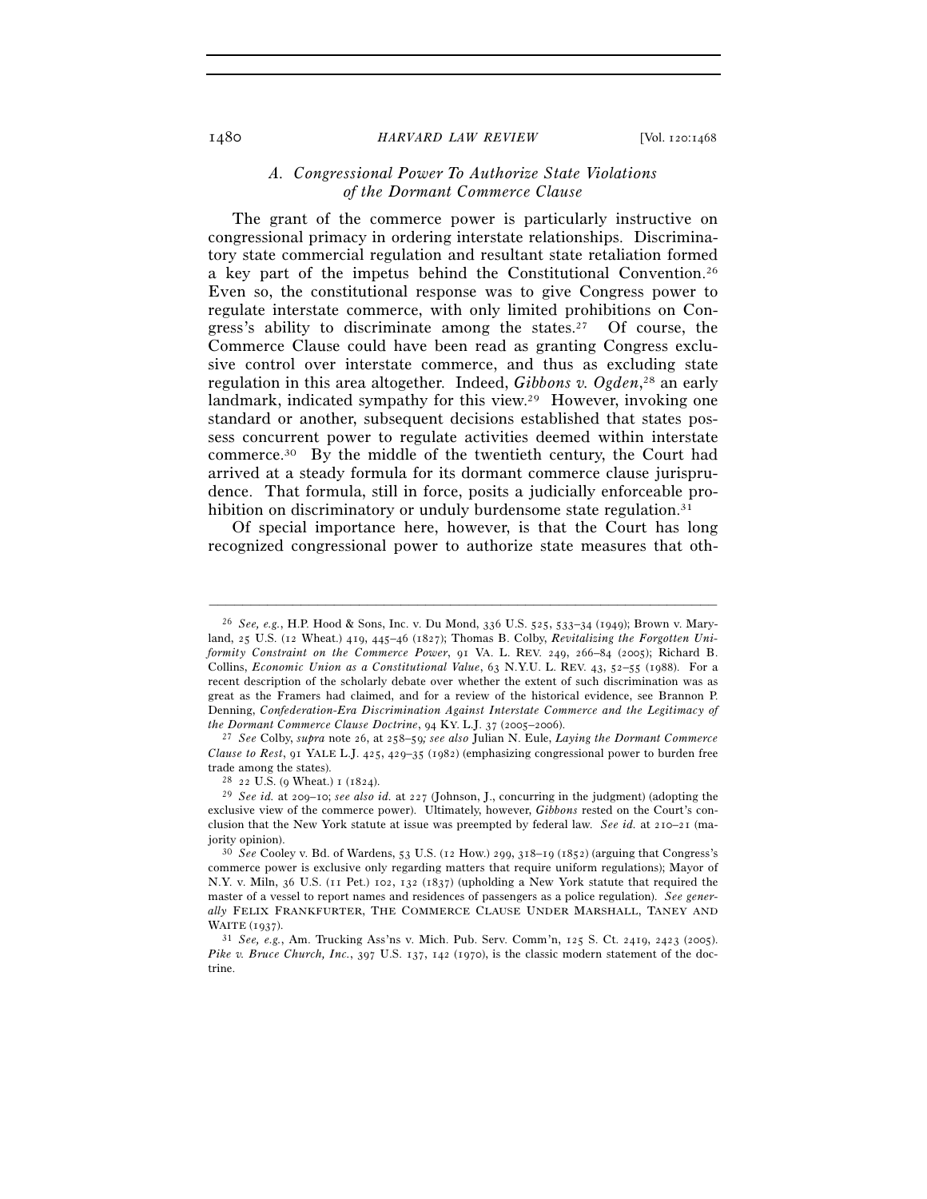### *A. Congressional Power To Authorize State Violations of the Dormant Commerce Clause*

The grant of the commerce power is particularly instructive on congressional primacy in ordering interstate relationships. Discriminatory state commercial regulation and resultant state retaliation formed a key part of the impetus behind the Constitutional Convention.[26] Even so, the constitutional response was to give Congress power to regulate interstate commerce, with only limited prohibitions on Congress's ability to discriminate among the states.[27] Of course, the Commerce Clause could have been read as granting Congress exclusive control over interstate commerce, and thus as excluding state regulation in this area altogether. Indeed, *Gibbons v. Ogden*,[28] an early landmark, indicated sympathy for this view.[29] However, invoking one standard or another, subsequent decisions established that states possess concurrent power to regulate activities deemed within interstate commerce.[30] By the middle of the twentieth century, the Court had arrived at a steady formula for its dormant commerce clause jurisprudence. That formula, still in force, posits a judicially enforceable prohibition on discriminatory or unduly burdensome state regulation.[31]

Of special importance here, however, is that the Court has long recognized congressional power to authorize state measures that oth-

---

[26] *See, e.g.*, H.P. Hood & Sons, Inc. v. Du Mond, 336 U.S. 525, 533–34 (1949); Brown v. Maryland, 25 U.S. (12 Wheat.) 419, 445–46 (1827); Thomas B. Colby, *Revitalizing the Forgotten Uniformity Constraint on the Commerce Power*, 91 VA. L. REV. 249, 266–84 (2005); Richard B. Collins, *Economic Union as a Constitutional Value*, 63 N.Y.U. L. REV. 43, 52–55 (1988). For a recent description of the scholarly debate over whether the extent of such discrimination was as great as the Framers had claimed, and for a review of the historical evidence, see Brannon P. Denning, *Confederation-Era Discrimination Against Interstate Commerce and the Legitimacy of the Dormant Commerce Clause Doctrine*, 94 KY. L.J. 37 (2005–2006).

[27] *See* Colby, *supra* note 26, at 258–59; *see also* Julian N. Eule, *Laying the Dormant Commerce Clause to Rest*, 91 YALE L.J. 425, 429–35 (1982) (emphasizing congressional power to burden free trade among the states).

[28] 22 U.S. (9 Wheat.) 1 (1824).

[29] *See id.* at 209–10; *see also id.* at 227 (Johnson, J., concurring in the judgment) (adopting the exclusive view of the commerce power). Ultimately, however, *Gibbons* rested on the Court's conclusion that the New York statute at issue was preempted by federal law. *See id.* at 210–21 (majority opinion).

[30] *See* Cooley v. Bd. of Wardens, 53 U.S. (12 How.) 299, 318–19 (1852) (arguing that Congress's commerce power is exclusive only regarding matters that require uniform regulations); Mayor of N.Y. v. Miln, 36 U.S. (11 Pet.) 102, 132 (1837) (upholding a New York statute that required the master of a vessel to report names and residences of passengers as a police regulation). *See generally* FELIX FRANKFURTER, THE COMMERCE CLAUSE UNDER MARSHALL, TANEY AND WAITE (1937).

[31] *See, e.g.*, Am. Trucking Ass'ns v. Mich. Pub. Serv. Comm'n, 125 S. Ct. 2419, 2423 (2005). *Pike v. Bruce Church, Inc.*, 397 U.S. 137, 142 (1970), is the classic modern statement of the doctrine.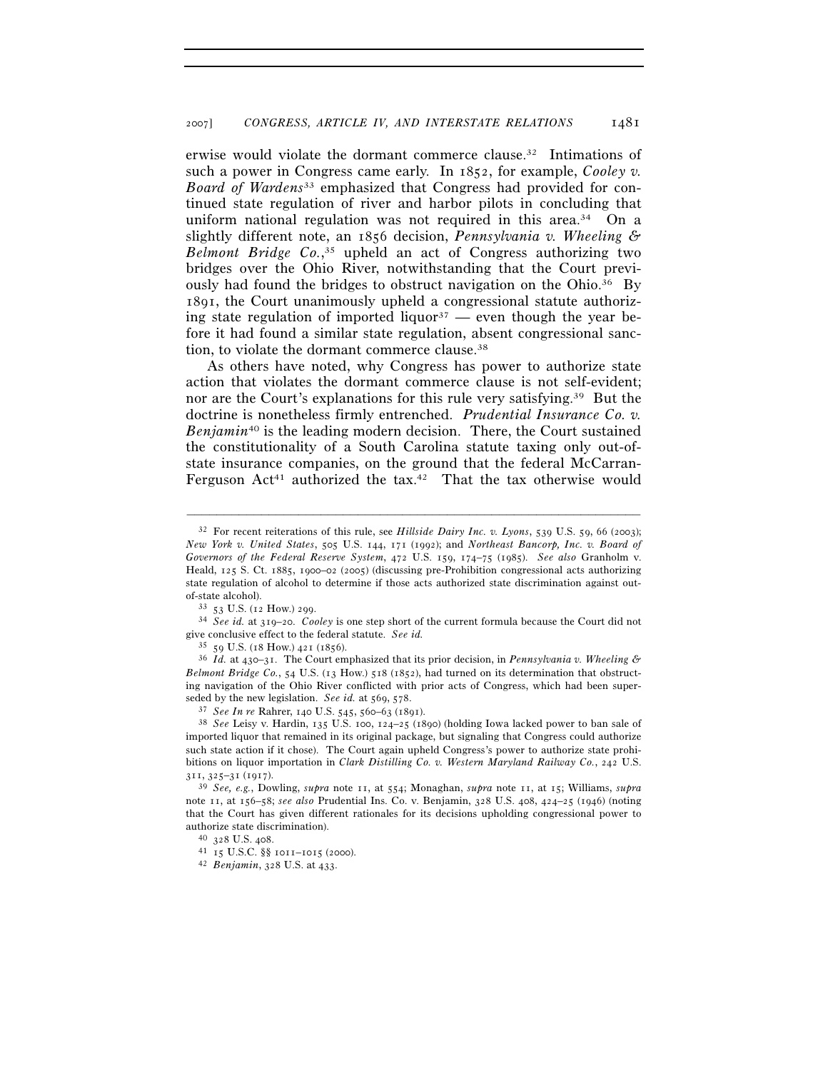erwise would violate the dormant commerce clause.[32] Intimations of such a power in Congress came early. In 1852, for example, *Cooley v. Board of Wardens*[33] emphasized that Congress had provided for continued state regulation of river and harbor pilots in concluding that uniform national regulation was not required in this area.[34] On a slightly different note, an 1856 decision, *Pennsylvania v. Wheeling & Belmont Bridge Co.*,[35] upheld an act of Congress authorizing two bridges over the Ohio River, notwithstanding that the Court previously had found the bridges to obstruct navigation on the Ohio.[36] By 1891, the Court unanimously upheld a congressional statute authorizing state regulation of imported liquor[37] — even though the year before it had found a similar state regulation, absent congressional sanction, to violate the dormant commerce clause.[38]

As others have noted, why Congress has power to authorize state action that violates the dormant commerce clause is not self-evident; nor are the Court's explanations for this rule very satisfying.[39] But the doctrine is nonetheless firmly entrenched. *Prudential Insurance Co. v. Benjamin*[40] is the leading modern decision. There, the Court sustained the constitutionality of a South Carolina statute taxing only out-of-state insurance companies, on the ground that the federal McCarran-Ferguson Act[41] authorized the tax.[42] That the tax otherwise would

---

[32] For recent reiterations of this rule, see *Hillside Dairy Inc. v. Lyons*, 539 U.S. 59, 66 (2003); *New York v. United States*, 505 U.S. 144, 171 (1992); and *Northeast Bancorp, Inc. v. Board of Governors of the Federal Reserve System*, 472 U.S. 159, 174–75 (1985). *See also* Granholm v. Heald, 125 S. Ct. 1885, 1900–02 (2005) (discussing pre-Prohibition congressional acts authorizing state regulation of alcohol to determine if those acts authorized state discrimination against out-of-state alcohol).

[33] 53 U.S. (12 How.) 299.

[34] *See id.* at 319–20. *Cooley* is one step short of the current formula because the Court did not give conclusive effect to the federal statute. *See id.*

[35] 59 U.S. (18 How.) 421 (1856).

[36] *Id.* at 430–31. The Court emphasized that its prior decision, in *Pennsylvania v. Wheeling & Belmont Bridge Co.*, 54 U.S. (13 How.) 518 (1852), had turned on its determination that obstructing navigation of the Ohio River conflicted with prior acts of Congress, which had been superseded by the new legislation. *See id.* at 569, 578.

[37] *See In re* Rahrer, 140 U.S. 545, 560–63 (1891).

[38] *See* Leisy v. Hardin, 135 U.S. 100, 124–25 (1890) (holding Iowa lacked power to ban sale of imported liquor that remained in its original package, but signaling that Congress could authorize such state action if it chose). The Court again upheld Congress's power to authorize state prohibitions on liquor importation in *Clark Distilling Co. v. Western Maryland Railway Co.*, 242 U.S. 311, 325–31 (1917).

[39] *See, e.g.*, Dowling, *supra* note 11, at 554; Monaghan, *supra* note 11, at 15; Williams, *supra* note 11, at 156–58; *see also* Prudential Ins. Co. v. Benjamin, 328 U.S. 408, 424–25 (1946) (noting that the Court has given different rationales for its decisions upholding congressional power to authorize state discrimination).

[40] 328 U.S. 408.

[41] 15 U.S.C. §§ 1011–1015 (2000).

[42] *Benjamin*, 328 U.S. at 433.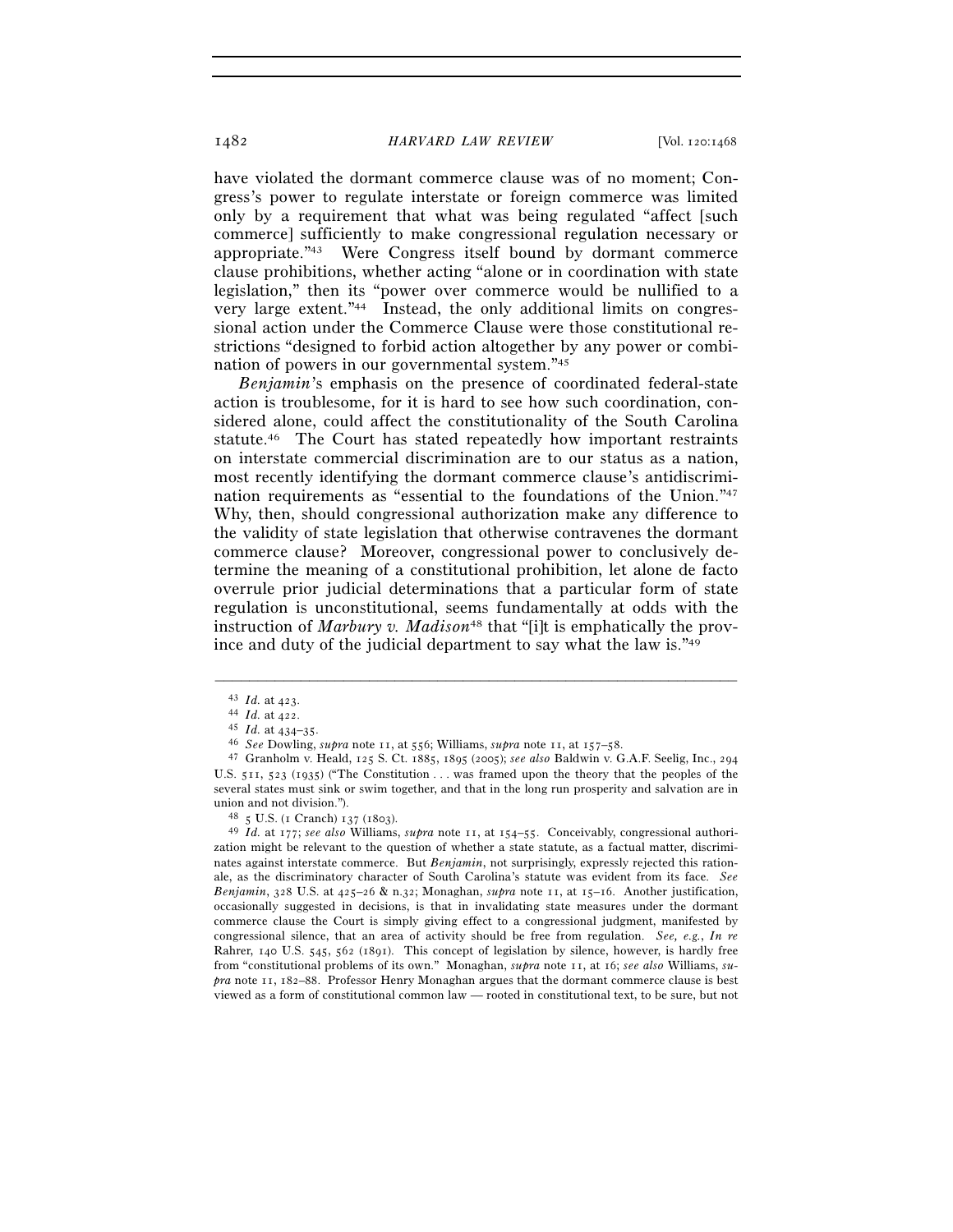have violated the dormant commerce clause was of no moment; Congress's power to regulate interstate or foreign commerce was limited only by a requirement that what was being regulated "affect [such commerce] sufficiently to make congressional regulation necessary or appropriate."[43] Were Congress itself bound by dormant commerce clause prohibitions, whether acting "alone or in coordination with state legislation," then its "power over commerce would be nullified to a very large extent."[44] Instead, the only additional limits on congressional action under the Commerce Clause were those constitutional restrictions "designed to forbid action altogether by any power or combination of powers in our governmental system."[45]

*Benjamin*'s emphasis on the presence of coordinated federal-state action is troublesome, for it is hard to see how such coordination, considered alone, could affect the constitutionality of the South Carolina statute.[46] The Court has stated repeatedly how important restraints on interstate commercial discrimination are to our status as a nation, most recently identifying the dormant commerce clause's antidiscrimination requirements as "essential to the foundations of the Union."[47] Why, then, should congressional authorization make any difference to the validity of state legislation that otherwise contravenes the dormant commerce clause? Moreover, congressional power to conclusively determine the meaning of a constitutional prohibition, let alone de facto overrule prior judicial determinations that a particular form of state regulation is unconstitutional, seems fundamentally at odds with the instruction of *Marbury v. Madison*[48] that "[i]t is emphatically the province and duty of the judicial department to say what the law is."[49]

---

[43] *Id.* at 423.

[44] *Id.* at 422.

[45] *Id.* at 434–35.

[46] *See* Dowling, *supra* note 11, at 556; Williams, *supra* note 11, at 157–58.

[47] Granholm v. Heald, 125 S. Ct. 1885, 1895 (2005); *see also* Baldwin v. G.A.F. Seelig, Inc., 294 U.S. 511, 523 (1935) ("The Constitution . . . was framed upon the theory that the peoples of the several states must sink or swim together, and that in the long run prosperity and salvation are in union and not division.").

[48] 5 U.S. (1 Cranch) 137 (1803).

[49] *Id.* at 177; *see also* Williams, *supra* note 11, at 154–55. Conceivably, congressional authorization might be relevant to the question of whether a state statute, as a factual matter, discriminates against interstate commerce. But *Benjamin*, not surprisingly, expressly rejected this rationale, as the discriminatory character of South Carolina's statute was evident from its face. *See Benjamin*, 328 U.S. at 425–26 & n.32; Monaghan, *supra* note 11, at 15–16. Another justification, occasionally suggested in decisions, is that in invalidating state measures under the dormant commerce clause the Court is simply giving effect to a congressional judgment, manifested by congressional silence, that an area of activity should be free from regulation. *See, e.g.*, *In re* Rahrer, 140 U.S. 545, 562 (1891). This concept of legislation by silence, however, is hardly free from "constitutional problems of its own." Monaghan, *supra* note 11, at 16; *see also* Williams, *supra* note 11, 182–88. Professor Henry Monaghan argues that the dormant commerce clause is best viewed as a form of constitutional common law — rooted in constitutional text, to be sure, but not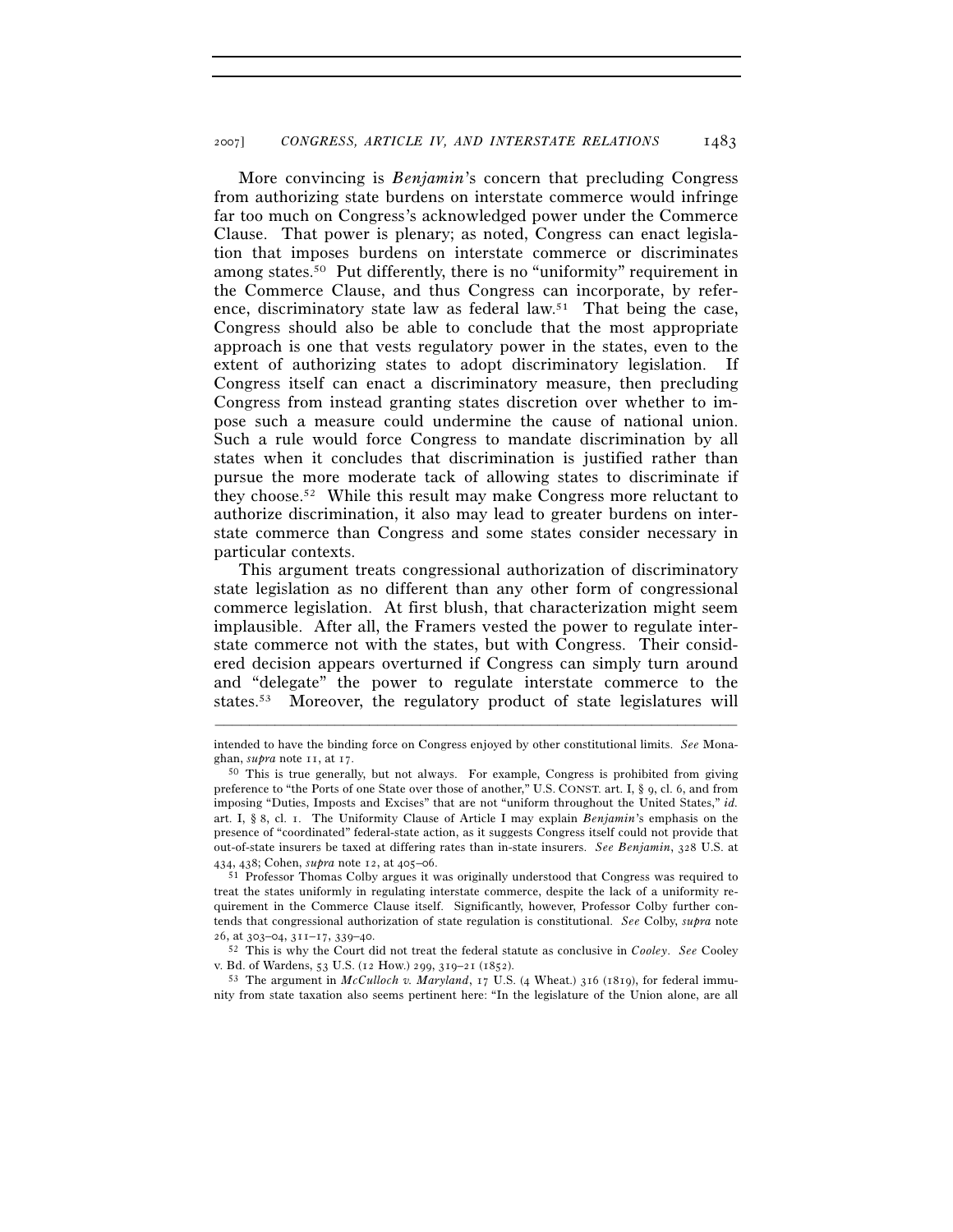More convincing is *Benjamin*'s concern that precluding Congress from authorizing state burdens on interstate commerce would infringe far too much on Congress's acknowledged power under the Commerce Clause. That power is plenary; as noted, Congress can enact legislation that imposes burdens on interstate commerce or discriminates among states.[50] Put differently, there is no "uniformity" requirement in the Commerce Clause, and thus Congress can incorporate, by reference, discriminatory state law as federal law.[51] That being the case, Congress should also be able to conclude that the most appropriate approach is one that vests regulatory power in the states, even to the extent of authorizing states to adopt discriminatory legislation. If Congress itself can enact a discriminatory measure, then precluding Congress from instead granting states discretion over whether to impose such a measure could undermine the cause of national union. Such a rule would force Congress to mandate discrimination by all states when it concludes that discrimination is justified rather than pursue the more moderate tack of allowing states to discriminate if they choose.[52] While this result may make Congress more reluctant to authorize discrimination, it also may lead to greater burdens on interstate commerce than Congress and some states consider necessary in particular contexts.

This argument treats congressional authorization of discriminatory state legislation as no different than any other form of congressional commerce legislation. At first blush, that characterization might seem implausible. After all, the Framers vested the power to regulate interstate commerce not with the states, but with Congress. Their considered decision appears overturned if Congress can simply turn around and "delegate" the power to regulate interstate commerce to the states.[53] Moreover, the regulatory product of state legislatures will

---

intended to have the binding force on Congress enjoyed by other constitutional limits. *See* Monaghan, *supra* note 11, at 17.

[50] This is true generally, but not always. For example, Congress is prohibited from giving preference to "the Ports of one State over those of another," U.S. CONST. art. I, § 9, cl. 6, and from imposing "Duties, Imposts and Excises" that are not "uniform throughout the United States," *id.* art. I, § 8, cl. 1. The Uniformity Clause of Article I may explain *Benjamin*'s emphasis on the presence of "coordinated" federal-state action, as it suggests Congress itself could not provide that out-of-state insurers be taxed at differing rates than in-state insurers. *See Benjamin*, 328 U.S. at 434, 438; Cohen, *supra* note 12, at 405–06.

[51] Professor Thomas Colby argues it was originally understood that Congress was required to treat the states uniformly in regulating interstate commerce, despite the lack of a uniformity requirement in the Commerce Clause itself. Significantly, however, Professor Colby further contends that congressional authorization of state regulation is constitutional. *See* Colby, *supra* note 26, at 303–04, 311–17, 339–40.

[52] This is why the Court did not treat the federal statute as conclusive in *Cooley*. *See* Cooley v. Bd. of Wardens, 53 U.S. (12 How.) 299, 319–21 (1852).

[53] The argument in *McCulloch v. Maryland*, 17 U.S. (4 Wheat.) 316 (1819), for federal immunity from state taxation also seems pertinent here: "In the legislature of the Union alone, are all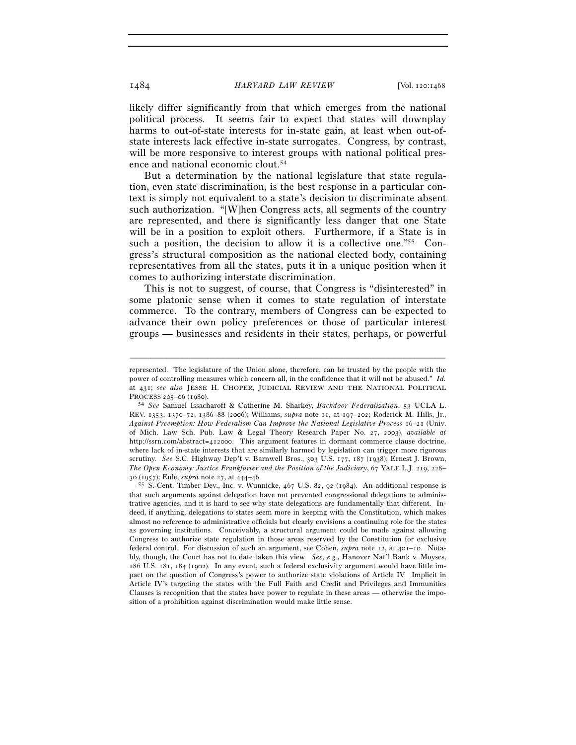likely differ significantly from that which emerges from the national political process. It seems fair to expect that states will downplay harms to out-of-state interests for in-state gain, at least when out-of-state interests lack effective in-state surrogates. Congress, by contrast, will be more responsive to interest groups with national political presence and national economic clout.[54]

But a determination by the national legislature that state regulation, even state discrimination, is the best response in a particular context is simply not equivalent to a state's decision to discriminate absent such authorization. "[W]hen Congress acts, all segments of the country are represented, and there is significantly less danger that one State will be in a position to exploit others. Furthermore, if a State is in such a position, the decision to allow it is a collective one."[55] Congress's structural composition as the national elected body, containing representatives from all the states, puts it in a unique position when it comes to authorizing interstate discrimination.

This is not to suggest, of course, that Congress is "disinterested" in some platonic sense when it comes to state regulation of interstate commerce. To the contrary, members of Congress can be expected to advance their own policy preferences or those of particular interest groups — businesses and residents in their states, perhaps, or powerful

---

represented. The legislature of the Union alone, therefore, can be trusted by the people with the power of controlling measures which concern all, in the confidence that it will not be abused." *Id.* at 431; *see also* JESSE H. CHOPER, JUDICIAL REVIEW AND THE NATIONAL POLITICAL PROCESS 205–06 (1980).

[54] *See* Samuel Issacharoff & Catherine M. Sharkey, *Backdoor Federalization*, 53 UCLA L. REV. 1353, 1370–72, 1386–88 (2006); Williams, *supra* note 11, at 197–202; Roderick M. Hills, Jr., *Against Preemption: How Federalism Can Improve the National Legislative Process* 16–21 (Univ. of Mich. Law Sch. Pub. Law & Legal Theory Research Paper No. 27, 2003), *available at* http://ssrn.com/abstract=412000. This argument features in dormant commerce clause doctrine, where lack of in-state interests that are similarly harmed by legislation can trigger more rigorous scrutiny. *See* S.C. Highway Dep't v. Barnwell Bros., 303 U.S. 177, 187 (1938); Ernest J. Brown, *The Open Economy: Justice Frankfurter and the Position of the Judiciary*, 67 YALE L.J. 219, 228–30 (1957); Eule, *supra* note 27, at 444–46.

[55] S.-Cent. Timber Dev., Inc. v. Wunnicke, 467 U.S. 82, 92 (1984). An additional response is that such arguments against delegation have not prevented congressional delegations to administrative agencies, and it is hard to see why state delegations are fundamentally that different. Indeed, if anything, delegations to states seem more in keeping with the Constitution, which makes almost no reference to administrative officials but clearly envisions a continuing role for the states as governing institutions. Conceivably, a structural argument could be made against allowing Congress to authorize state regulation in those areas reserved by the Constitution for exclusive federal control. For discussion of such an argument, see Cohen, *supra* note 12, at 401–10. Notably, though, the Court has not to date taken this view. *See, e.g.*, Hanover Nat'l Bank v. Moyses, 186 U.S. 181, 184 (1902). In any event, such a federal exclusivity argument would have little impact on the question of Congress's power to authorize state violations of Article IV. Implicit in Article IV's targeting the states with the Full Faith and Credit and Privileges and Immunities Clauses is recognition that the states have power to regulate in these areas — otherwise the imposition of a prohibition against discrimination would make little sense.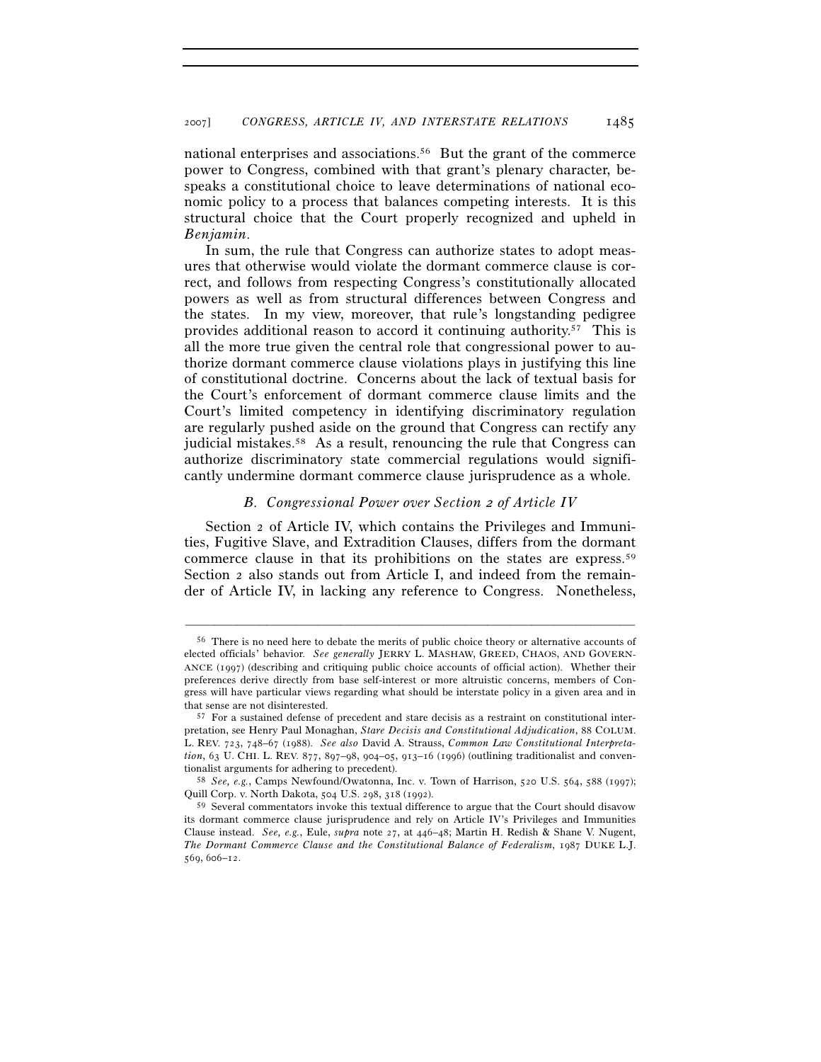national enterprises and associations.[56] But the grant of the commerce power to Congress, combined with that grant's plenary character, bespeaks a constitutional choice to leave determinations of national economic policy to a process that balances competing interests. It is this structural choice that the Court properly recognized and upheld in *Benjamin*.

In sum, the rule that Congress can authorize states to adopt measures that otherwise would violate the dormant commerce clause is correct, and follows from respecting Congress's constitutionally allocated powers as well as from structural differences between Congress and the states. In my view, moreover, that rule's longstanding pedigree provides additional reason to accord it continuing authority.[57] This is all the more true given the central role that congressional power to authorize dormant commerce clause violations plays in justifying this line of constitutional doctrine. Concerns about the lack of textual basis for the Court's enforcement of dormant commerce clause limits and the Court's limited competency in identifying discriminatory regulation are regularly pushed aside on the ground that Congress can rectify any judicial mistakes.[58] As a result, renouncing the rule that Congress can authorize discriminatory state commercial regulations would significantly undermine dormant commerce clause jurisprudence as a whole.

### *B. Congressional Power over Section 2 of Article IV*

Section 2 of Article IV, which contains the Privileges and Immunities, Fugitive Slave, and Extradition Clauses, differs from the dormant commerce clause in that its prohibitions on the states are express.[59] Section 2 also stands out from Article I, and indeed from the remainder of Article IV, in lacking any reference to Congress. Nonetheless,

---

[56] There is no need here to debate the merits of public choice theory or alternative accounts of elected officials' behavior. *See generally* JERRY L. MASHAW, GREED, CHAOS, AND GOVERNANCE (1997) (describing and critiquing public choice accounts of official action). Whether their preferences derive directly from base self-interest or more altruistic concerns, members of Congress will have particular views regarding what should be interstate policy in a given area and in that sense are not disinterested.

[57] For a sustained defense of precedent and stare decisis as a restraint on constitutional interpretation, see Henry Paul Monaghan, *Stare Decisis and Constitutional Adjudication*, 88 COLUM. L. REV. 723, 748–67 (1988). *See also* David A. Strauss, *Common Law Constitutional Interpretation*, 63 U. CHI. L. REV. 877, 897–98, 904–05, 913–16 (1996) (outlining traditionalist and conventionalist arguments for adhering to precedent).

[58] *See, e.g.*, Camps Newfound/Owatonna, Inc. v. Town of Harrison, 520 U.S. 564, 588 (1997); Quill Corp. v. North Dakota, 504 U.S. 298, 318 (1992).

[59] Several commentators invoke this textual difference to argue that the Court should disavow its dormant commerce clause jurisprudence and rely on Article IV's Privileges and Immunities Clause instead. *See, e.g.*, Eule, *supra* note 27, at 446–48; Martin H. Redish & Shane V. Nugent, *The Dormant Commerce Clause and the Constitutional Balance of Federalism*, 1987 DUKE L.J. 569, 606–12.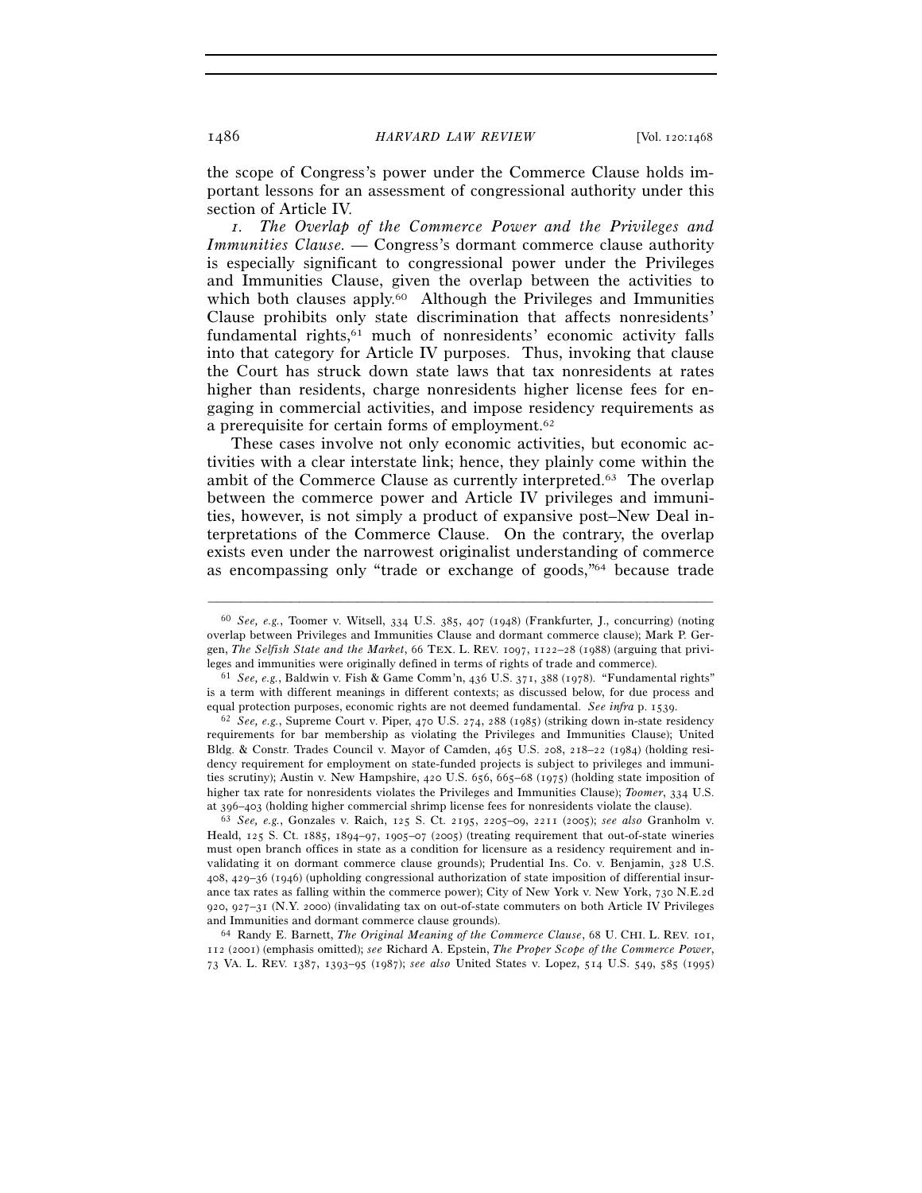the scope of Congress's power under the Commerce Clause holds important lessons for an assessment of congressional authority under this section of Article IV.

*1. The Overlap of the Commerce Power and the Privileges and Immunities Clause.* — Congress's dormant commerce clause authority is especially significant to congressional power under the Privileges and Immunities Clause, given the overlap between the activities to which both clauses apply.[60] Although the Privileges and Immunities Clause prohibits only state discrimination that affects nonresidents' fundamental rights,[61] much of nonresidents' economic activity falls into that category for Article IV purposes. Thus, invoking that clause the Court has struck down state laws that tax nonresidents at rates higher than residents, charge nonresidents higher license fees for engaging in commercial activities, and impose residency requirements as a prerequisite for certain forms of employment.[62]

These cases involve not only economic activities, but economic activities with a clear interstate link; hence, they plainly come within the ambit of the Commerce Clause as currently interpreted.[63] The overlap between the commerce power and Article IV privileges and immunities, however, is not simply a product of expansive post–New Deal interpretations of the Commerce Clause. On the contrary, the overlap exists even under the narrowest originalist understanding of commerce as encompassing only "trade or exchange of goods,"[64] because trade

---

[60] *See, e.g.*, Toomer v. Witsell, 334 U.S. 385, 407 (1948) (Frankfurter, J., concurring) (noting overlap between Privileges and Immunities Clause and dormant commerce clause); Mark P. Gergen, *The Selfish State and the Market*, 66 TEX. L. REV. 1097, 1122–28 (1988) (arguing that privileges and immunities were originally defined in terms of rights of trade and commerce).

[61] *See, e.g.*, Baldwin v. Fish & Game Comm'n, 436 U.S. 371, 388 (1978). "Fundamental rights" is a term with different meanings in different contexts; as discussed below, for due process and equal protection purposes, economic rights are not deemed fundamental. *See infra* p. 1539.

[62] *See, e.g.*, Supreme Court v. Piper, 470 U.S. 274, 288 (1985) (striking down in-state residency requirements for bar membership as violating the Privileges and Immunities Clause); United Bldg. & Constr. Trades Council v. Mayor of Camden, 465 U.S. 208, 218–22 (1984) (holding residency requirement for employment on state-funded projects is subject to privileges and immunities scrutiny); Austin v. New Hampshire, 420 U.S. 656, 665–68 (1975) (holding state imposition of higher tax rate for nonresidents violates the Privileges and Immunities Clause); *Toomer*, 334 U.S. at 396–403 (holding higher commercial shrimp license fees for nonresidents violate the clause).

[63] *See, e.g.*, Gonzales v. Raich, 125 S. Ct. 2195, 2205–09, 2211 (2005); *see also* Granholm v. Heald, 125 S. Ct. 1885, 1894–97, 1905–07 (2005) (treating requirement that out-of-state wineries must open branch offices in state as a condition for licensure as a residency requirement and invalidating it on dormant commerce clause grounds); Prudential Ins. Co. v. Benjamin, 328 U.S. 408, 429–36 (1946) (upholding congressional authorization of state imposition of differential insurance tax rates as falling within the commerce power); City of New York v. New York, 730 N.E.2d 920, 927–31 (N.Y. 2000) (invalidating tax on out-of-state commuters on both Article IV Privileges and Immunities and dormant commerce clause grounds).

[64] Randy E. Barnett, *The Original Meaning of the Commerce Clause*, 68 U. CHI. L. REV. 101, 112 (2001) (emphasis omitted); *see* Richard A. Epstein, *The Proper Scope of the Commerce Power*, 73 VA. L. REV. 1387, 1393–95 (1987); *see also* United States v. Lopez, 514 U.S. 549, 585 (1995)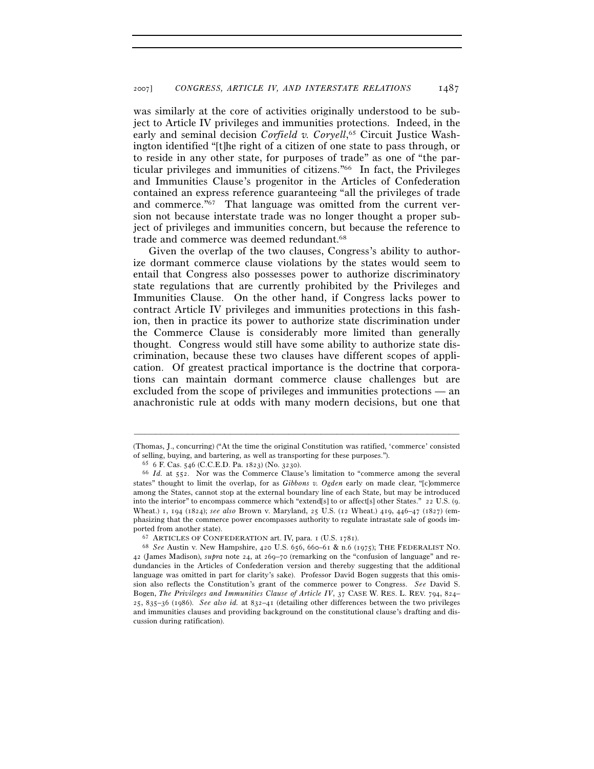was similarly at the core of activities originally understood to be subject to Article IV privileges and immunities protections. Indeed, in the early and seminal decision *Corfield v. Coryell*,[65] Circuit Justice Washington identified "[t]he right of a citizen of one state to pass through, or to reside in any other state, for purposes of trade" as one of "the particular privileges and immunities of citizens."[66] In fact, the Privileges and Immunities Clause's progenitor in the Articles of Confederation contained an express reference guaranteeing "all the privileges of trade and commerce."[67] That language was omitted from the current version not because interstate trade was no longer thought a proper subject of privileges and immunities concern, but because the reference to trade and commerce was deemed redundant.[68]

Given the overlap of the two clauses, Congress's ability to authorize dormant commerce clause violations by the states would seem to entail that Congress also possesses power to authorize discriminatory state regulations that are currently prohibited by the Privileges and Immunities Clause. On the other hand, if Congress lacks power to contract Article IV privileges and immunities protections in this fashion, then in practice its power to authorize state discrimination under the Commerce Clause is considerably more limited than generally thought. Congress would still have some ability to authorize state discrimination, because these two clauses have different scopes of application. Of greatest practical importance is the doctrine that corporations can maintain dormant commerce clause challenges but are excluded from the scope of privileges and immunities protections — an anachronistic rule at odds with many modern decisions, but one that

---

(Thomas, J., concurring) ("At the time the original Constitution was ratified, 'commerce' consisted of selling, buying, and bartering, as well as transporting for these purposes.").

[65] 6 F. Cas. 546 (C.C.E.D. Pa. 1823) (No. 3230).

[66] *Id.* at 552. Nor was the Commerce Clause's limitation to "commerce among the several states" thought to limit the overlap, for as *Gibbons v. Ogden* early on made clear, "[c]ommerce among the States, cannot stop at the external boundary line of each State, but may be introduced into the interior" to encompass commerce which "extend[s] to or affect[s] other States." 22 U.S. (9 Wheat.) 1, 194 (1824); *see also* Brown v. Maryland, 25 U.S. (12 Wheat.) 419, 446–47 (1827) (emphasizing that the commerce power encompasses authority to regulate intrastate sale of goods imported from another state).

[67] ARTICLES OF CONFEDERATION art. IV, para. 1 (U.S. 1781).

[68] *See* Austin v. New Hampshire, 420 U.S. 656, 660–61 & n.6 (1975); THE FEDERALIST NO. 42 (James Madison), *supra* note 24, at 269–70 (remarking on the "confusion of language" and redundancies in the Articles of Confederation version and thereby suggesting that the additional language was omitted in part for clarity's sake). Professor David Bogen suggests that this omission also reflects the Constitution's grant of the commerce power to Congress. *See* David S. Bogen, *The Privileges and Immunities Clause of Article IV*, 37 CASE W. RES. L. REV. 794, 824–25, 835–36 (1986). *See also id.* at 832–41 (detailing other differences between the two privileges and immunities clauses and providing background on the constitutional clause's drafting and discussion during ratification).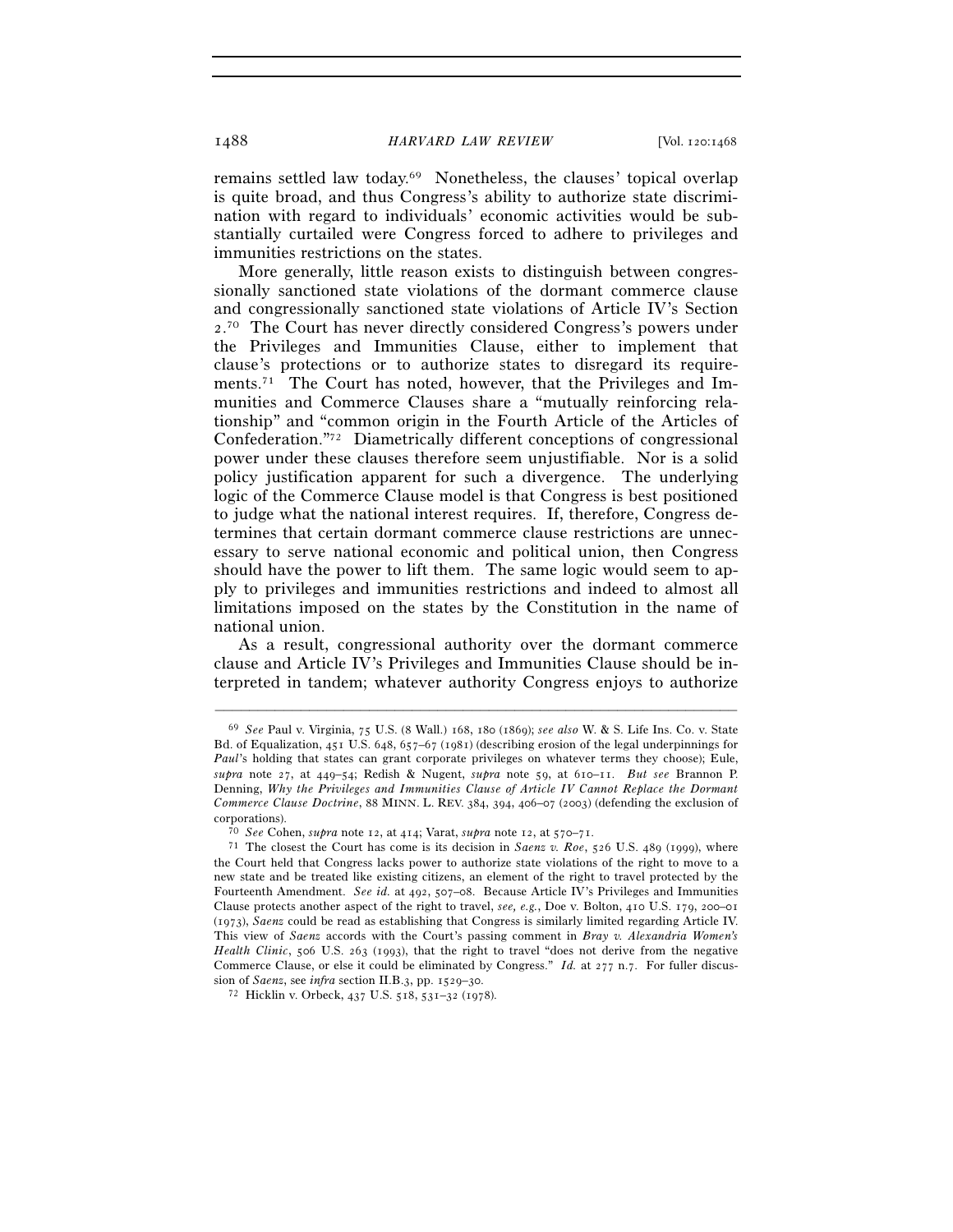remains settled law today.[69] Nonetheless, the clauses' topical overlap is quite broad, and thus Congress's ability to authorize state discrimination with regard to individuals' economic activities would be substantially curtailed were Congress forced to adhere to privileges and immunities restrictions on the states.

More generally, little reason exists to distinguish between congressionally sanctioned state violations of the dormant commerce clause and congressionally sanctioned state violations of Article IV's Section 2.[70] The Court has never directly considered Congress's powers under the Privileges and Immunities Clause, either to implement that clause's protections or to authorize states to disregard its requirements.[71] The Court has noted, however, that the Privileges and Immunities and Commerce Clauses share a "mutually reinforcing relationship" and "common origin in the Fourth Article of the Articles of Confederation."[72] Diametrically different conceptions of congressional power under these clauses therefore seem unjustifiable. Nor is a solid policy justification apparent for such a divergence. The underlying logic of the Commerce Clause model is that Congress is best positioned to judge what the national interest requires. If, therefore, Congress determines that certain dormant commerce clause restrictions are unnecessary to serve national economic and political union, then Congress should have the power to lift them. The same logic would seem to apply to privileges and immunities restrictions and indeed to almost all limitations imposed on the states by the Constitution in the name of national union.

As a result, congressional authority over the dormant commerce clause and Article IV's Privileges and Immunities Clause should be interpreted in tandem; whatever authority Congress enjoys to authorize

---

[69] *See* Paul v. Virginia, 75 U.S. (8 Wall.) 168, 180 (1869); *see also* W. & S. Life Ins. Co. v. State Bd. of Equalization, 451 U.S. 648, 657–67 (1981) (describing erosion of the legal underpinnings for *Paul*'s holding that states can grant corporate privileges on whatever terms they choose); Eule, *supra* note 27, at 449–54; Redish & Nugent, *supra* note 59, at 610–11. *But see* Brannon P. Denning, *Why the Privileges and Immunities Clause of Article IV Cannot Replace the Dormant Commerce Clause Doctrine*, 88 MINN. L. REV. 384, 394, 406–07 (2003) (defending the exclusion of corporations).

[70] *See* Cohen, *supra* note 12, at 414; Varat, *supra* note 12, at 570–71.

[71] The closest the Court has come is its decision in *Saenz v. Roe*, 526 U.S. 489 (1999), where the Court held that Congress lacks power to authorize state violations of the right to move to a new state and be treated like existing citizens, an element of the right to travel protected by the Fourteenth Amendment. *See id.* at 492, 507–08. Because Article IV's Privileges and Immunities Clause protects another aspect of the right to travel, *see, e.g.*, Doe v. Bolton, 410 U.S. 179, 200–01 (1973), *Saenz* could be read as establishing that Congress is similarly limited regarding Article IV. This view of *Saenz* accords with the Court's passing comment in *Bray v. Alexandria Women's Health Clinic*, 506 U.S. 263 (1993), that the right to travel "does not derive from the negative Commerce Clause, or else it could be eliminated by Congress." *Id.* at 277 n.7. For fuller discussion of *Saenz*, see *infra* section II.B.3, pp. 1529–30.

[72] Hicklin v. Orbeck, 437 U.S. 518, 531–32 (1978).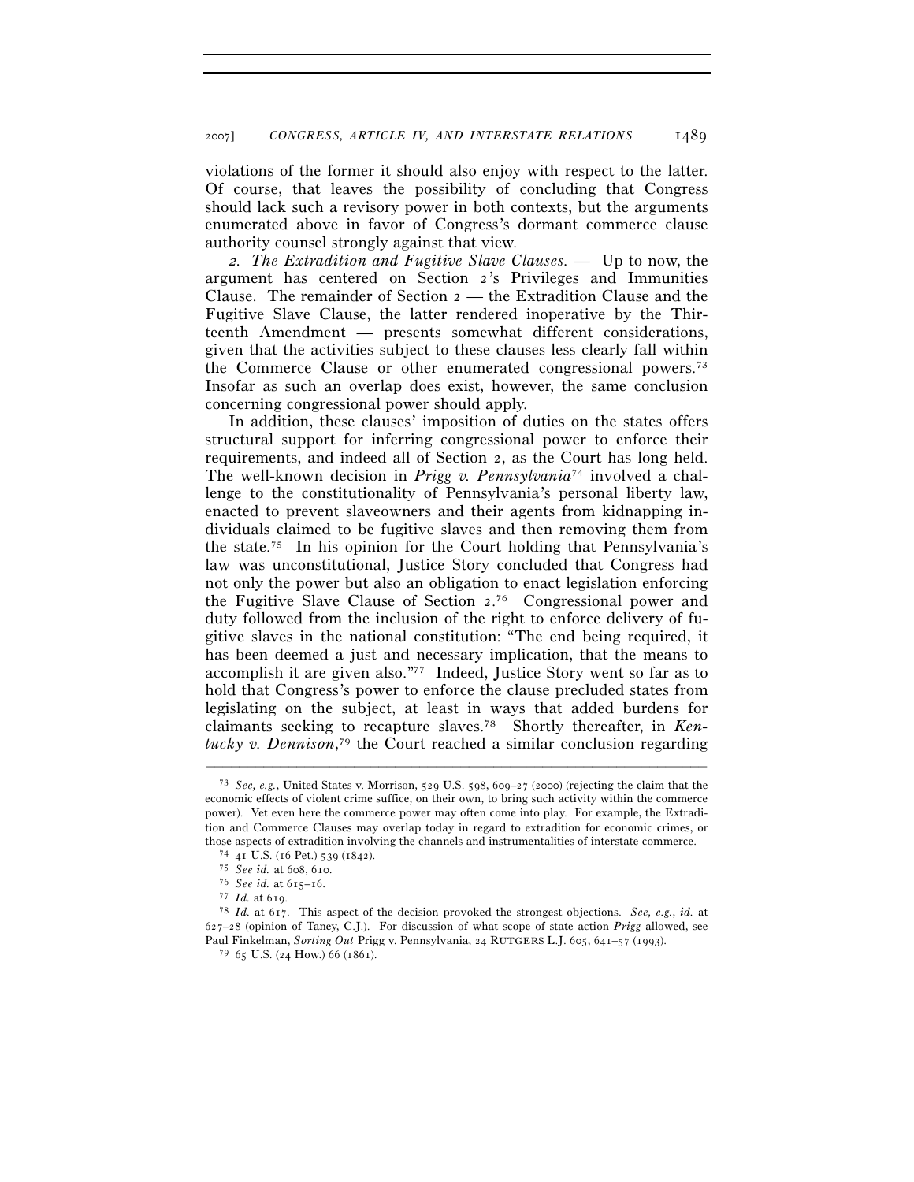violations of the former it should also enjoy with respect to the latter. Of course, that leaves the possibility of concluding that Congress should lack such a revisory power in both contexts, but the arguments enumerated above in favor of Congress's dormant commerce clause authority counsel strongly against that view.

*2. The Extradition and Fugitive Slave Clauses.* — Up to now, the argument has centered on Section 2's Privileges and Immunities Clause. The remainder of Section 2 — the Extradition Clause and the Fugitive Slave Clause, the latter rendered inoperative by the Thirteenth Amendment — presents somewhat different considerations, given that the activities subject to these clauses less clearly fall within the Commerce Clause or other enumerated congressional powers.[73] Insofar as such an overlap does exist, however, the same conclusion concerning congressional power should apply.

In addition, these clauses' imposition of duties on the states offers structural support for inferring congressional power to enforce their requirements, and indeed all of Section 2, as the Court has long held. The well-known decision in *Prigg v. Pennsylvania*[74] involved a challenge to the constitutionality of Pennsylvania's personal liberty law, enacted to prevent slaveowners and their agents from kidnapping individuals claimed to be fugitive slaves and then removing them from the state.[75] In his opinion for the Court holding that Pennsylvania's law was unconstitutional, Justice Story concluded that Congress had not only the power but also an obligation to enact legislation enforcing the Fugitive Slave Clause of Section 2.[76] Congressional power and duty followed from the inclusion of the right to enforce delivery of fugitive slaves in the national constitution: "The end being required, it has been deemed a just and necessary implication, that the means to accomplish it are given also."[77] Indeed, Justice Story went so far as to hold that Congress's power to enforce the clause precluded states from legislating on the subject, at least in ways that added burdens for claimants seeking to recapture slaves.[78] Shortly thereafter, in *Kentucky v. Dennison*,[79] the Court reached a similar conclusion regarding

---

[73] *See, e.g.*, United States v. Morrison, 529 U.S. 598, 609–27 (2000) (rejecting the claim that the economic effects of violent crime suffice, on their own, to bring such activity within the commerce power). Yet even here the commerce power may often come into play. For example, the Extradition and Commerce Clauses may overlap today in regard to extradition for economic crimes, or those aspects of extradition involving the channels and instrumentalities of interstate commerce.

[74] 41 U.S. (16 Pet.) 539 (1842).

[75] *See id.* at 608, 610.

[76] *See id.* at 615–16.

[77] *Id.* at 619.

[78] *Id.* at 617. This aspect of the decision provoked the strongest objections. *See, e.g.*, *id.* at 627–28 (opinion of Taney, C.J.). For discussion of what scope of state action *Prigg* allowed, see Paul Finkelman, *Sorting Out* Prigg v. Pennsylvania, 24 RUTGERS L.J. 605, 641–57 (1993).

[79] 65 U.S. (24 How.) 66 (1861).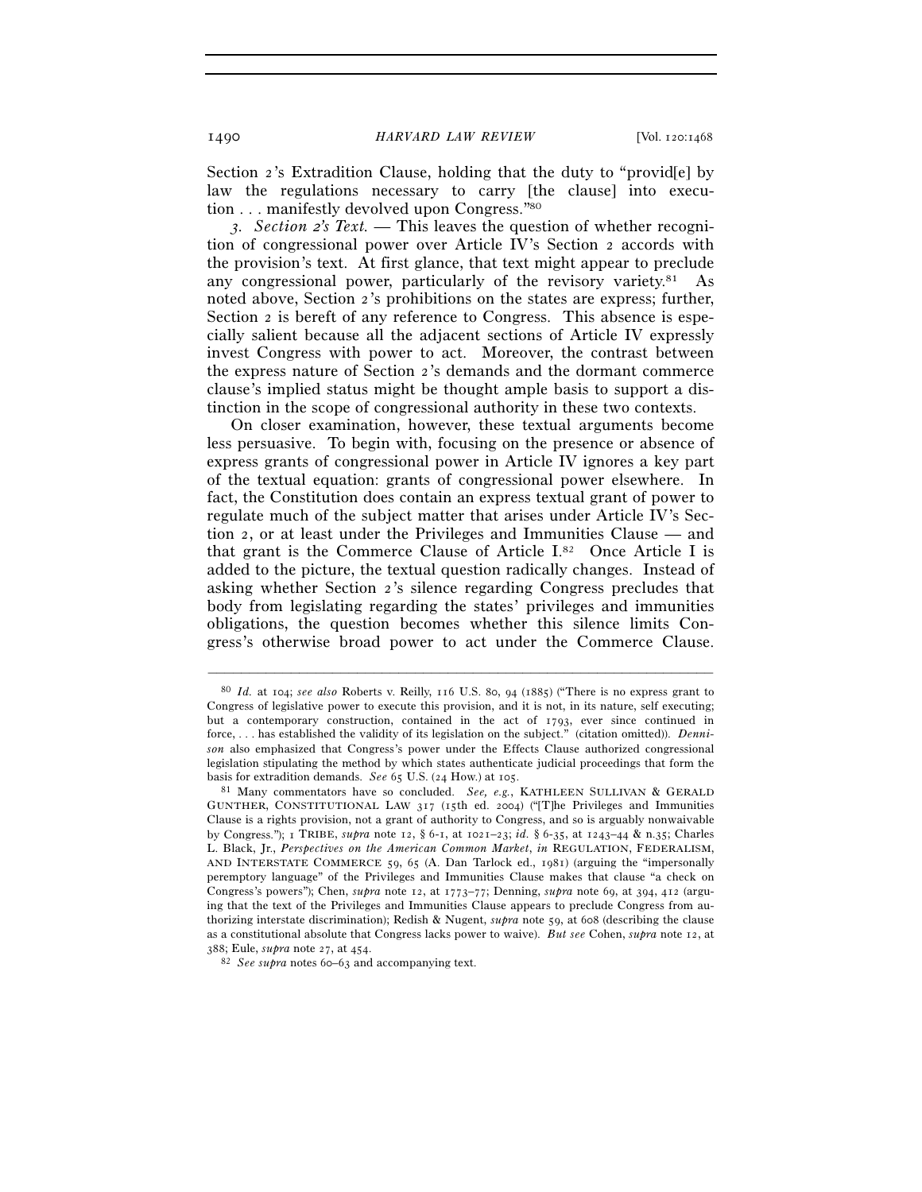Section 2's Extradition Clause, holding that the duty to "provid[e] by law the regulations necessary to carry [the clause] into execution . . . manifestly devolved upon Congress."[80]

*3. Section 2's Text.* — This leaves the question of whether recognition of congressional power over Article IV's Section 2 accords with the provision's text. At first glance, that text might appear to preclude any congressional power, particularly of the revisory variety.[81] As noted above, Section 2's prohibitions on the states are express; further, Section 2 is bereft of any reference to Congress. This absence is especially salient because all the adjacent sections of Article IV expressly invest Congress with power to act. Moreover, the contrast between the express nature of Section 2's demands and the dormant commerce clause's implied status might be thought ample basis to support a distinction in the scope of congressional authority in these two contexts.

On closer examination, however, these textual arguments become less persuasive. To begin with, focusing on the presence or absence of express grants of congressional power in Article IV ignores a key part of the textual equation: grants of congressional power elsewhere. In fact, the Constitution does contain an express textual grant of power to regulate much of the subject matter that arises under Article IV's Section 2, or at least under the Privileges and Immunities Clause — and that grant is the Commerce Clause of Article I.[82] Once Article I is added to the picture, the textual question radically changes. Instead of asking whether Section 2's silence regarding Congress precludes that body from legislating regarding the states' privileges and immunities obligations, the question becomes whether this silence limits Congress's otherwise broad power to act under the Commerce Clause.

---

[80] *Id.* at 104; *see also* Roberts v. Reilly, 116 U.S. 80, 94 (1885) ("There is no express grant to Congress of legislative power to execute this provision, and it is not, in its nature, self executing; but a contemporary construction, contained in the act of 1793, ever since continued in force, . . . has established the validity of its legislation on the subject." (citation omitted)). *Dennison* also emphasized that Congress's power under the Effects Clause authorized congressional legislation stipulating the method by which states authenticate judicial proceedings that form the basis for extradition demands. *See* 65 U.S. (24 How.) at 105.

[81] Many commentators have so concluded. *See, e.g.*, KATHLEEN SULLIVAN & GERALD GUNTHER, CONSTITUTIONAL LAW 317 (15th ed. 2004) ("[T]he Privileges and Immunities Clause is a rights provision, not a grant of authority to Congress, and so is arguably nonwaivable by Congress."); 1 TRIBE, *supra* note 12, § 6-1, at 1021–23; *id.* § 6-35, at 1243–44 & n.35; Charles L. Black, Jr., *Perspectives on the American Common Market*, *in* REGULATION, FEDERALISM, AND INTERSTATE COMMERCE 59, 65 (A. Dan Tarlock ed., 1981) (arguing the "impersonally peremptory language" of the Privileges and Immunities Clause makes that clause "a check on Congress's powers"); Chen, *supra* note 12, at 1773–77; Denning, *supra* note 69, at 394, 412 (arguing that the text of the Privileges and Immunities Clause appears to preclude Congress from authorizing interstate discrimination); Redish & Nugent, *supra* note 59, at 608 (describing the clause as a constitutional absolute that Congress lacks power to waive). *But see* Cohen, *supra* note 12, at 388; Eule, *supra* note 27, at 454.

[82] *See supra* notes 60–63 and accompanying text.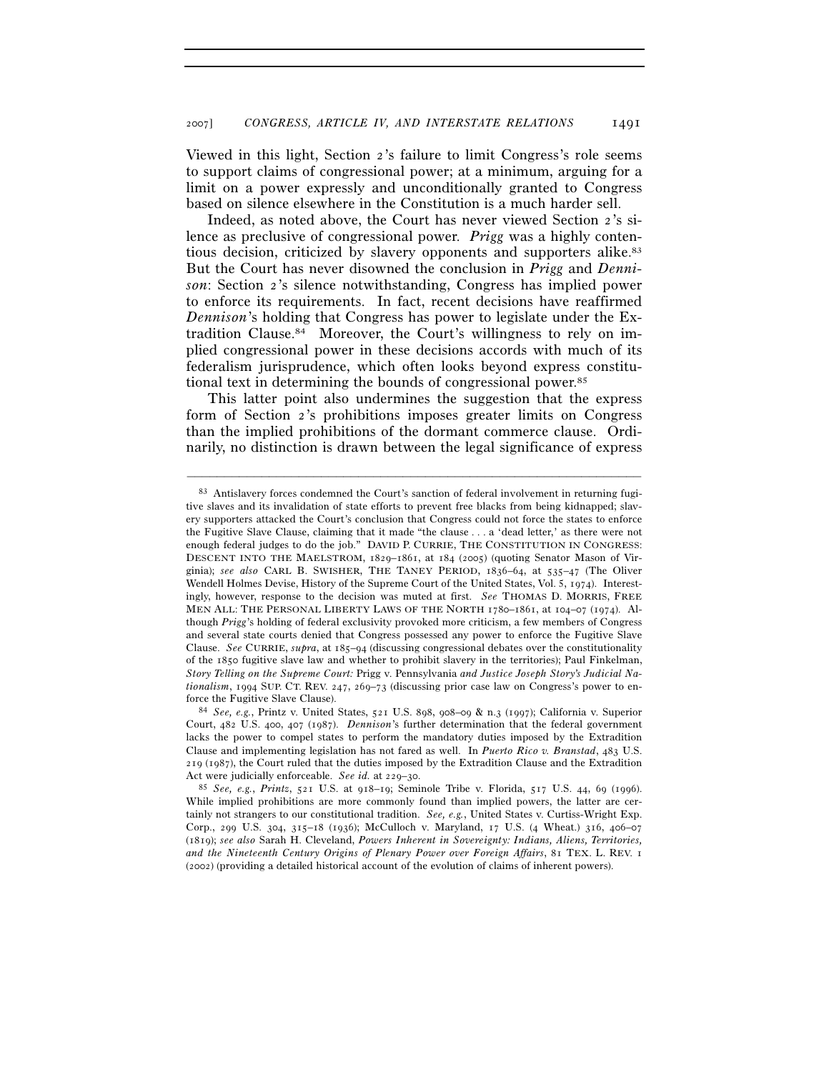Viewed in this light, Section 2's failure to limit Congress's role seems to support claims of congressional power; at a minimum, arguing for a limit on a power expressly and unconditionally granted to Congress based on silence elsewhere in the Constitution is a much harder sell.

Indeed, as noted above, the Court has never viewed Section 2's silence as preclusive of congressional power. *Prigg* was a highly contentious decision, criticized by slavery opponents and supporters alike.[83] But the Court has never disowned the conclusion in *Prigg* and *Dennison*: Section 2's silence notwithstanding, Congress has implied power to enforce its requirements. In fact, recent decisions have reaffirmed *Dennison*'s holding that Congress has power to legislate under the Extradition Clause.[84] Moreover, the Court's willingness to rely on implied congressional power in these decisions accords with much of its federalism jurisprudence, which often looks beyond express constitutional text in determining the bounds of congressional power.[85]

This latter point also undermines the suggestion that the express form of Section 2's prohibitions imposes greater limits on Congress than the implied prohibitions of the dormant commerce clause. Ordinarily, no distinction is drawn between the legal significance of express

---

[83] Antislavery forces condemned the Court's sanction of federal involvement in returning fugitive slaves and its invalidation of state efforts to prevent free blacks from being kidnapped; slavery supporters attacked the Court's conclusion that Congress could not force the states to enforce the Fugitive Slave Clause, claiming that it made "the clause . . . a 'dead letter,' as there were not enough federal judges to do the job." DAVID P. CURRIE, THE CONSTITUTION IN CONGRESS: DESCENT INTO THE MAELSTROM, 1829–1861, at 184 (2005) (quoting Senator Mason of Virginia); *see also* CARL B. SWISHER, THE TANEY PERIOD, 1836–64, at 535–47 (The Oliver Wendell Holmes Devise, History of the Supreme Court of the United States, Vol. 5, 1974). Interestingly, however, response to the decision was muted at first. *See* THOMAS D. MORRIS, FREE MEN ALL: THE PERSONAL LIBERTY LAWS OF THE NORTH 1780–1861, at 104–07 (1974). Although *Prigg*'s holding of federal exclusivity provoked more criticism, a few members of Congress and several state courts denied that Congress possessed any power to enforce the Fugitive Slave Clause. *See* CURRIE, *supra*, at 185–94 (discussing congressional debates over the constitutionality of the 1850 fugitive slave law and whether to prohibit slavery in the territories); Paul Finkelman, *Story Telling on the Supreme Court:* Prigg v. Pennsylvania *and Justice Joseph Story's Judicial Nationalism*, 1994 SUP. CT. REV. 247, 269–73 (discussing prior case law on Congress's power to enforce the Fugitive Slave Clause).

[84] *See, e.g.*, Printz v. United States, 521 U.S. 898, 908–09 & n.3 (1997); California v. Superior Court, 482 U.S. 400, 407 (1987). *Dennison*'s further determination that the federal government lacks the power to compel states to perform the mandatory duties imposed by the Extradition Clause and implementing legislation has not fared as well. In *Puerto Rico v. Branstad*, 483 U.S. 219 (1987), the Court ruled that the duties imposed by the Extradition Clause and the Extradition Act were judicially enforceable. *See id.* at 229–30.

[85] *See, e.g.*, *Printz*, 521 U.S. at 918–19; Seminole Tribe v. Florida, 517 U.S. 44, 69 (1996). While implied prohibitions are more commonly found than implied powers, the latter are certainly not strangers to our constitutional tradition. *See, e.g.*, United States v. Curtiss-Wright Exp. Corp., 299 U.S. 304, 315–18 (1936); McCulloch v. Maryland, 17 U.S. (4 Wheat.) 316, 406–07 (1819); *see also* Sarah H. Cleveland, *Powers Inherent in Sovereignty: Indians, Aliens, Territories, and the Nineteenth Century Origins of Plenary Power over Foreign Affairs*, 81 TEX. L. REV. 1 (2002) (providing a detailed historical account of the evolution of claims of inherent powers).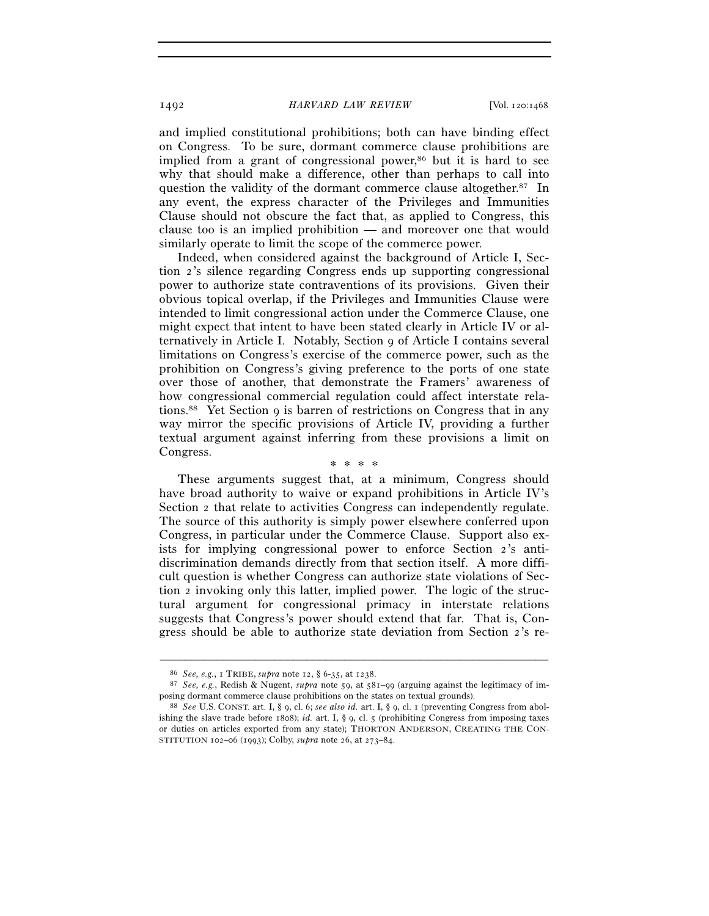and implied constitutional prohibitions; both can have binding effect on Congress. To be sure, dormant commerce clause prohibitions are implied from a grant of congressional power,[86] but it is hard to see why that should make a difference, other than perhaps to call into question the validity of the dormant commerce clause altogether.[87] In any event, the express character of the Privileges and Immunities Clause should not obscure the fact that, as applied to Congress, this clause too is an implied prohibition — and moreover one that would similarly operate to limit the scope of the commerce power.

Indeed, when considered against the background of Article I, Section 2's silence regarding Congress ends up supporting congressional power to authorize state contraventions of its provisions. Given their obvious topical overlap, if the Privileges and Immunities Clause were intended to limit congressional action under the Commerce Clause, one might expect that intent to have been stated clearly in Article IV or alternatively in Article I. Notably, Section 9 of Article I contains several limitations on Congress's exercise of the commerce power, such as the prohibition on Congress's giving preference to the ports of one state over those of another, that demonstrate the Framers' awareness of how congressional commercial regulation could affect interstate relations.[88] Yet Section 9 is barren of restrictions on Congress that in any way mirror the specific provisions of Article IV, providing a further textual argument against inferring from these provisions a limit on Congress.

\* \* \* \*

These arguments suggest that, at a minimum, Congress should have broad authority to waive or expand prohibitions in Article IV's Section 2 that relate to activities Congress can independently regulate. The source of this authority is simply power elsewhere conferred upon Congress, in particular under the Commerce Clause. Support also exists for implying congressional power to enforce Section 2's antidiscrimination demands directly from that section itself. A more difficult question is whether Congress can authorize state violations of Section 2 invoking only this latter, implied power. The logic of the structural argument for congressional primacy in interstate relations suggests that Congress's power should extend that far. That is, Congress should be able to authorize state deviation from Section 2's re-

---

[86] *See, e.g.*, 1 TRIBE, *supra* note 12, § 6-35, at 1238.

[87] *See, e.g.*, Redish & Nugent, *supra* note 59, at 581–99 (arguing against the legitimacy of imposing dormant commerce clause prohibitions on the states on textual grounds).

[88] *See* U.S. CONST. art. I, § 9, cl. 6; *see also id.* art. I, § 9, cl. 1 (preventing Congress from abolishing the slave trade before 1808); *id.* art. I, § 9, cl. 5 (prohibiting Congress from imposing taxes or duties on articles exported from any state); THORTON ANDERSON, CREATING THE CONSTITUTION 102–06 (1993); Colby, *supra* note 26, at 273–84.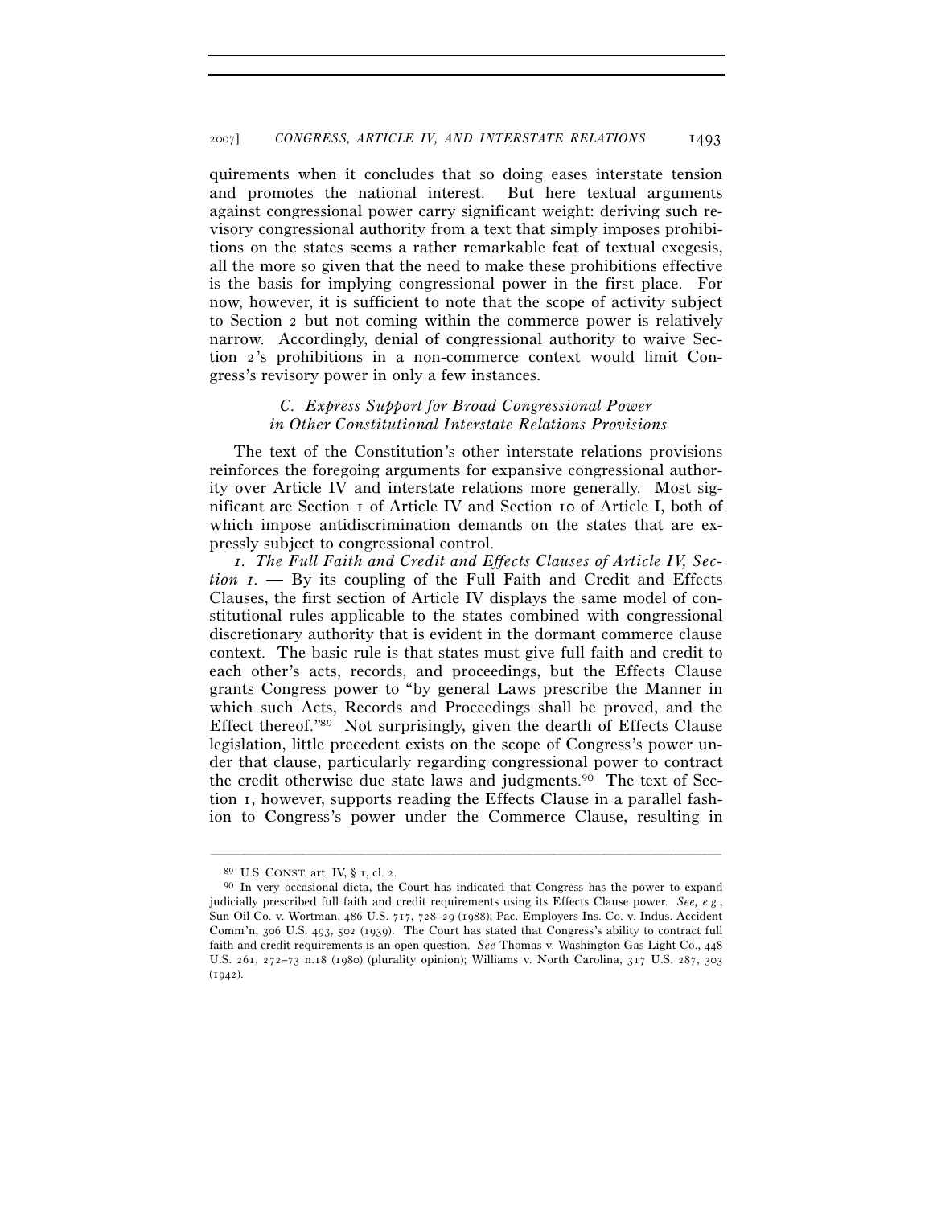quirements when it concludes that so doing eases interstate tension and promotes the national interest. But here textual arguments against congressional power carry significant weight: deriving such revisory congressional authority from a text that simply imposes prohibitions on the states seems a rather remarkable feat of textual exegesis, all the more so given that the need to make these prohibitions effective is the basis for implying congressional power in the first place. For now, however, it is sufficient to note that the scope of activity subject to Section 2 but not coming within the commerce power is relatively narrow. Accordingly, denial of congressional authority to waive Section 2's prohibitions in a non-commerce context would limit Congress's revisory power in only a few instances.

### C. *Express Support for Broad Congressional Power in Other Constitutional Interstate Relations Provisions*

The text of the Constitution's other interstate relations provisions reinforces the foregoing arguments for expansive congressional authority over Article IV and interstate relations more generally. Most significant are Section 1 of Article IV and Section 10 of Article I, both of which impose antidiscrimination demands on the states that are expressly subject to congressional control.

*1. The Full Faith and Credit and Effects Clauses of Article IV, Section 1.* — By its coupling of the Full Faith and Credit and Effects Clauses, the first section of Article IV displays the same model of constitutional rules applicable to the states combined with congressional discretionary authority that is evident in the dormant commerce clause context. The basic rule is that states must give full faith and credit to each other's acts, records, and proceedings, but the Effects Clause grants Congress power to "by general Laws prescribe the Manner in which such Acts, Records and Proceedings shall be proved, and the Effect thereof."[89] Not surprisingly, given the dearth of Effects Clause legislation, little precedent exists on the scope of Congress's power under that clause, particularly regarding congressional power to contract the credit otherwise due state laws and judgments.[90] The text of Section 1, however, supports reading the Effects Clause in a parallel fashion to Congress's power under the Commerce Clause, resulting in

---

[89] U.S. CONST. art. IV, § 1, cl. 2.

[90] In very occasional dicta, the Court has indicated that Congress has the power to expand judicially prescribed full faith and credit requirements using its Effects Clause power. *See, e.g.*, Sun Oil Co. v. Wortman, 486 U.S. 717, 728–29 (1988); Pac. Employers Ins. Co. v. Indus. Accident Comm'n, 306 U.S. 493, 502 (1939). The Court has stated that Congress's ability to contract full faith and credit requirements is an open question. *See* Thomas v. Washington Gas Light Co., 448 U.S. 261, 272–73 n.18 (1980) (plurality opinion); Williams v. North Carolina, 317 U.S. 287, 303 (1942).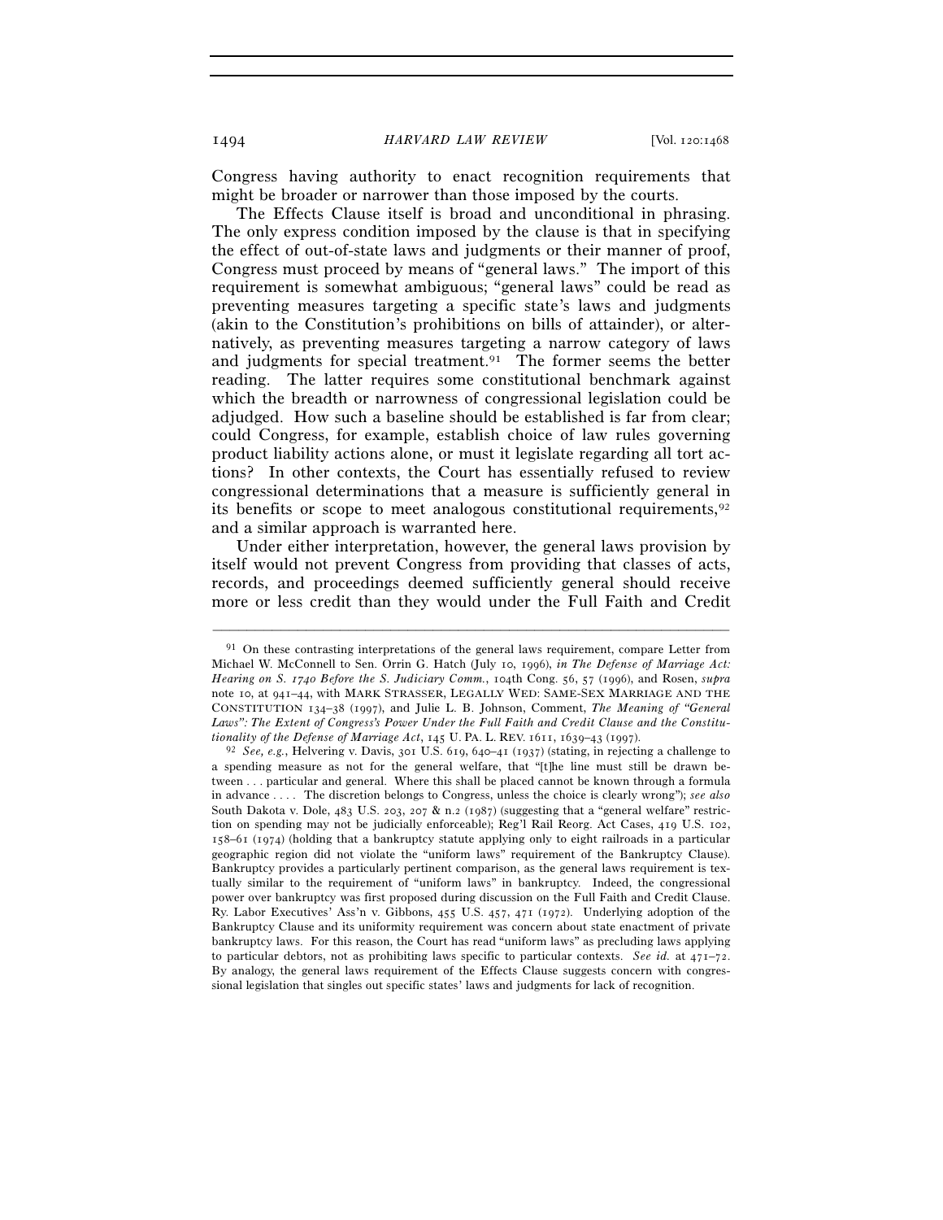Congress having authority to enact recognition requirements that might be broader or narrower than those imposed by the courts.

The Effects Clause itself is broad and unconditional in phrasing. The only express condition imposed by the clause is that in specifying the effect of out-of-state laws and judgments or their manner of proof, Congress must proceed by means of "general laws." The import of this requirement is somewhat ambiguous; "general laws" could be read as preventing measures targeting a specific state's laws and judgments (akin to the Constitution's prohibitions on bills of attainder), or alternatively, as preventing measures targeting a narrow category of laws and judgments for special treatment.[91] The former seems the better reading. The latter requires some constitutional benchmark against which the breadth or narrowness of congressional legislation could be adjudged. How such a baseline should be established is far from clear; could Congress, for example, establish choice of law rules governing product liability actions alone, or must it legislate regarding all tort actions? In other contexts, the Court has essentially refused to review congressional determinations that a measure is sufficiently general in its benefits or scope to meet analogous constitutional requirements,[92] and a similar approach is warranted here.

Under either interpretation, however, the general laws provision by itself would not prevent Congress from providing that classes of acts, records, and proceedings deemed sufficiently general should receive more or less credit than they would under the Full Faith and Credit

---

[91] On these contrasting interpretations of the general laws requirement, compare Letter from Michael W. McConnell to Sen. Orrin G. Hatch (July 10, 1996), *in The Defense of Marriage Act: Hearing on S. 1740 Before the S. Judiciary Comm.*, 104th Cong. 56, 57 (1996), and Rosen, *supra* note 10, at 941–44, with MARK STRASSER, LEGALLY WED: SAME-SEX MARRIAGE AND THE CONSTITUTION 134–38 (1997), and Julie L. B. Johnson, Comment, *The Meaning of "General Laws": The Extent of Congress's Power Under the Full Faith and Credit Clause and the Constitutionality of the Defense of Marriage Act*, 145 U. PA. L. REV. 1611, 1639–43 (1997).

[92] *See, e.g.*, Helvering v. Davis, 301 U.S. 619, 640–41 (1937) (stating, in rejecting a challenge to a spending measure as not for the general welfare, that "[t]he line must still be drawn between . . . particular and general. Where this shall be placed cannot be known through a formula in advance . . . . The discretion belongs to Congress, unless the choice is clearly wrong"); *see also* South Dakota v. Dole, 483 U.S. 203, 207 & n.2 (1987) (suggesting that a "general welfare" restriction on spending may not be judicially enforceable); Reg'l Rail Reorg. Act Cases, 419 U.S. 102, 158–61 (1974) (holding that a bankruptcy statute applying only to eight railroads in a particular geographic region did not violate the "uniform laws" requirement of the Bankruptcy Clause). Bankruptcy provides a particularly pertinent comparison, as the general laws requirement is textually similar to the requirement of "uniform laws" in bankruptcy. Indeed, the congressional power over bankruptcy was first proposed during discussion on the Full Faith and Credit Clause. Ry. Labor Executives' Ass'n v. Gibbons, 455 U.S. 457, 471 (1972). Underlying adoption of the Bankruptcy Clause and its uniformity requirement was concern about state enactment of private bankruptcy laws. For this reason, the Court has read "uniform laws" as precluding laws applying to particular debtors, not as prohibiting laws specific to particular contexts. *See id.* at 471–72. By analogy, the general laws requirement of the Effects Clause suggests concern with congressional legislation that singles out specific states' laws and judgments for lack of recognition.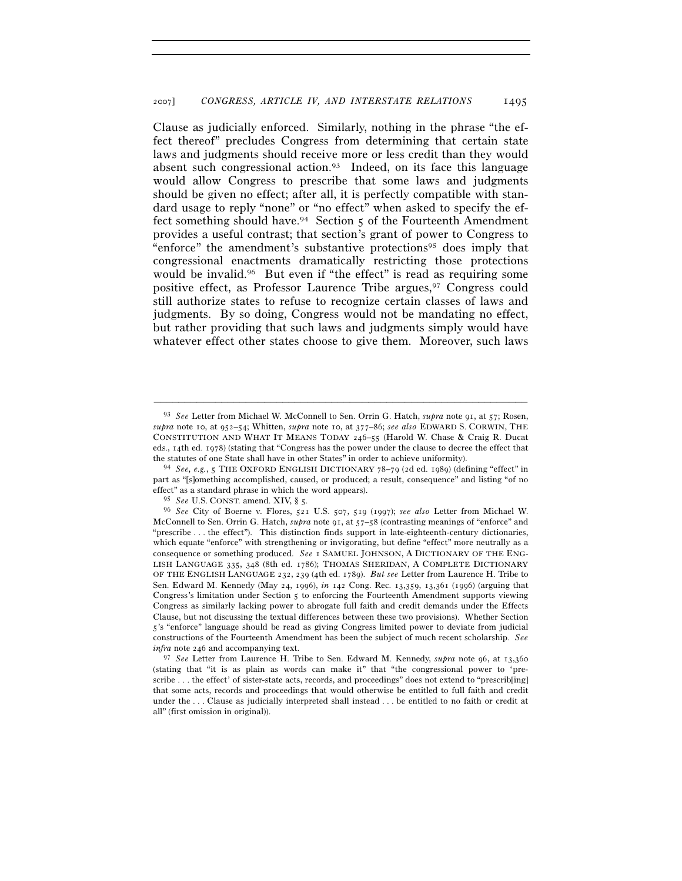Clause as judicially enforced. Similarly, nothing in the phrase "the effect thereof" precludes Congress from determining that certain state laws and judgments should receive more or less credit than they would absent such congressional action.[93] Indeed, on its face this language would allow Congress to prescribe that some laws and judgments should be given no effect; after all, it is perfectly compatible with standard usage to reply "none" or "no effect" when asked to specify the effect something should have.[94] Section 5 of the Fourteenth Amendment provides a useful contrast; that section's grant of power to Congress to "enforce" the amendment's substantive protections[95] does imply that congressional enactments dramatically restricting those protections would be invalid.[96] But even if "the effect" is read as requiring some positive effect, as Professor Laurence Tribe argues,[97] Congress could still authorize states to refuse to recognize certain classes of laws and judgments. By so doing, Congress would not be mandating no effect, but rather providing that such laws and judgments simply would have whatever effect other states choose to give them. Moreover, such laws

---

[93] *See* Letter from Michael W. McConnell to Sen. Orrin G. Hatch, *supra* note 91, at 57; Rosen, *supra* note 10, at 952–54; Whitten, *supra* note 10, at 377–86; *see also* EDWARD S. CORWIN, THE CONSTITUTION AND WHAT IT MEANS TODAY 246–55 (Harold W. Chase & Craig R. Ducat eds., 14th ed. 1978) (stating that "Congress has the power under the clause to decree the effect that the statutes of one State shall have in other States" in order to achieve uniformity).

[94] *See, e.g.*, 5 THE OXFORD ENGLISH DICTIONARY 78–79 (2d ed. 1989) (defining "effect" in part as "[s]omething accomplished, caused, or produced; a result, consequence" and listing "of no effect" as a standard phrase in which the word appears).

[95] *See* U.S. CONST. amend. XIV, § 5.

[96] *See* City of Boerne v. Flores, 521 U.S. 507, 519 (1997); *see also* Letter from Michael W. McConnell to Sen. Orrin G. Hatch, *supra* note 91, at 57–58 (contrasting meanings of "enforce" and "prescribe . . . the effect"). This distinction finds support in late-eighteenth-century dictionaries, which equate "enforce" with strengthening or invigorating, but define "effect" more neutrally as a consequence or something produced. *See* 1 SAMUEL JOHNSON, A DICTIONARY OF THE ENGLISH LANGUAGE 335, 348 (8th ed. 1786); THOMAS SHERIDAN, A COMPLETE DICTIONARY OF THE ENGLISH LANGUAGE 232, 239 (4th ed. 1789). *But see* Letter from Laurence H. Tribe to Sen. Edward M. Kennedy (May 24, 1996), *in* 142 Cong. Rec. 13,359, 13,361 (1996) (arguing that Congress's limitation under Section 5 to enforcing the Fourteenth Amendment supports viewing Congress as similarly lacking power to abrogate full faith and credit demands under the Effects Clause, but not discussing the textual differences between these two provisions). Whether Section 5's "enforce" language should be read as giving Congress limited power to deviate from judicial constructions of the Fourteenth Amendment has been the subject of much recent scholarship. *See infra* note 246 and accompanying text.

[97] *See* Letter from Laurence H. Tribe to Sen. Edward M. Kennedy, *supra* note 96, at 13,360 (stating that "it is as plain as words can make it" that "the congressional power to 'prescribe . . . the effect' of sister-state acts, records, and proceedings" does not extend to "prescrib[ing] that some acts, records and proceedings that would otherwise be entitled to full faith and credit under the . . . Clause as judicially interpreted shall instead . . . be entitled to no faith or credit at all" (first omission in original)).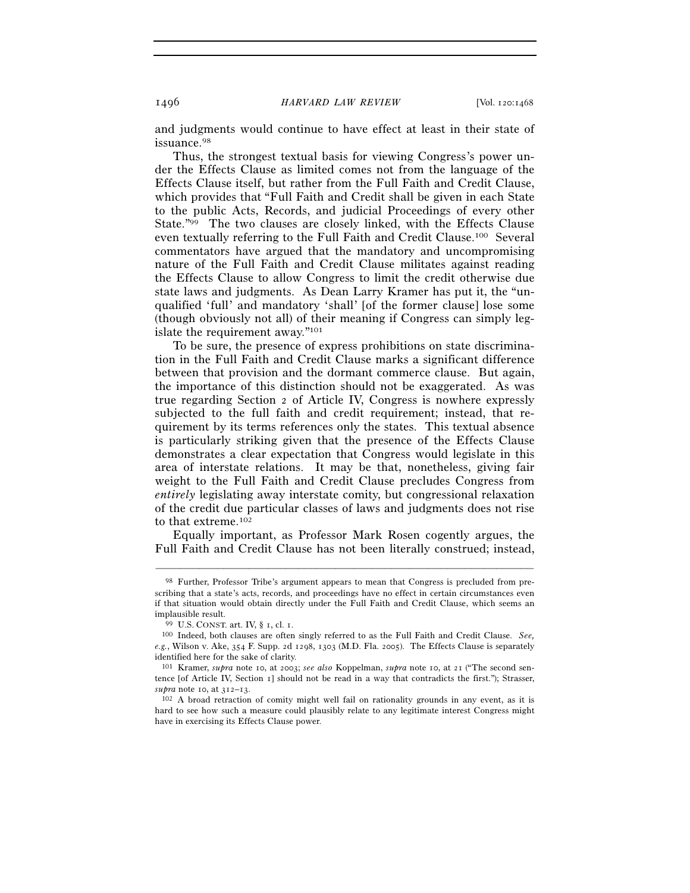and judgments would continue to have effect at least in their state of issuance.[98]

Thus, the strongest textual basis for viewing Congress's power under the Effects Clause as limited comes not from the language of the Effects Clause itself, but rather from the Full Faith and Credit Clause, which provides that "Full Faith and Credit shall be given in each State to the public Acts, Records, and judicial Proceedings of every other State."[99] The two clauses are closely linked, with the Effects Clause even textually referring to the Full Faith and Credit Clause.[100] Several commentators have argued that the mandatory and uncompromising nature of the Full Faith and Credit Clause militates against reading the Effects Clause to allow Congress to limit the credit otherwise due state laws and judgments. As Dean Larry Kramer has put it, the "unqualified 'full' and mandatory 'shall' [of the former clause] lose some (though obviously not all) of their meaning if Congress can simply legislate the requirement away."[101]

To be sure, the presence of express prohibitions on state discrimination in the Full Faith and Credit Clause marks a significant difference between that provision and the dormant commerce clause. But again, the importance of this distinction should not be exaggerated. As was true regarding Section 2 of Article IV, Congress is nowhere expressly subjected to the full faith and credit requirement; instead, that requirement by its terms references only the states. This textual absence is particularly striking given that the presence of the Effects Clause demonstrates a clear expectation that Congress would legislate in this area of interstate relations. It may be that, nonetheless, giving fair weight to the Full Faith and Credit Clause precludes Congress from *entirely* legislating away interstate comity, but congressional relaxation of the credit due particular classes of laws and judgments does not rise to that extreme.[102]

Equally important, as Professor Mark Rosen cogently argues, the Full Faith and Credit Clause has not been literally construed; instead,

---

[98] Further, Professor Tribe's argument appears to mean that Congress is precluded from prescribing that a state's acts, records, and proceedings have no effect in certain circumstances even if that situation would obtain directly under the Full Faith and Credit Clause, which seems an implausible result.

[99] U.S. CONST. art. IV, § 1, cl. 1.

[100] Indeed, both clauses are often singly referred to as the Full Faith and Credit Clause. *See, e.g.*, Wilson v. Ake, 354 F. Supp. 2d 1298, 1303 (M.D. Fla. 2005). The Effects Clause is separately identified here for the sake of clarity.

[101] Kramer, *supra* note 10, at 2003; *see also* Koppelman, *supra* note 10, at 21 ("The second sentence [of Article IV, Section 1] should not be read in a way that contradicts the first."); Strasser, *supra* note 10, at 312–13.

[102] A broad retraction of comity might well fail on rationality grounds in any event, as it is hard to see how such a measure could plausibly relate to any legitimate interest Congress might have in exercising its Effects Clause power.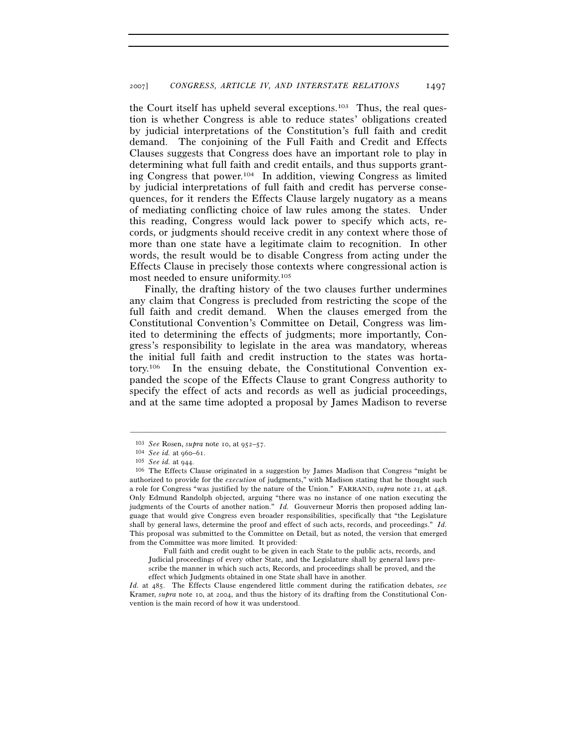the Court itself has upheld several exceptions.[103] Thus, the real question is whether Congress is able to reduce states' obligations created by judicial interpretations of the Constitution's full faith and credit demand. The conjoining of the Full Faith and Credit and Effects Clauses suggests that Congress does have an important role to play in determining what full faith and credit entails, and thus supports granting Congress that power.[104] In addition, viewing Congress as limited by judicial interpretations of full faith and credit has perverse consequences, for it renders the Effects Clause largely nugatory as a means of mediating conflicting choice of law rules among the states. Under this reading, Congress would lack power to specify which acts, records, or judgments should receive credit in any context where those of more than one state have a legitimate claim to recognition. In other words, the result would be to disable Congress from acting under the Effects Clause in precisely those contexts where congressional action is most needed to ensure uniformity.[105]

Finally, the drafting history of the two clauses further undermines any claim that Congress is precluded from restricting the scope of the full faith and credit demand. When the clauses emerged from the Constitutional Convention's Committee on Detail, Congress was limited to determining the effects of judgments; more importantly, Congress's responsibility to legislate in the area was mandatory, whereas the initial full faith and credit instruction to the states was hortatory.[106] In the ensuing debate, the Constitutional Convention expanded the scope of the Effects Clause to grant Congress authority to specify the effect of acts and records as well as judicial proceedings, and at the same time adopted a proposal by James Madison to reverse

---

[103] *See* Rosen, *supra* note 10, at 952–57.

[104] *See id.* at 960–61.

[105] *See id.* at 944.

[106] The Effects Clause originated in a suggestion by James Madison that Congress "might be authorized to provide for the *execution* of judgments," with Madison stating that he thought such a role for Congress "was justified by the nature of the Union." FARRAND, *supra* note 21, at 448. Only Edmund Randolph objected, arguing "there was no instance of one nation executing the judgments of the Courts of another nation." *Id.* Gouverneur Morris then proposed adding language that would give Congress even broader responsibilities, specifically that "the Legislature shall by general laws, determine the proof and effect of such acts, records, and proceedings." *Id.* This proposal was submitted to the Committee on Detail, but as noted, the version that emerged from the Committee was more limited. It provided:

> Full faith and credit ought to be given in each State to the public acts, records, and Judicial proceedings of every other State, and the Legislature shall by general laws prescribe the manner in which such acts, Records, and proceedings shall be proved, and the effect which Judgments obtained in one State shall have in another.

*Id.* at 485. The Effects Clause engendered little comment during the ratification debates, *see* Kramer, *supra* note 10, at 2004, and thus the history of its drafting from the Constitutional Convention is the main record of how it was understood.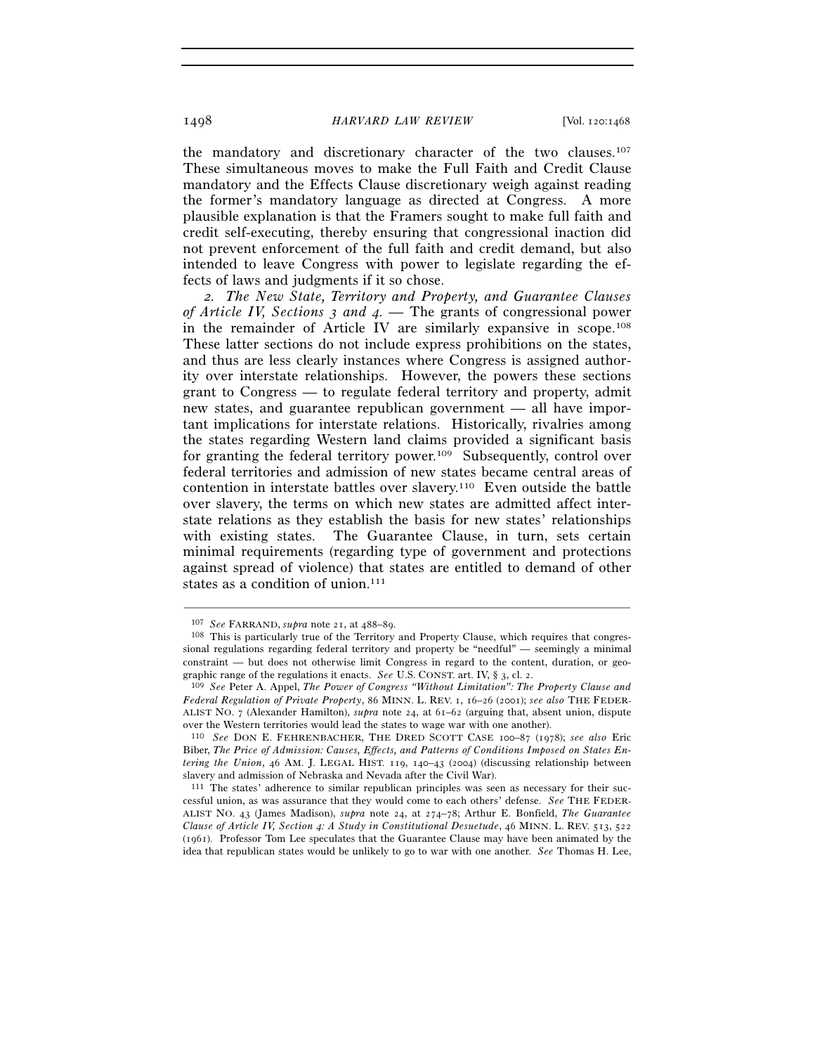the mandatory and discretionary character of the two clauses.[107] These simultaneous moves to make the Full Faith and Credit Clause mandatory and the Effects Clause discretionary weigh against reading the former's mandatory language as directed at Congress. A more plausible explanation is that the Framers sought to make full faith and credit self-executing, thereby ensuring that congressional inaction did not prevent enforcement of the full faith and credit demand, but also intended to leave Congress with power to legislate regarding the effects of laws and judgments if it so chose.

*2. The New State, Territory and Property, and Guarantee Clauses of Article IV, Sections 3 and 4.* — The grants of congressional power in the remainder of Article IV are similarly expansive in scope.[108] These latter sections do not include express prohibitions on the states, and thus are less clearly instances where Congress is assigned authority over interstate relationships. However, the powers these sections grant to Congress — to regulate federal territory and property, admit new states, and guarantee republican government — all have important implications for interstate relations. Historically, rivalries among the states regarding Western land claims provided a significant basis for granting the federal territory power.[109] Subsequently, control over federal territories and admission of new states became central areas of contention in interstate battles over slavery.[110] Even outside the battle over slavery, the terms on which new states are admitted affect interstate relations as they establish the basis for new states' relationships with existing states. The Guarantee Clause, in turn, sets certain minimal requirements (regarding type of government and protections against spread of violence) that states are entitled to demand of other states as a condition of union.[111]

---

[107] *See* FARRAND, *supra* note 21, at 488–89.

[108] This is particularly true of the Territory and Property Clause, which requires that congressional regulations regarding federal territory and property be "needful" — seemingly a minimal constraint — but does not otherwise limit Congress in regard to the content, duration, or geographic range of the regulations it enacts. *See* U.S. CONST. art. IV, § 3, cl. 2.

[109] *See* Peter A. Appel, *The Power of Congress "Without Limitation": The Property Clause and Federal Regulation of Private Property*, 86 MINN. L. REV. 1, 16–26 (2001); *see also* THE FEDERALIST NO. 7 (Alexander Hamilton), *supra* note 24, at 61–62 (arguing that, absent union, dispute over the Western territories would lead the states to wage war with one another).

[110] *See* DON E. FEHRENBACHER, THE DRED SCOTT CASE 100–87 (1978); *see also* Eric Biber, *The Price of Admission: Causes, Effects, and Patterns of Conditions Imposed on States Entering the Union*, 46 AM. J. LEGAL HIST. 119, 140–43 (2004) (discussing relationship between slavery and admission of Nebraska and Nevada after the Civil War).

[111] The states' adherence to similar republican principles was seen as necessary for their successful union, as was assurance that they would come to each others' defense. *See* THE FEDERALIST NO. 43 (James Madison), *supra* note 24, at 274–78; Arthur E. Bonfield, *The Guarantee Clause of Article IV, Section 4: A Study in Constitutional Desuetude*, 46 MINN. L. REV. 513, 522 (1961). Professor Tom Lee speculates that the Guarantee Clause may have been animated by the idea that republican states would be unlikely to go to war with one another. *See* Thomas H. Lee,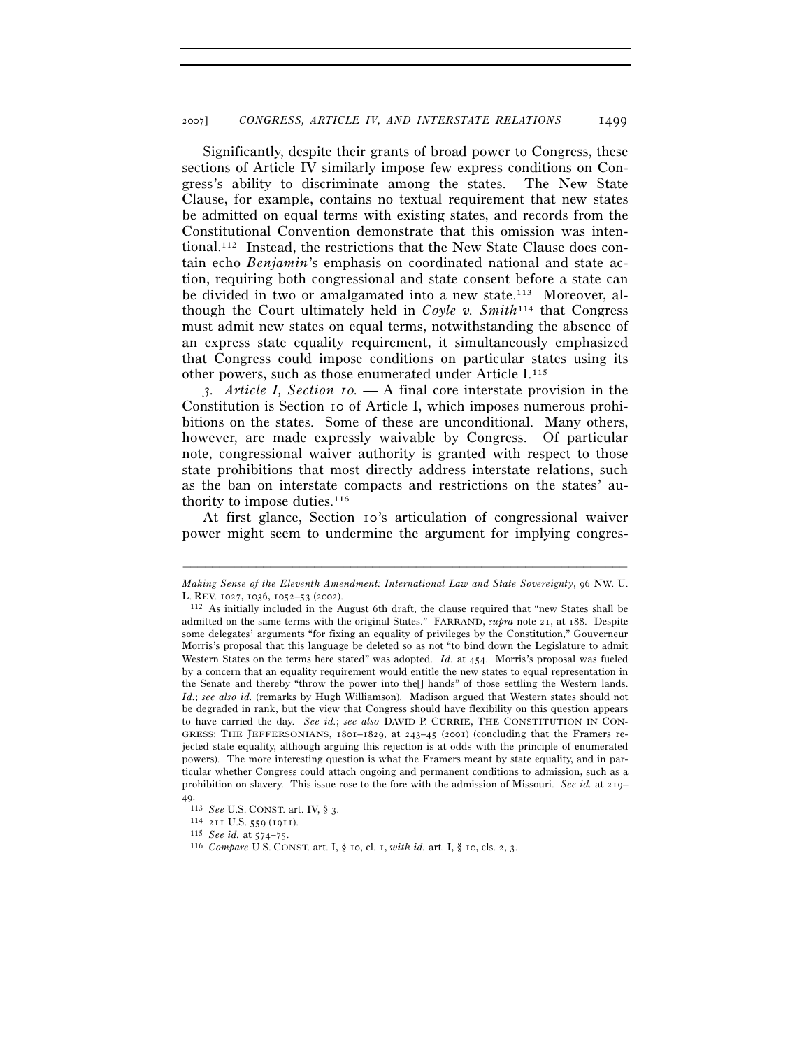Significantly, despite their grants of broad power to Congress, these sections of Article IV similarly impose few express conditions on Congress's ability to discriminate among the states. The New State Clause, for example, contains no textual requirement that new states be admitted on equal terms with existing states, and records from the Constitutional Convention demonstrate that this omission was intentional.[112] Instead, the restrictions that the New State Clause does contain echo *Benjamin*'s emphasis on coordinated national and state action, requiring both congressional and state consent before a state can be divided in two or amalgamated into a new state.[113] Moreover, although the Court ultimately held in *Coyle v. Smith*[114] that Congress must admit new states on equal terms, notwithstanding the absence of an express state equality requirement, it simultaneously emphasized that Congress could impose conditions on particular states using its other powers, such as those enumerated under Article I.[115]

*3. Article I, Section 10.* — A final core interstate provision in the Constitution is Section 10 of Article I, which imposes numerous prohibitions on the states. Some of these are unconditional. Many others, however, are made expressly waivable by Congress. Of particular note, congressional waiver authority is granted with respect to those state prohibitions that most directly address interstate relations, such as the ban on interstate compacts and restrictions on the states' authority to impose duties.[116]

At first glance, Section 10's articulation of congressional waiver power might seem to undermine the argument for implying congres-

---

*Making Sense of the Eleventh Amendment: International Law and State Sovereignty*, 96 NW. U. L. REV. 1027, 1036, 1052–53 (2002).

[112] As initially included in the August 6th draft, the clause required that "new States shall be admitted on the same terms with the original States." FARRAND, *supra* note 21, at 188. Despite some delegates' arguments "for fixing an equality of privileges by the Constitution," Gouverneur Morris's proposal that this language be deleted so as not "to bind down the Legislature to admit Western States on the terms here stated" was adopted. *Id.* at 454. Morris's proposal was fueled by a concern that an equality requirement would entitle the new states to equal representation in the Senate and thereby "throw the power into the[] hands" of those settling the Western lands. *Id.*; *see also id.* (remarks by Hugh Williamson). Madison argued that Western states should not be degraded in rank, but the view that Congress should have flexibility on this question appears to have carried the day. *See id.*; *see also* DAVID P. CURRIE, THE CONSTITUTION IN CONGRESS: THE JEFFERSONIANS, 1801–1829, at 243–45 (2001) (concluding that the Framers rejected state equality, although arguing this rejection is at odds with the principle of enumerated powers). The more interesting question is what the Framers meant by state equality, and in particular whether Congress could attach ongoing and permanent conditions to admission, such as a prohibition on slavery. This issue rose to the fore with the admission of Missouri. *See id.* at 219–49.

[113] *See* U.S. CONST. art. IV, § 3.

[114] 211 U.S. 559 (1911).

[115] *See id.* at 574–75.

[116] *Compare* U.S. CONST. art. I, § 10, cl. 1, *with id.* art. I, § 10, cls. 2, 3.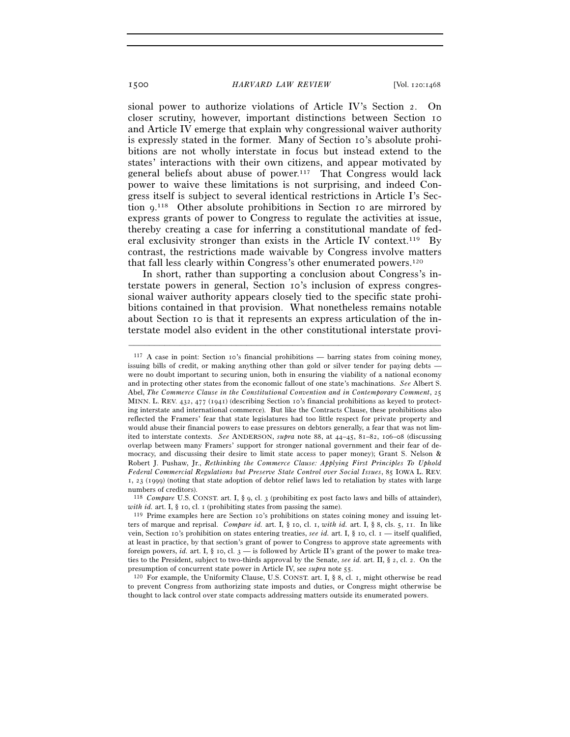sional power to authorize violations of Article IV's Section 2. On closer scrutiny, however, important distinctions between Section 10 and Article IV emerge that explain why congressional waiver authority is expressly stated in the former. Many of Section 10's absolute prohibitions are not wholly interstate in focus but instead extend to the states' interactions with their own citizens, and appear motivated by general beliefs about abuse of power.[117] That Congress would lack power to waive these limitations is not surprising, and indeed Congress itself is subject to several identical restrictions in Article I's Section 9.[118] Other absolute prohibitions in Section 10 are mirrored by express grants of power to Congress to regulate the activities at issue, thereby creating a case for inferring a constitutional mandate of federal exclusivity stronger than exists in the Article IV context.[119] By contrast, the restrictions made waivable by Congress involve matters that fall less clearly within Congress's other enumerated powers.[120]

In short, rather than supporting a conclusion about Congress's interstate powers in general, Section 10's inclusion of express congressional waiver authority appears closely tied to the specific state prohibitions contained in that provision. What nonetheless remains notable about Section 10 is that it represents an express articulation of the interstate model also evident in the other constitutional interstate provi-

---

[117] A case in point: Section 10's financial prohibitions — barring states from coining money, issuing bills of credit, or making anything other than gold or silver tender for paying debts — were no doubt important to securing union, both in ensuring the viability of a national economy and in protecting other states from the economic fallout of one state's machinations. *See* Albert S. Abel, *The Commerce Clause in the Constitutional Convention and in Contemporary Comment*, 25 MINN. L. REV. 432, 477 (1941) (describing Section 10's financial prohibitions as keyed to protecting interstate and international commerce). But like the Contracts Clause, these prohibitions also reflected the Framers' fear that state legislatures had too little respect for private property and would abuse their financial powers to ease pressures on debtors generally, a fear that was not limited to interstate contexts. *See* ANDERSON, *supra* note 88, at 44–45, 81–82, 106–08 (discussing overlap between many Framers' support for stronger national government and their fear of democracy, and discussing their desire to limit state access to paper money); Grant S. Nelson & Robert J. Pushaw, Jr., *Rethinking the Commerce Clause: Applying First Principles To Uphold Federal Commercial Regulations but Preserve State Control over Social Issues*, 85 IOWA L. REV. 1, 23 (1999) (noting that state adoption of debtor relief laws led to retaliation by states with large numbers of creditors).

[118] *Compare* U.S. CONST. art. I, § 9, cl. 3 (prohibiting ex post facto laws and bills of attainder), *with id.* art. I, § 10, cl. 1 (prohibiting states from passing the same).

[119] Prime examples here are Section 10's prohibitions on states coining money and issuing letters of marque and reprisal. *Compare id.* art. I, § 10, cl. 1, *with id.* art. I, § 8, cls. 5, 11. In like vein, Section 10's prohibition on states entering treaties, *see id.* art. I, § 10, cl. 1 — itself qualified, at least in practice, by that section's grant of power to Congress to approve state agreements with foreign powers, *id.* art. I, § 10, cl. 3 — is followed by Article II's grant of the power to make treaties to the President, subject to two-thirds approval by the Senate, *see id.* art. II, § 2, cl. 2. On the presumption of concurrent state power in Article IV, see *supra* note 55.

[120] For example, the Uniformity Clause, U.S. CONST. art. I, § 8, cl. 1, might otherwise be read to prevent Congress from authorizing state imposts and duties, or Congress might otherwise be thought to lack control over state compacts addressing matters outside its enumerated powers.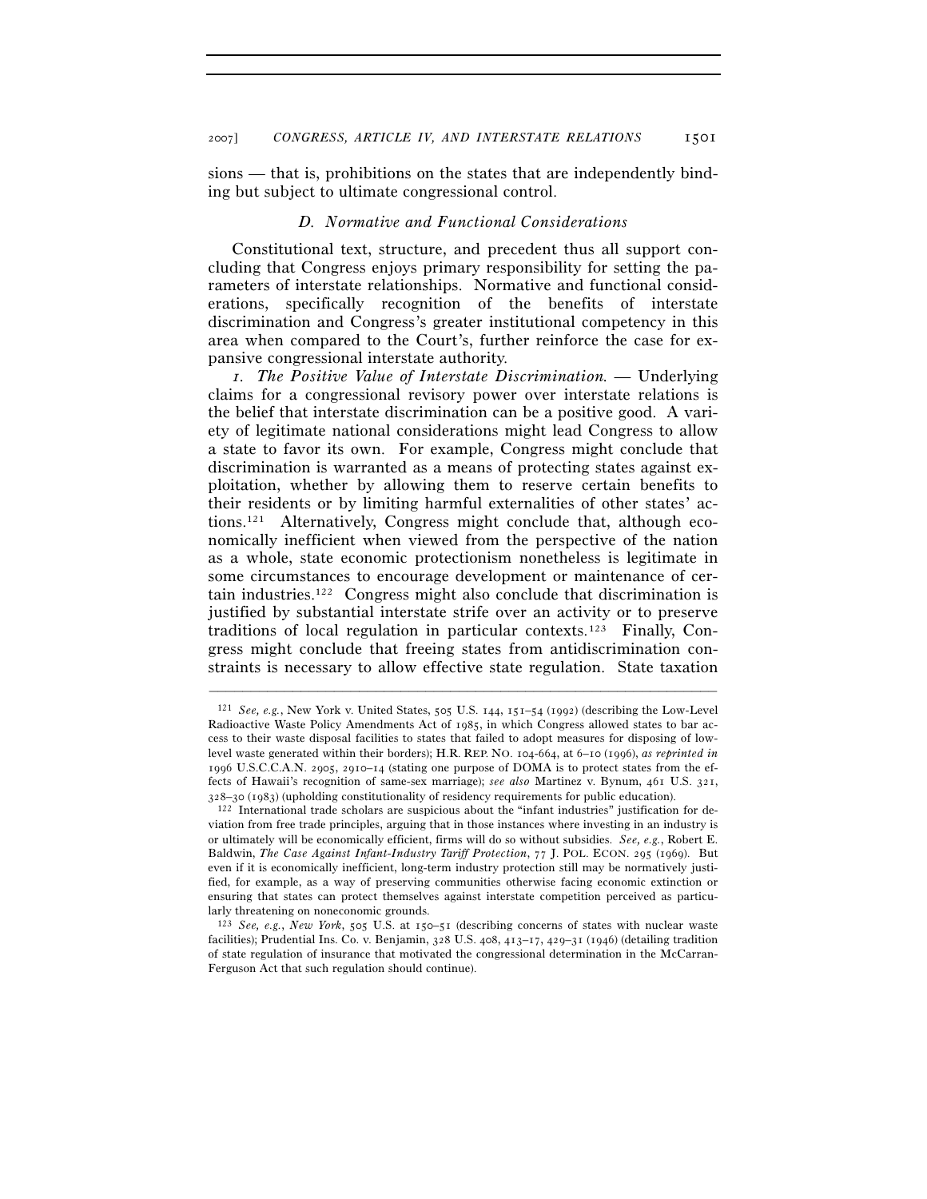sions — that is, prohibitions on the states that are independently binding but subject to ultimate congressional control.

### *D. Normative and Functional Considerations*

Constitutional text, structure, and precedent thus all support concluding that Congress enjoys primary responsibility for setting the parameters of interstate relationships. Normative and functional considerations, specifically recognition of the benefits of interstate discrimination and Congress's greater institutional competency in this area when compared to the Court's, further reinforce the case for expansive congressional interstate authority.

*1. The Positive Value of Interstate Discrimination.* — Underlying claims for a congressional revisory power over interstate relations is the belief that interstate discrimination can be a positive good. A variety of legitimate national considerations might lead Congress to allow a state to favor its own. For example, Congress might conclude that discrimination is warranted as a means of protecting states against exploitation, whether by allowing them to reserve certain benefits to their residents or by limiting harmful externalities of other states' actions.[121] Alternatively, Congress might conclude that, although economically inefficient when viewed from the perspective of the nation as a whole, state economic protectionism nonetheless is legitimate in some circumstances to encourage development or maintenance of certain industries.[122] Congress might also conclude that discrimination is justified by substantial interstate strife over an activity or to preserve traditions of local regulation in particular contexts.[123] Finally, Congress might conclude that freeing states from antidiscrimination constraints is necessary to allow effective state regulation. State taxation

---

[121] *See, e.g.*, New York v. United States, 505 U.S. 144, 151–54 (1992) (describing the Low-Level Radioactive Waste Policy Amendments Act of 1985, in which Congress allowed states to bar access to their waste disposal facilities to states that failed to adopt measures for disposing of low-level waste generated within their borders); H.R. REP. NO. 104-664, at 6–10 (1996), *as reprinted in* 1996 U.S.C.C.A.N. 2905, 2910–14 (stating one purpose of DOMA is to protect states from the effects of Hawaii's recognition of same-sex marriage); *see also* Martinez v. Bynum, 461 U.S. 321, 328–30 (1983) (upholding constitutionality of residency requirements for public education).

[122] International trade scholars are suspicious about the "infant industries" justification for deviation from free trade principles, arguing that in those instances where investing in an industry is or ultimately will be economically efficient, firms will do so without subsidies. *See, e.g.*, Robert E. Baldwin, *The Case Against Infant-Industry Tariff Protection*, 77 J. POL. ECON. 295 (1969). But even if it is economically inefficient, long-term industry protection still may be normatively justified, for example, as a way of preserving communities otherwise facing economic extinction or ensuring that states can protect themselves against interstate competition perceived as particularly threatening on noneconomic grounds.

[123] *See, e.g.*, *New York*, 505 U.S. at 150–51 (describing concerns of states with nuclear waste facilities); Prudential Ins. Co. v. Benjamin, 328 U.S. 408, 413–17, 429–31 (1946) (detailing tradition of state regulation of insurance that motivated the congressional determination in the McCarran-Ferguson Act that such regulation should continue).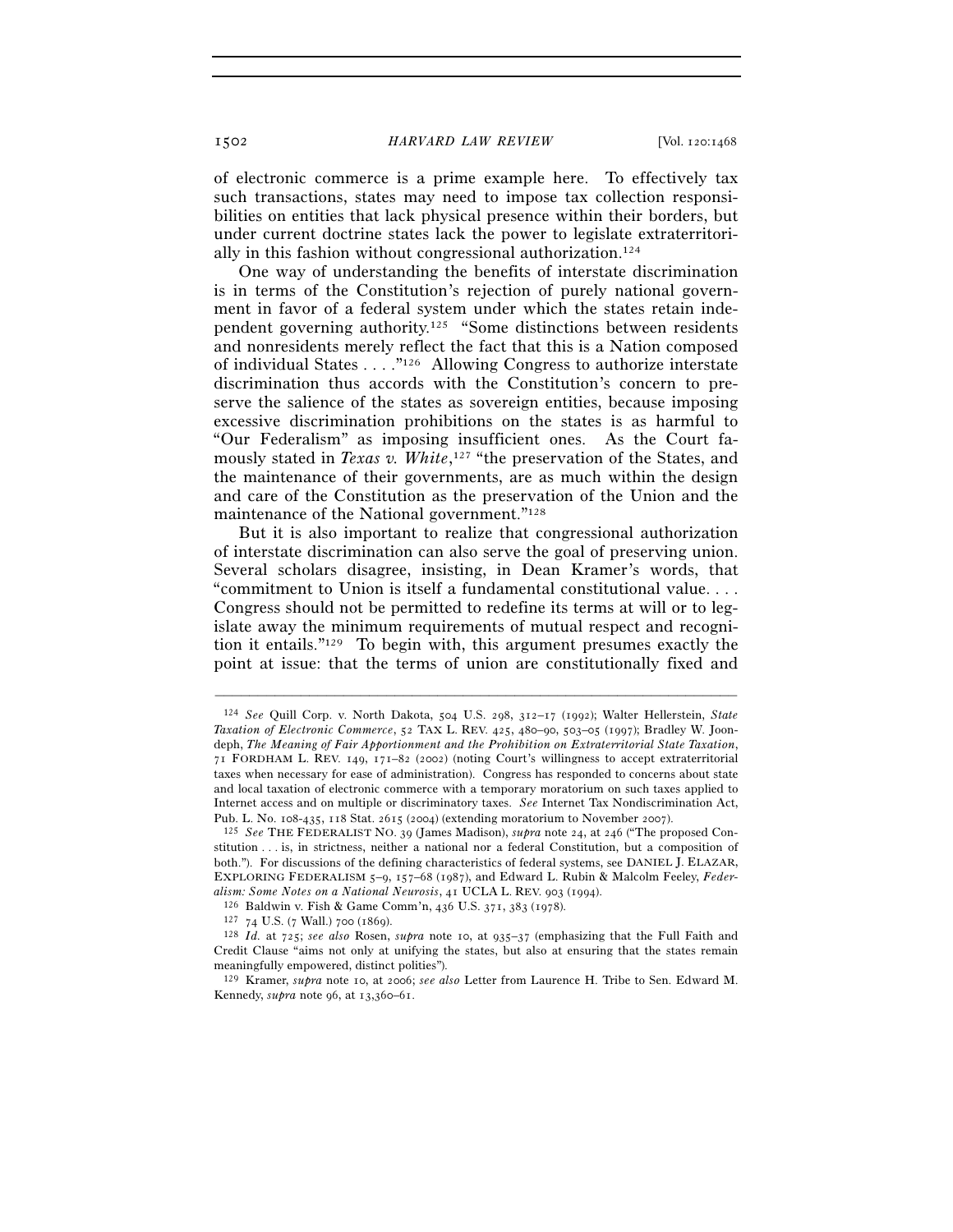of electronic commerce is a prime example here. To effectively tax such transactions, states may need to impose tax collection responsibilities on entities that lack physical presence within their borders, but under current doctrine states lack the power to legislate extraterritorially in this fashion without congressional authorization.[124]

One way of understanding the benefits of interstate discrimination is in terms of the Constitution's rejection of purely national government in favor of a federal system under which the states retain independent governing authority.[125] "Some distinctions between residents and nonresidents merely reflect the fact that this is a Nation composed of individual States . . . ."[126] Allowing Congress to authorize interstate discrimination thus accords with the Constitution's concern to preserve the salience of the states as sovereign entities, because imposing excessive discrimination prohibitions on the states is as harmful to "Our Federalism" as imposing insufficient ones. As the Court famously stated in *Texas v. White*,[127] "the preservation of the States, and the maintenance of their governments, are as much within the design and care of the Constitution as the preservation of the Union and the maintenance of the National government."[128]

But it is also important to realize that congressional authorization of interstate discrimination can also serve the goal of preserving union. Several scholars disagree, insisting, in Dean Kramer's words, that "commitment to Union is itself a fundamental constitutional value. . . . Congress should not be permitted to redefine its terms at will or to legislate away the minimum requirements of mutual respect and recognition it entails."[129] To begin with, this argument presumes exactly the point at issue: that the terms of union are constitutionally fixed and

---

[124] *See* Quill Corp. v. North Dakota, 504 U.S. 298, 312–17 (1992); Walter Hellerstein, *State Taxation of Electronic Commerce*, 52 TAX L. REV. 425, 480–90, 503–05 (1997); Bradley W. Joondeph, *The Meaning of Fair Apportionment and the Prohibition on Extraterritorial State Taxation*, 71 FORDHAM L. REV. 149, 171–82 (2002) (noting Court's willingness to accept extraterritorial taxes when necessary for ease of administration). Congress has responded to concerns about state and local taxation of electronic commerce with a temporary moratorium on such taxes applied to Internet access and on multiple or discriminatory taxes. *See* Internet Tax Nondiscrimination Act, Pub. L. No. 108-435, 118 Stat. 2615 (2004) (extending moratorium to November 2007).

[125] *See* THE FEDERALIST NO. 39 (James Madison), *supra* note 24, at 246 ("The proposed Constitution . . . is, in strictness, neither a national nor a federal Constitution, but a composition of both."). For discussions of the defining characteristics of federal systems, see DANIEL J. ELAZAR, EXPLORING FEDERALISM 5–9, 157–68 (1987), and Edward L. Rubin & Malcolm Feeley, *Federalism: Some Notes on a National Neurosis*, 41 UCLA L. REV. 903 (1994).

[126] Baldwin v. Fish & Game Comm'n, 436 U.S. 371, 383 (1978).

[127] 74 U.S. (7 Wall.) 700 (1869).

[128] *Id.* at 725; *see also* Rosen, *supra* note 10, at 935–37 (emphasizing that the Full Faith and Credit Clause "aims not only at unifying the states, but also at ensuring that the states remain meaningfully empowered, distinct polities").

[129] Kramer, *supra* note 10, at 2006; *see also* Letter from Laurence H. Tribe to Sen. Edward M. Kennedy, *supra* note 96, at 13,360–61.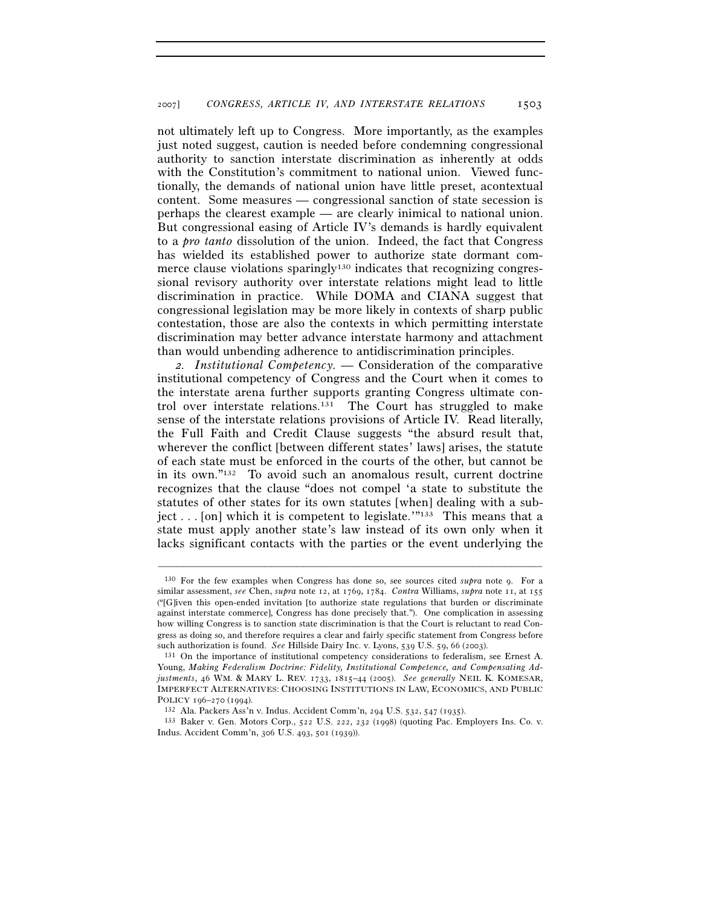not ultimately left up to Congress. More importantly, as the examples just noted suggest, caution is needed before condemning congressional authority to sanction interstate discrimination as inherently at odds with the Constitution's commitment to national union. Viewed functionally, the demands of national union have little preset, acontextual content. Some measures — congressional sanction of state secession is perhaps the clearest example — are clearly inimical to national union. But congressional easing of Article IV's demands is hardly equivalent to a *pro tanto* dissolution of the union. Indeed, the fact that Congress has wielded its established power to authorize state dormant commerce clause violations sparingly[130] indicates that recognizing congressional revisory authority over interstate relations might lead to little discrimination in practice. While DOMA and CIANA suggest that congressional legislation may be more likely in contexts of sharp public contestation, those are also the contexts in which permitting interstate discrimination may better advance interstate harmony and attachment than would unbending adherence to antidiscrimination principles.

*2. Institutional Competency.* — Consideration of the comparative institutional competency of Congress and the Court when it comes to the interstate arena further supports granting Congress ultimate control over interstate relations.[131] The Court has struggled to make sense of the interstate relations provisions of Article IV. Read literally, the Full Faith and Credit Clause suggests "the absurd result that, wherever the conflict [between different states' laws] arises, the statute of each state must be enforced in the courts of the other, but cannot be in its own."[132] To avoid such an anomalous result, current doctrine recognizes that the clause "does not compel 'a state to substitute the statutes of other states for its own statutes [when] dealing with a subject . . . [on] which it is competent to legislate.'"[133] This means that a state must apply another state's law instead of its own only when it lacks significant contacts with the parties or the event underlying the

---

[130] For the few examples when Congress has done so, see sources cited *supra* note 9. For a similar assessment, *see* Chen, *supra* note 12, at 1769, 1784. *Contra* Williams, *supra* note 11, at 155 ("[G]iven this open-ended invitation [to authorize state regulations that burden or discriminate against interstate commerce], Congress has done precisely that."). One complication in assessing how willing Congress is to sanction state discrimination is that the Court is reluctant to read Congress as doing so, and therefore requires a clear and fairly specific statement from Congress before such authorization is found. *See* Hillside Dairy Inc. v. Lyons, 539 U.S. 59, 66 (2003).

[131] On the importance of institutional competency considerations to federalism, see Ernest A. Young, *Making Federalism Doctrine: Fidelity, Institutional Competence, and Compensating Adjustments*, 46 WM. & MARY L. REV. 1733, 1815–44 (2005). *See generally* NEIL K. KOMESAR, IMPERFECT ALTERNATIVES: CHOOSING INSTITUTIONS IN LAW, ECONOMICS, AND PUBLIC POLICY 196–270 (1994).

[132] Ala. Packers Ass'n v. Indus. Accident Comm'n, 294 U.S. 532, 547 (1935).

[133] Baker v. Gen. Motors Corp., 522 U.S. 222, 232 (1998) (quoting Pac. Employers Ins. Co. v. Indus. Accident Comm'n, 306 U.S. 493, 501 (1939)).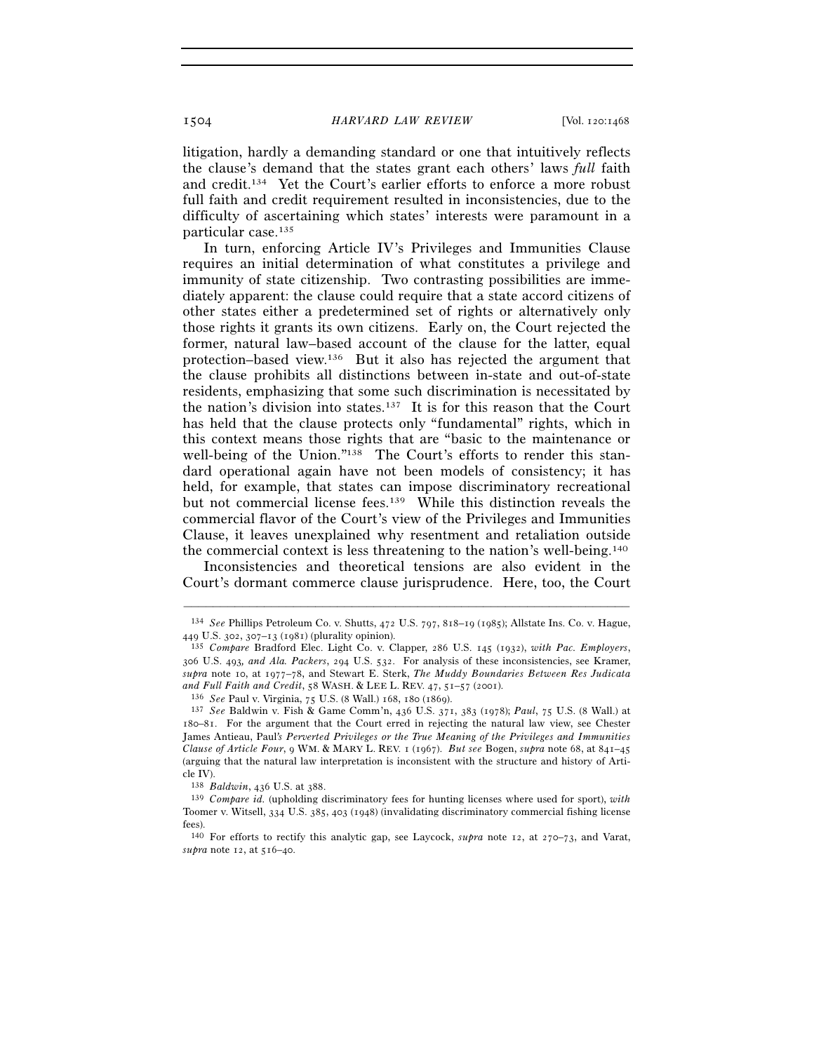litigation, hardly a demanding standard or one that intuitively reflects the clause's demand that the states grant each others' laws *full* faith and credit.[134] Yet the Court's earlier efforts to enforce a more robust full faith and credit requirement resulted in inconsistencies, due to the difficulty of ascertaining which states' interests were paramount in a particular case.[135]

In turn, enforcing Article IV's Privileges and Immunities Clause requires an initial determination of what constitutes a privilege and immunity of state citizenship. Two contrasting possibilities are immediately apparent: the clause could require that a state accord citizens of other states either a predetermined set of rights or alternatively only those rights it grants its own citizens. Early on, the Court rejected the former, natural law–based account of the clause for the latter, equal protection–based view.[136] But it also has rejected the argument that the clause prohibits all distinctions between in-state and out-of-state residents, emphasizing that some such discrimination is necessitated by the nation's division into states.[137] It is for this reason that the Court has held that the clause protects only "fundamental" rights, which in this context means those rights that are "basic to the maintenance or well-being of the Union."[138] The Court's efforts to render this standard operational again have not been models of consistency; it has held, for example, that states can impose discriminatory recreational but not commercial license fees.[139] While this distinction reveals the commercial flavor of the Court's view of the Privileges and Immunities Clause, it leaves unexplained why resentment and retaliation outside the commercial context is less threatening to the nation's well-being.[140]

Inconsistencies and theoretical tensions are also evident in the Court's dormant commerce clause jurisprudence. Here, too, the Court

---

[134] *See* Phillips Petroleum Co. v. Shutts, 472 U.S. 797, 818–19 (1985); Allstate Ins. Co. v. Hague, 449 U.S. 302, 307–13 (1981) (plurality opinion).

[135] *Compare* Bradford Elec. Light Co. v. Clapper, 286 U.S. 145 (1932), *with Pac. Employers*, 306 U.S. 493*, and Ala. Packers*, 294 U.S. 532. For analysis of these inconsistencies, see Kramer, *supra* note 10, at 1977–78, and Stewart E. Sterk, *The Muddy Boundaries Between Res Judicata and Full Faith and Credit*, 58 WASH. & LEE L. REV. 47, 51–57 (2001).

[136] *See* Paul v. Virginia, 75 U.S. (8 Wall.) 168, 180 (1869).

[137] *See* Baldwin v. Fish & Game Comm'n, 436 U.S. 371, 383 (1978); *Paul*, 75 U.S. (8 Wall.) at 180–81. For the argument that the Court erred in rejecting the natural law view, see Chester James Antieau, Paul*'s Perverted Privileges or the True Meaning of the Privileges and Immunities Clause of Article Four*, 9 WM. & MARY L. REV. 1 (1967). *But see* Bogen, *supra* note 68, at 841–45 (arguing that the natural law interpretation is inconsistent with the structure and history of Article IV).

[138] *Baldwin*, 436 U.S. at 388.

[139] *Compare id.* (upholding discriminatory fees for hunting licenses where used for sport), *with* Toomer v. Witsell, 334 U.S. 385, 403 (1948) (invalidating discriminatory commercial fishing license fees).

[140] For efforts to rectify this analytic gap, see Laycock, *supra* note 12, at 270–73, and Varat, *supra* note 12, at 516–40.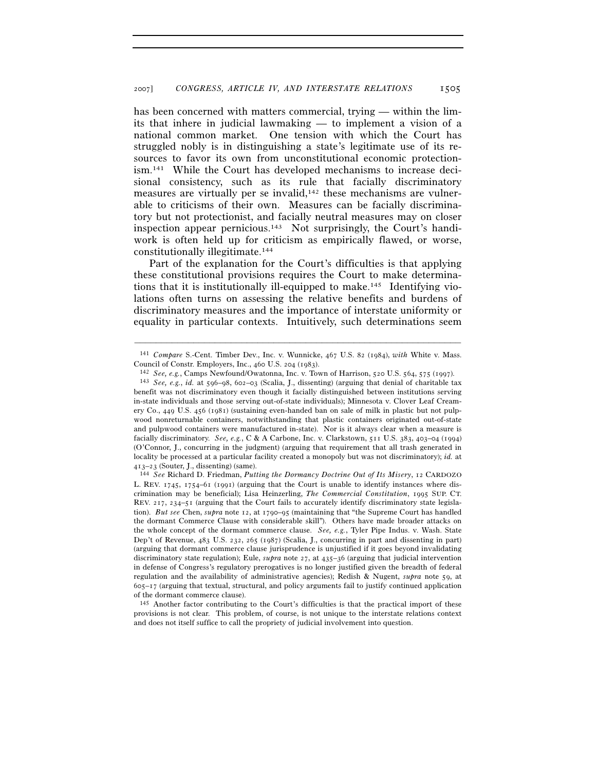has been concerned with matters commercial, trying — within the limits that inhere in judicial lawmaking — to implement a vision of a national common market. One tension with which the Court has struggled nobly is in distinguishing a state's legitimate use of its resources to favor its own from unconstitutional economic protectionism.[141] While the Court has developed mechanisms to increase decisional consistency, such as its rule that facially discriminatory measures are virtually per se invalid,[142] these mechanisms are vulnerable to criticisms of their own. Measures can be facially discriminatory but not protectionist, and facially neutral measures may on closer inspection appear pernicious.[143] Not surprisingly, the Court's handiwork is often held up for criticism as empirically flawed, or worse, constitutionally illegitimate.[144]

Part of the explanation for the Court's difficulties is that applying these constitutional provisions requires the Court to make determinations that it is institutionally ill-equipped to make.[145] Identifying violations often turns on assessing the relative benefits and burdens of discriminatory measures and the importance of interstate uniformity or equality in particular contexts. Intuitively, such determinations seem

---

[141] *Compare* S.-Cent. Timber Dev., Inc. v. Wunnicke, 467 U.S. 82 (1984), *with* White v. Mass. Council of Constr. Employers, Inc., 460 U.S. 204 (1983).

[142] *See, e.g.*, Camps Newfound/Owatonna, Inc. v. Town of Harrison, 520 U.S. 564, 575 (1997).

[143] *See, e.g.*, *id.* at 596–98, 602–03 (Scalia, J., dissenting) (arguing that denial of charitable tax benefit was not discriminatory even though it facially distinguished between institutions serving in-state individuals and those serving out-of-state individuals); Minnesota v. Clover Leaf Creamery Co., 449 U.S. 456 (1981) (sustaining even-handed ban on sale of milk in plastic but not pulpwood nonreturnable containers, notwithstanding that plastic containers originated out-of-state and pulpwood containers were manufactured in-state). Nor is it always clear when a measure is facially discriminatory. *See, e.g.*, C & A Carbone, Inc. v. Clarkstown, 511 U.S. 383, 403–04 (1994) (O'Connor, J., concurring in the judgment) (arguing that requirement that all trash generated in locality be processed at a particular facility created a monopoly but was not discriminatory); *id.* at 413–23 (Souter, J., dissenting) (same).

[144] *See* Richard D. Friedman, *Putting the Dormancy Doctrine Out of Its Misery*, 12 CARDOZO L. REV. 1745, 1754–61 (1991) (arguing that the Court is unable to identify instances where discrimination may be beneficial); Lisa Heinzerling, *The Commercial Constitution*, 1995 SUP. CT. REV. 217, 234–51 (arguing that the Court fails to accurately identify discriminatory state legislation). *But see* Chen, *supra* note 12, at 1790–95 (maintaining that "the Supreme Court has handled the dormant Commerce Clause with considerable skill"). Others have made broader attacks on the whole concept of the dormant commerce clause. *See, e.g.*, Tyler Pipe Indus. v. Wash. State Dep't of Revenue, 483 U.S. 232, 265 (1987) (Scalia, J., concurring in part and dissenting in part) (arguing that dormant commerce clause jurisprudence is unjustified if it goes beyond invalidating discriminatory state regulation); Eule, *supra* note 27, at 435–36 (arguing that judicial intervention in defense of Congress's regulatory prerogatives is no longer justified given the breadth of federal regulation and the availability of administrative agencies); Redish & Nugent, *supra* note 59, at 605–17 (arguing that textual, structural, and policy arguments fail to justify continued application of the dormant commerce clause).

[145] Another factor contributing to the Court's difficulties is that the practical import of these provisions is not clear. This problem, of course, is not unique to the interstate relations context and does not itself suffice to call the propriety of judicial involvement into question.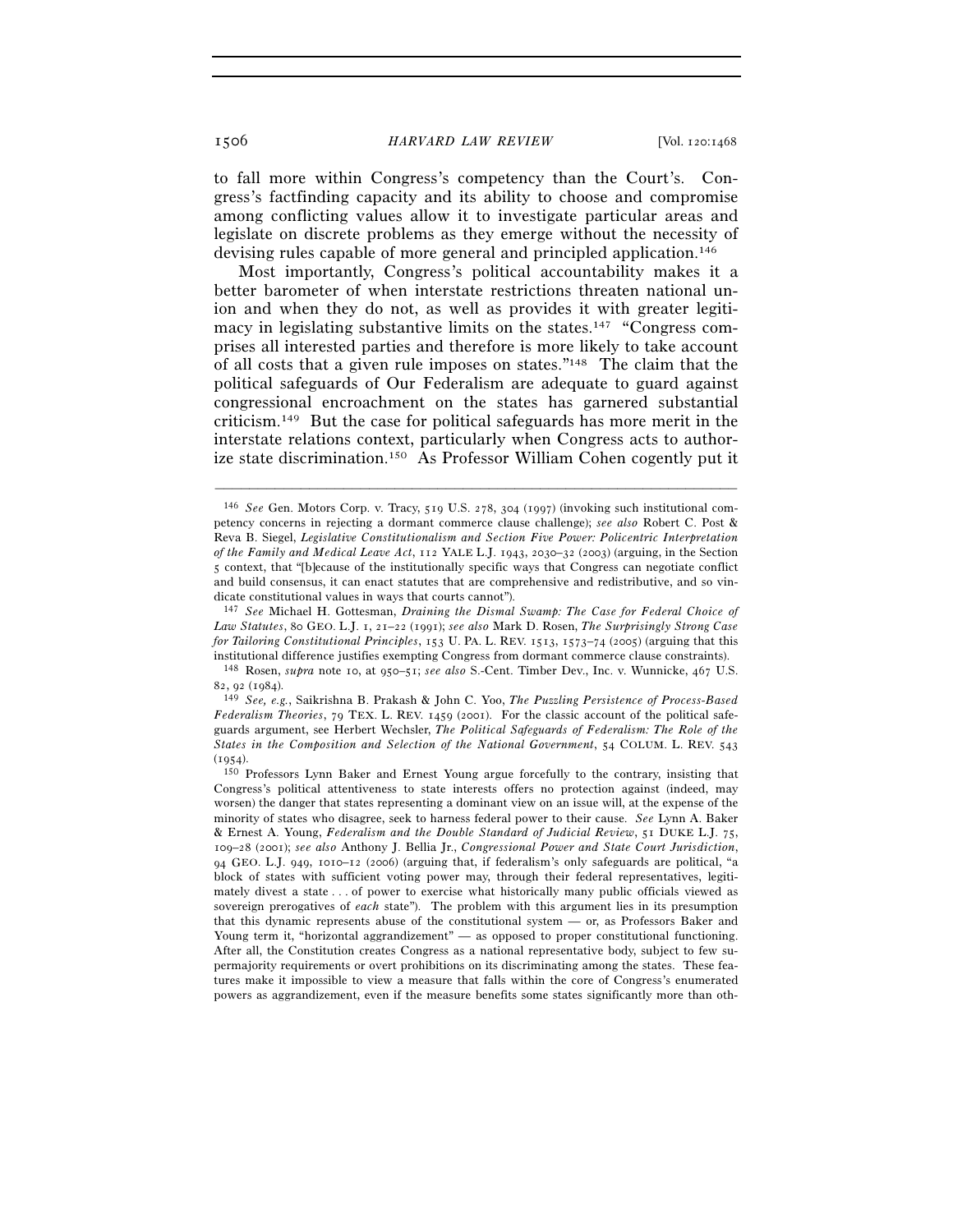to fall more within Congress's competency than the Court's. Congress's factfinding capacity and its ability to choose and compromise among conflicting values allow it to investigate particular areas and legislate on discrete problems as they emerge without the necessity of devising rules capable of more general and principled application.[146]

Most importantly, Congress's political accountability makes it a better barometer of when interstate restrictions threaten national union and when they do not, as well as provides it with greater legitimacy in legislating substantive limits on the states.[147] "Congress comprises all interested parties and therefore is more likely to take account of all costs that a given rule imposes on states."[148] The claim that the political safeguards of Our Federalism are adequate to guard against congressional encroachment on the states has garnered substantial criticism.[149] But the case for political safeguards has more merit in the interstate relations context, particularly when Congress acts to authorize state discrimination.[150] As Professor William Cohen cogently put it

---

[146] *See* Gen. Motors Corp. v. Tracy, 519 U.S. 278, 304 (1997) (invoking such institutional competency concerns in rejecting a dormant commerce clause challenge); *see also* Robert C. Post & Reva B. Siegel, *Legislative Constitutionalism and Section Five Power: Policentric Interpretation of the Family and Medical Leave Act*, 112 YALE L.J. 1943, 2030–32 (2003) (arguing, in the Section 5 context, that "[b]ecause of the institutionally specific ways that Congress can negotiate conflict and build consensus, it can enact statutes that are comprehensive and redistributive, and so vindicate constitutional values in ways that courts cannot").

[147] *See* Michael H. Gottesman, *Draining the Dismal Swamp: The Case for Federal Choice of Law Statutes*, 80 GEO. L.J. 1, 21–22 (1991); *see also* Mark D. Rosen, *The Surprisingly Strong Case for Tailoring Constitutional Principles*, 153 U. PA. L. REV. 1513, 1573–74 (2005) (arguing that this institutional difference justifies exempting Congress from dormant commerce clause constraints).

[148] Rosen, *supra* note 10, at 950–51; *see also* S.-Cent. Timber Dev., Inc. v. Wunnicke, 467 U.S. 82, 92 (1984).

[149] *See, e.g.*, Saikrishna B. Prakash & John C. Yoo, *The Puzzling Persistence of Process-Based Federalism Theories*, 79 TEX. L. REV. 1459 (2001). For the classic account of the political safeguards argument, see Herbert Wechsler, *The Political Safeguards of Federalism: The Role of the States in the Composition and Selection of the National Government*, 54 COLUM. L. REV. 543 (1954).

[150] Professors Lynn Baker and Ernest Young argue forcefully to the contrary, insisting that Congress's political attentiveness to state interests offers no protection against (indeed, may worsen) the danger that states representing a dominant view on an issue will, at the expense of the minority of states who disagree, seek to harness federal power to their cause. *See* Lynn A. Baker & Ernest A. Young, *Federalism and the Double Standard of Judicial Review*, 51 DUKE L.J. 75, 109–28 (2001); *see also* Anthony J. Bellia Jr., *Congressional Power and State Court Jurisdiction*, 94 GEO. L.J. 949, 1010–12 (2006) (arguing that, if federalism's only safeguards are political, "a block of states with sufficient voting power may, through their federal representatives, legitimately divest a state . . . of power to exercise what historically many public officials viewed as sovereign prerogatives of *each* state"). The problem with this argument lies in its presumption that this dynamic represents abuse of the constitutional system — or, as Professors Baker and Young term it, "horizontal aggrandizement" — as opposed to proper constitutional functioning. After all, the Constitution creates Congress as a national representative body, subject to few supermajority requirements or overt prohibitions on its discriminating among the states. These features make it impossible to view a measure that falls within the core of Congress's enumerated powers as aggrandizement, even if the measure benefits some states significantly more than oth-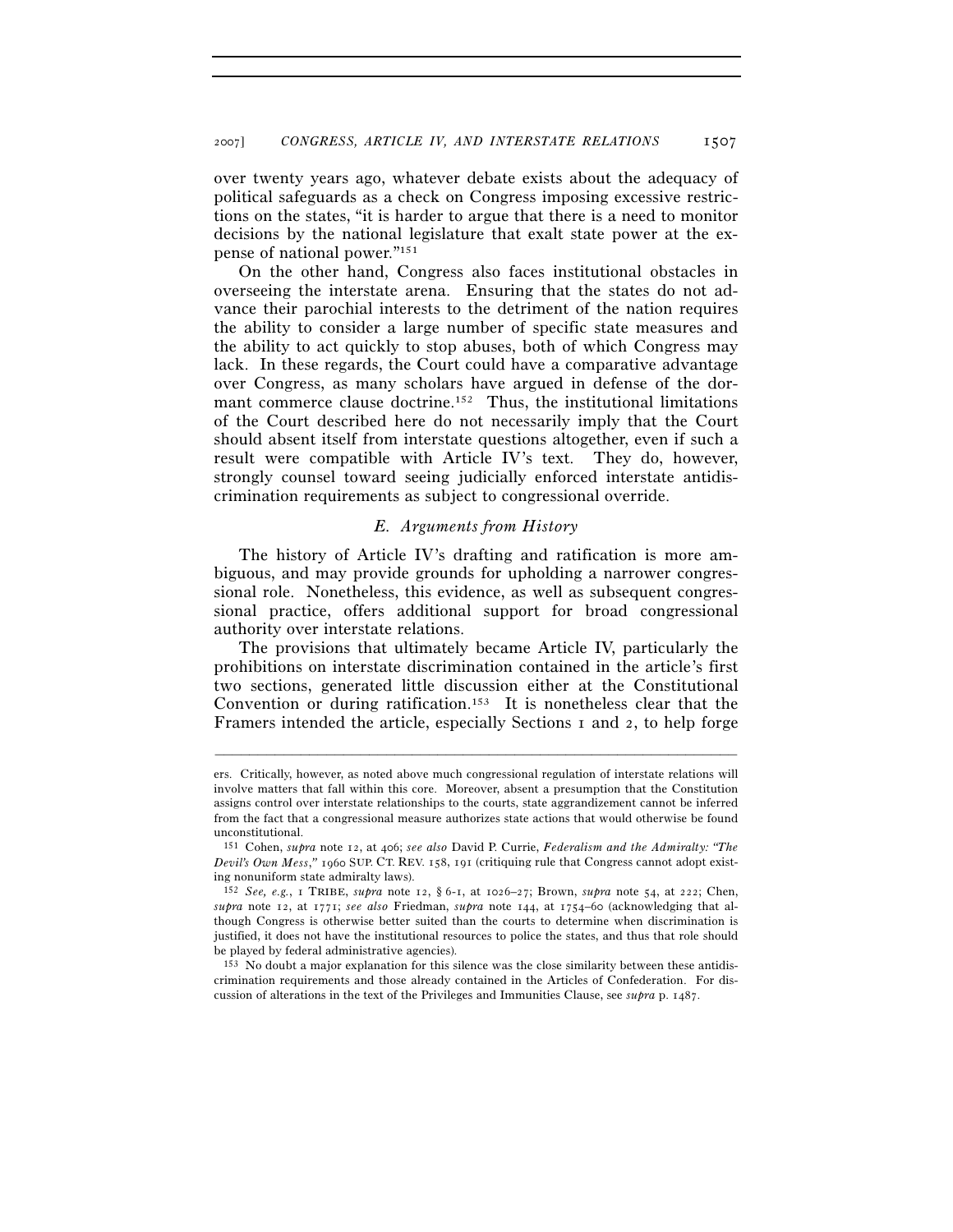over twenty years ago, whatever debate exists about the adequacy of political safeguards as a check on Congress imposing excessive restrictions on the states, "it is harder to argue that there is a need to monitor decisions by the national legislature that exalt state power at the expense of national power."[151]

On the other hand, Congress also faces institutional obstacles in overseeing the interstate arena. Ensuring that the states do not advance their parochial interests to the detriment of the nation requires the ability to consider a large number of specific state measures and the ability to act quickly to stop abuses, both of which Congress may lack. In these regards, the Court could have a comparative advantage over Congress, as many scholars have argued in defense of the dormant commerce clause doctrine.[152] Thus, the institutional limitations of the Court described here do not necessarily imply that the Court should absent itself from interstate questions altogether, even if such a result were compatible with Article IV's text. They do, however, strongly counsel toward seeing judicially enforced interstate antidiscrimination requirements as subject to congressional override.

### *E. Arguments from History*

The history of Article IV's drafting and ratification is more ambiguous, and may provide grounds for upholding a narrower congressional role. Nonetheless, this evidence, as well as subsequent congressional practice, offers additional support for broad congressional authority over interstate relations.

The provisions that ultimately became Article IV, particularly the prohibitions on interstate discrimination contained in the article's first two sections, generated little discussion either at the Constitutional Convention or during ratification.[153] It is nonetheless clear that the Framers intended the article, especially Sections 1 and 2, to help forge

---

ers. Critically, however, as noted above much congressional regulation of interstate relations will involve matters that fall within this core. Moreover, absent a presumption that the Constitution assigns control over interstate relationships to the courts, state aggrandizement cannot be inferred from the fact that a congressional measure authorizes state actions that would otherwise be found unconstitutional.

[151] Cohen, *supra* note 12, at 406; *see also* David P. Currie, *Federalism and the Admiralty: "The Devil's Own Mess*,*"* 1960 SUP. CT. REV. 158, 191 (critiquing rule that Congress cannot adopt existing nonuniform state admiralty laws).

[152] *See, e.g.*, 1 TRIBE, *supra* note 12, § 6-1, at 1026–27; Brown, *supra* note 54, at 222; Chen, *supra* note 12, at 1771; *see also* Friedman, *supra* note 144, at 1754–60 (acknowledging that although Congress is otherwise better suited than the courts to determine when discrimination is justified, it does not have the institutional resources to police the states, and thus that role should be played by federal administrative agencies).

[153] No doubt a major explanation for this silence was the close similarity between these antidiscrimination requirements and those already contained in the Articles of Confederation. For discussion of alterations in the text of the Privileges and Immunities Clause, see *supra* p. 1487.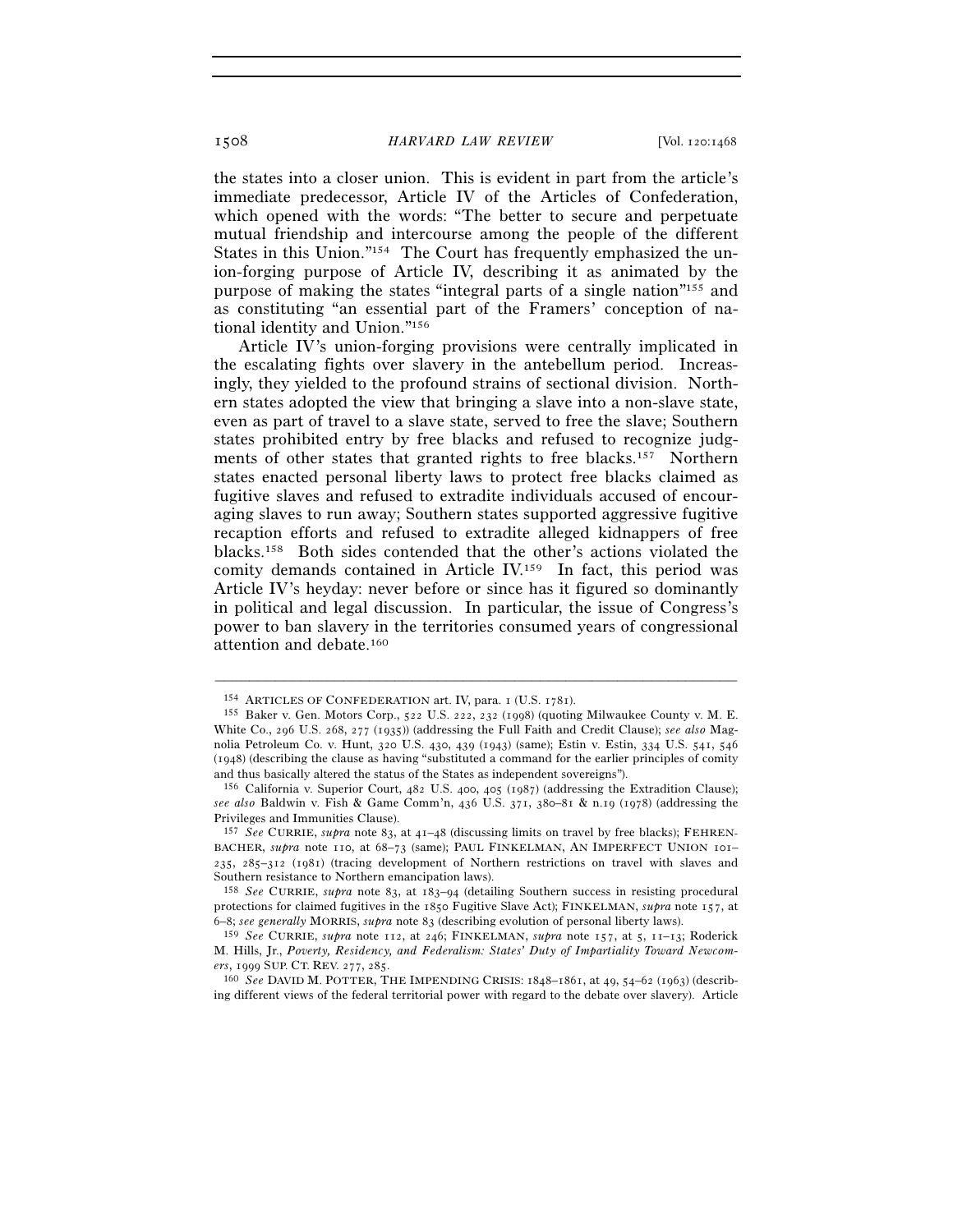the states into a closer union. This is evident in part from the article's immediate predecessor, Article IV of the Articles of Confederation, which opened with the words: "The better to secure and perpetuate mutual friendship and intercourse among the people of the different States in this Union."[154] The Court has frequently emphasized the union-forging purpose of Article IV, describing it as animated by the purpose of making the states "integral parts of a single nation"[155] and as constituting "an essential part of the Framers' conception of national identity and Union."[156]

Article IV's union-forging provisions were centrally implicated in the escalating fights over slavery in the antebellum period. Increasingly, they yielded to the profound strains of sectional division. Northern states adopted the view that bringing a slave into a non-slave state, even as part of travel to a slave state, served to free the slave; Southern states prohibited entry by free blacks and refused to recognize judgments of other states that granted rights to free blacks.[157] Northern states enacted personal liberty laws to protect free blacks claimed as fugitive slaves and refused to extradite individuals accused of encouraging slaves to run away; Southern states supported aggressive fugitive recaption efforts and refused to extradite alleged kidnappers of free blacks.[158] Both sides contended that the other's actions violated the comity demands contained in Article IV.[159] In fact, this period was Article IV's heyday: never before or since has it figured so dominantly in political and legal discussion. In particular, the issue of Congress's power to ban slavery in the territories consumed years of congressional attention and debate.[160]

---

[154] ARTICLES OF CONFEDERATION art. IV, para. 1 (U.S. 1781).

[155] Baker v. Gen. Motors Corp., 522 U.S. 222, 232 (1998) (quoting Milwaukee County v. M. E. White Co., 296 U.S. 268, 277 (1935)) (addressing the Full Faith and Credit Clause); *see also* Magnolia Petroleum Co. v. Hunt, 320 U.S. 430, 439 (1943) (same); Estin v. Estin, 334 U.S. 541, 546 (1948) (describing the clause as having "substituted a command for the earlier principles of comity and thus basically altered the status of the States as independent sovereigns").

[156] California v. Superior Court, 482 U.S. 400, 405 (1987) (addressing the Extradition Clause); *see also* Baldwin v. Fish & Game Comm'n, 436 U.S. 371, 380–81 & n.19 (1978) (addressing the Privileges and Immunities Clause).

[157] *See* CURRIE, *supra* note 83, at 41–48 (discussing limits on travel by free blacks); FEHRENBACHER, *supra* note 110, at 68–73 (same); PAUL FINKELMAN, AN IMPERFECT UNION 101–235, 285–312 (1981) (tracing development of Northern restrictions on travel with slaves and Southern resistance to Northern emancipation laws).

[158] *See* CURRIE, *supra* note 83, at 183–94 (detailing Southern success in resisting procedural protections for claimed fugitives in the 1850 Fugitive Slave Act); FINKELMAN, *supra* note 157, at 6–8; *see generally* MORRIS, *supra* note 83 (describing evolution of personal liberty laws).

[159] *See* CURRIE, *supra* note 112, at 246; FINKELMAN, *supra* note 157, at 5, 11–13; Roderick M. Hills, Jr., *Poverty, Residency, and Federalism: States' Duty of Impartiality Toward Newcomers*, 1999 SUP. CT. REV. 277, 285.

[160] *See* DAVID M. POTTER, THE IMPENDING CRISIS: 1848–1861, at 49, 54–62 (1963) (describing different views of the federal territorial power with regard to the debate over slavery). Article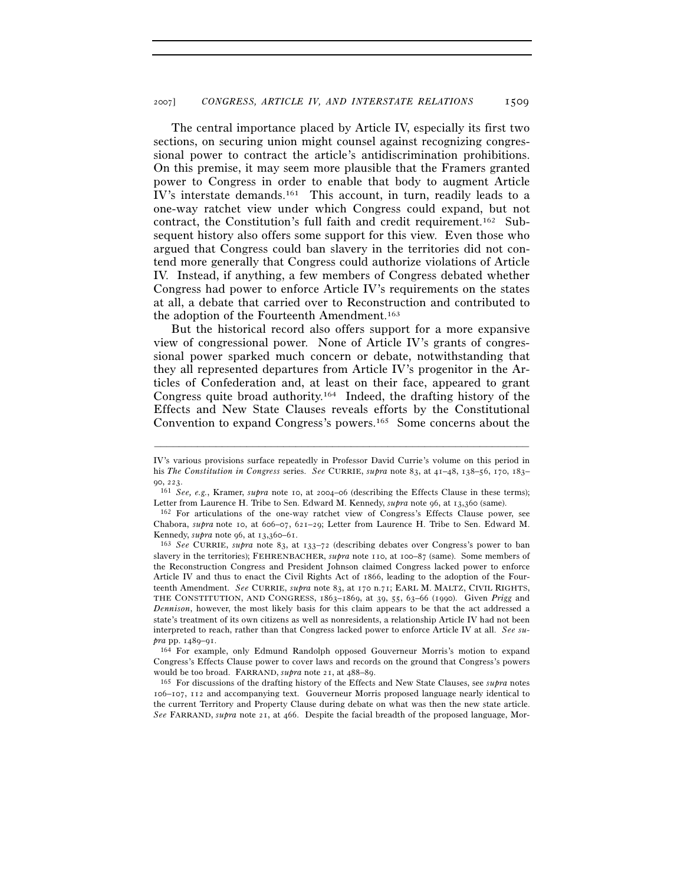The central importance placed by Article IV, especially its first two sections, on securing union might counsel against recognizing congressional power to contract the article's antidiscrimination prohibitions. On this premise, it may seem more plausible that the Framers granted power to Congress in order to enable that body to augment Article IV's interstate demands.[161] This account, in turn, readily leads to a one-way ratchet view under which Congress could expand, but not contract, the Constitution's full faith and credit requirement.[162] Subsequent history also offers some support for this view. Even those who argued that Congress could ban slavery in the territories did not contend more generally that Congress could authorize violations of Article IV. Instead, if anything, a few members of Congress debated whether Congress had power to enforce Article IV's requirements on the states at all, a debate that carried over to Reconstruction and contributed to the adoption of the Fourteenth Amendment.[163]

But the historical record also offers support for a more expansive view of congressional power. None of Article IV's grants of congressional power sparked much concern or debate, notwithstanding that they all represented departures from Article IV's progenitor in the Articles of Confederation and, at least on their face, appeared to grant Congress quite broad authority.[164] Indeed, the drafting history of the Effects and New State Clauses reveals efforts by the Constitutional Convention to expand Congress's powers.[165] Some concerns about the

---

IV's various provisions surface repeatedly in Professor David Currie's volume on this period in his *The Constitution in Congress* series. *See* CURRIE, *supra* note 83, at 41–48, 138–56, 170, 183–90, 223.

[161] *See, e.g.*, Kramer, *supra* note 10, at 2004–06 (describing the Effects Clause in these terms); Letter from Laurence H. Tribe to Sen. Edward M. Kennedy, *supra* note 96, at 13,360 (same).

[162] For articulations of the one-way ratchet view of Congress's Effects Clause power, see Chabora, *supra* note 10, at 606–07, 621–29; Letter from Laurence H. Tribe to Sen. Edward M. Kennedy, *supra* note 96, at 13,360–61.

[163] *See* CURRIE, *supra* note 83, at 133–72 (describing debates over Congress's power to ban slavery in the territories); FEHRENBACHER, *supra* note 110, at 100–87 (same). Some members of the Reconstruction Congress and President Johnson claimed Congress lacked power to enforce Article IV and thus to enact the Civil Rights Act of 1866, leading to the adoption of the Fourteenth Amendment. *See* CURRIE, *supra* note 83, at 170 n.71; EARL M. MALTZ, CIVIL RIGHTS, THE CONSTITUTION, AND CONGRESS, 1863–1869, at 39, 55, 63–66 (1990). Given *Prigg* and *Dennison*, however, the most likely basis for this claim appears to be that the act addressed a state's treatment of its own citizens as well as nonresidents, a relationship Article IV had not been interpreted to reach, rather than that Congress lacked power to enforce Article IV at all. *See supra* pp. 1489–91.

[164] For example, only Edmund Randolph opposed Gouverneur Morris's motion to expand Congress's Effects Clause power to cover laws and records on the ground that Congress's powers would be too broad. FARRAND, *supra* note 21, at 488–89.

[165] For discussions of the drafting history of the Effects and New State Clauses, see *supra* notes 106–107, 112 and accompanying text. Gouverneur Morris proposed language nearly identical to the current Territory and Property Clause during debate on what was then the new state article. *See* FARRAND, *supra* note 21, at 466. Despite the facial breadth of the proposed language, Mor-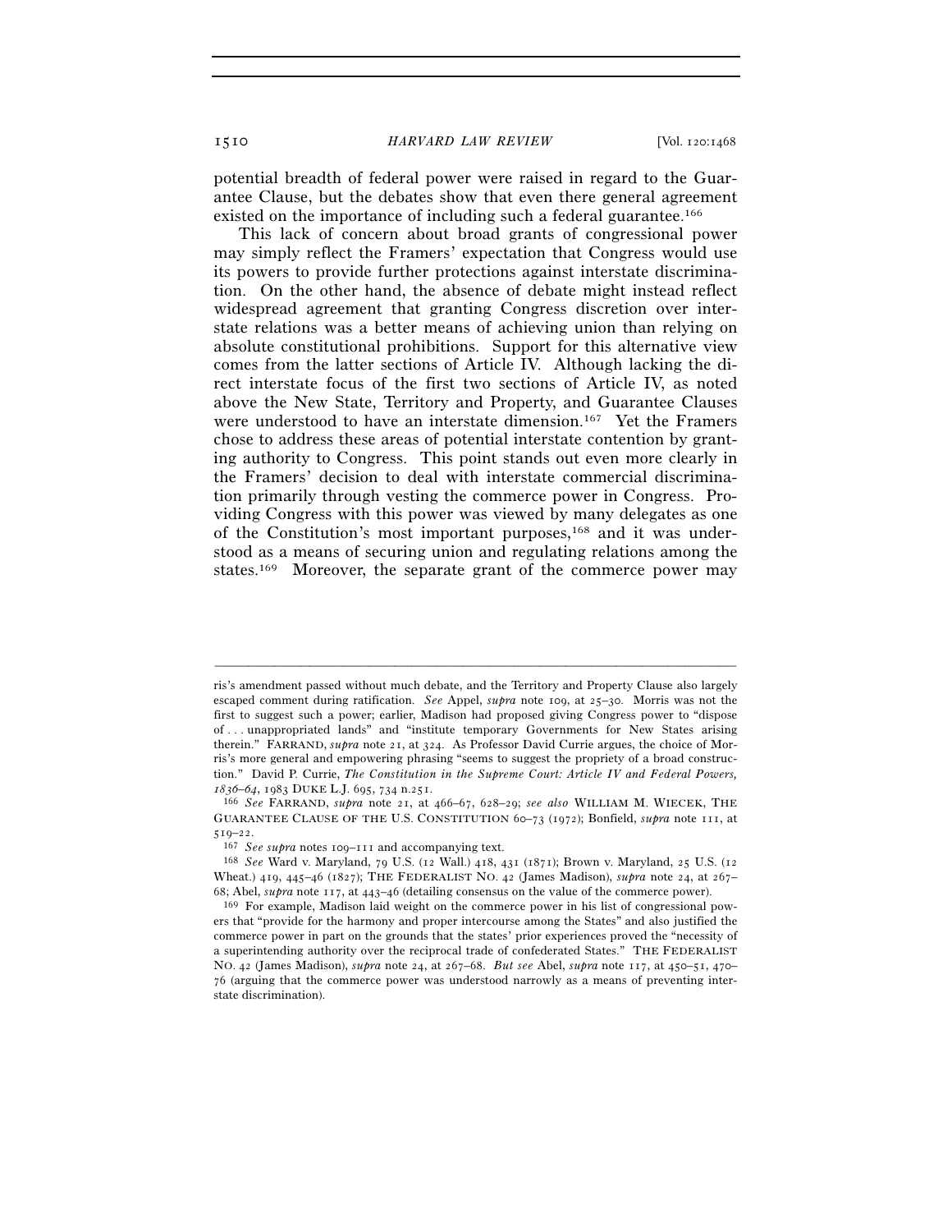potential breadth of federal power were raised in regard to the Guarantee Clause, but the debates show that even there general agreement existed on the importance of including such a federal guarantee.[166]

This lack of concern about broad grants of congressional power may simply reflect the Framers' expectation that Congress would use its powers to provide further protections against interstate discrimination. On the other hand, the absence of debate might instead reflect widespread agreement that granting Congress discretion over interstate relations was a better means of achieving union than relying on absolute constitutional prohibitions. Support for this alternative view comes from the latter sections of Article IV. Although lacking the direct interstate focus of the first two sections of Article IV, as noted above the New State, Territory and Property, and Guarantee Clauses were understood to have an interstate dimension.[167] Yet the Framers chose to address these areas of potential interstate contention by granting authority to Congress. This point stands out even more clearly in the Framers' decision to deal with interstate commercial discrimination primarily through vesting the commerce power in Congress. Providing Congress with this power was viewed by many delegates as one of the Constitution's most important purposes,[168] and it was understood as a means of securing union and regulating relations among the states.[169] Moreover, the separate grant of the commerce power may

---

ris's amendment passed without much debate, and the Territory and Property Clause also largely escaped comment during ratification. *See* Appel, *supra* note 109, at 25–30. Morris was not the first to suggest such a power; earlier, Madison had proposed giving Congress power to "dispose of . . . unappropriated lands" and "institute temporary Governments for New States arising therein." FARRAND, *supra* note 21, at 324. As Professor David Currie argues, the choice of Morris's more general and empowering phrasing "seems to suggest the propriety of a broad construction." David P. Currie, *The Constitution in the Supreme Court: Article IV and Federal Powers, 1836–64*, 1983 DUKE L.J. 695, 734 n.251.

[166] *See* FARRAND, *supra* note 21, at 466–67, 628–29; *see also* WILLIAM M. WIECEK, THE GUARANTEE CLAUSE OF THE U.S. CONSTITUTION 60–73 (1972); Bonfield, *supra* note 111, at 519–22.

[167] *See supra* notes 109–111 and accompanying text.

[168] *See* Ward v. Maryland, 79 U.S. (12 Wall.) 418, 431 (1871); Brown v. Maryland, 25 U.S. (12 Wheat.) 419, 445–46 (1827); THE FEDERALIST NO. 42 (James Madison), *supra* note 24, at 267–68; Abel, *supra* note 117, at 443–46 (detailing consensus on the value of the commerce power).

[169] For example, Madison laid weight on the commerce power in his list of congressional powers that "provide for the harmony and proper intercourse among the States" and also justified the commerce power in part on the grounds that the states' prior experiences proved the "necessity of a superintending authority over the reciprocal trade of confederated States." THE FEDERALIST NO. 42 (James Madison), *supra* note 24, at 267–68. *But see* Abel, *supra* note 117, at 450–51, 470–76 (arguing that the commerce power was understood narrowly as a means of preventing interstate discrimination).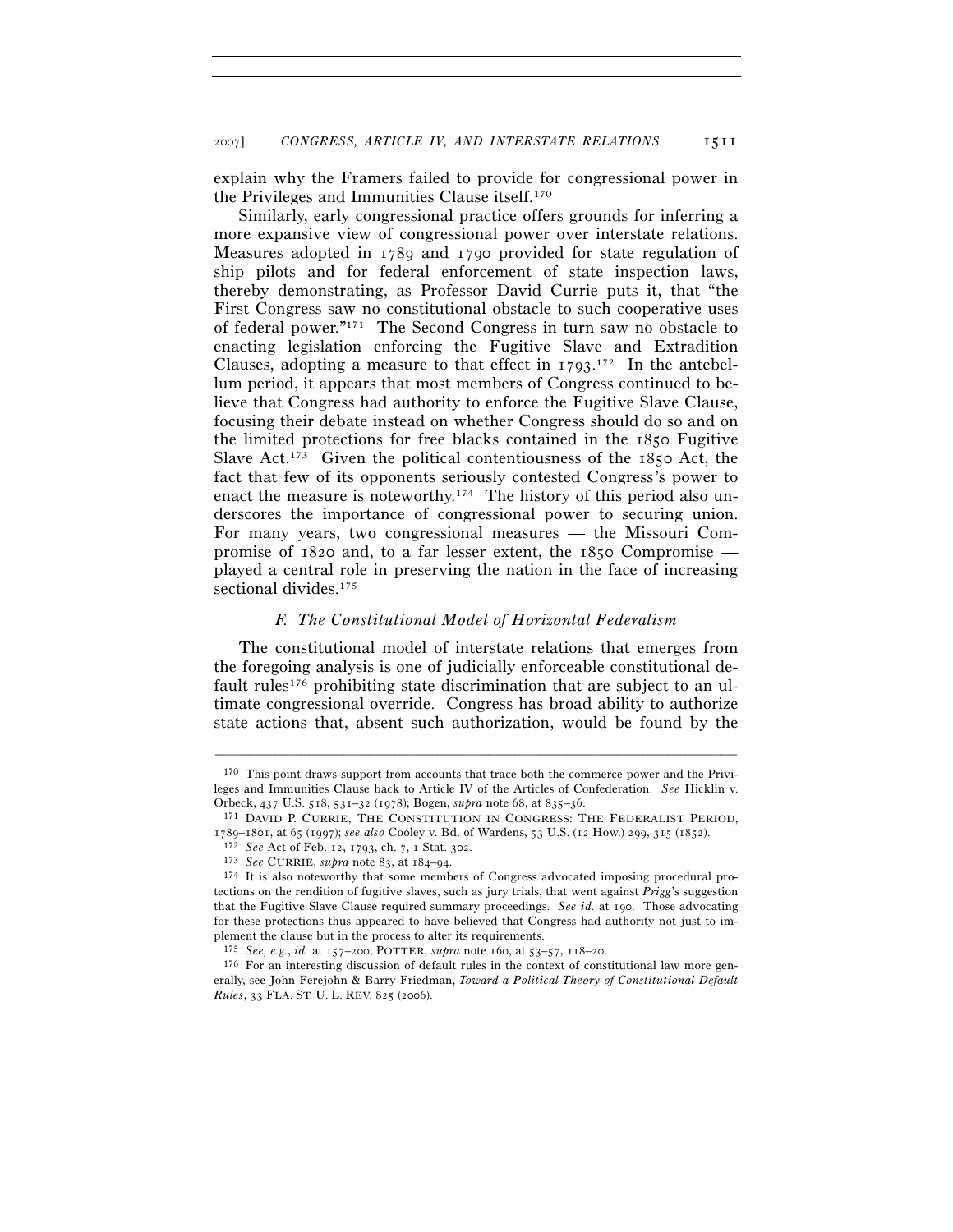explain why the Framers failed to provide for congressional power in the Privileges and Immunities Clause itself.[170]

Similarly, early congressional practice offers grounds for inferring a more expansive view of congressional power over interstate relations. Measures adopted in 1789 and 1790 provided for state regulation of ship pilots and for federal enforcement of state inspection laws, thereby demonstrating, as Professor David Currie puts it, that "the First Congress saw no constitutional obstacle to such cooperative uses of federal power."[171] The Second Congress in turn saw no obstacle to enacting legislation enforcing the Fugitive Slave and Extradition Clauses, adopting a measure to that effect in 1793.[172] In the antebellum period, it appears that most members of Congress continued to believe that Congress had authority to enforce the Fugitive Slave Clause, focusing their debate instead on whether Congress should do so and on the limited protections for free blacks contained in the 1850 Fugitive Slave Act.[173] Given the political contentiousness of the 1850 Act, the fact that few of its opponents seriously contested Congress's power to enact the measure is noteworthy.[174] The history of this period also underscores the importance of congressional power to securing union. For many years, two congressional measures — the Missouri Compromise of 1820 and, to a far lesser extent, the 1850 Compromise — played a central role in preserving the nation in the face of increasing sectional divides.[175]

### *F. The Constitutional Model of Horizontal Federalism*

The constitutional model of interstate relations that emerges from the foregoing analysis is one of judicially enforceable constitutional default rules[176] prohibiting state discrimination that are subject to an ultimate congressional override. Congress has broad ability to authorize state actions that, absent such authorization, would be found by the

---

[170] This point draws support from accounts that trace both the commerce power and the Privileges and Immunities Clause back to Article IV of the Articles of Confederation. *See* Hicklin v. Orbeck, 437 U.S. 518, 531–32 (1978); Bogen, *supra* note 68, at 835–36.

[171] DAVID P. CURRIE, THE CONSTITUTION IN CONGRESS: THE FEDERALIST PERIOD, 1789–1801, at 65 (1997); *see also* Cooley v. Bd. of Wardens, 53 U.S. (12 How.) 299, 315 (1852).

[172] *See* Act of Feb. 12, 1793, ch. 7, 1 Stat. 302.

[173] *See* CURRIE, *supra* note 83, at 184–94.

[174] It is also noteworthy that some members of Congress advocated imposing procedural protections on the rendition of fugitive slaves, such as jury trials, that went against *Prigg*'s suggestion that the Fugitive Slave Clause required summary proceedings. *See id.* at 190. Those advocating for these protections thus appeared to have believed that Congress had authority not just to implement the clause but in the process to alter its requirements.

[175] *See, e.g.*, *id.* at 157–200; POTTER, *supra* note 160, at 53–57, 118–20.

[176] For an interesting discussion of default rules in the context of constitutional law more generally, see John Ferejohn & Barry Friedman, *Toward a Political Theory of Constitutional Default Rules*, 33 FLA. ST. U. L. REV. 825 (2006).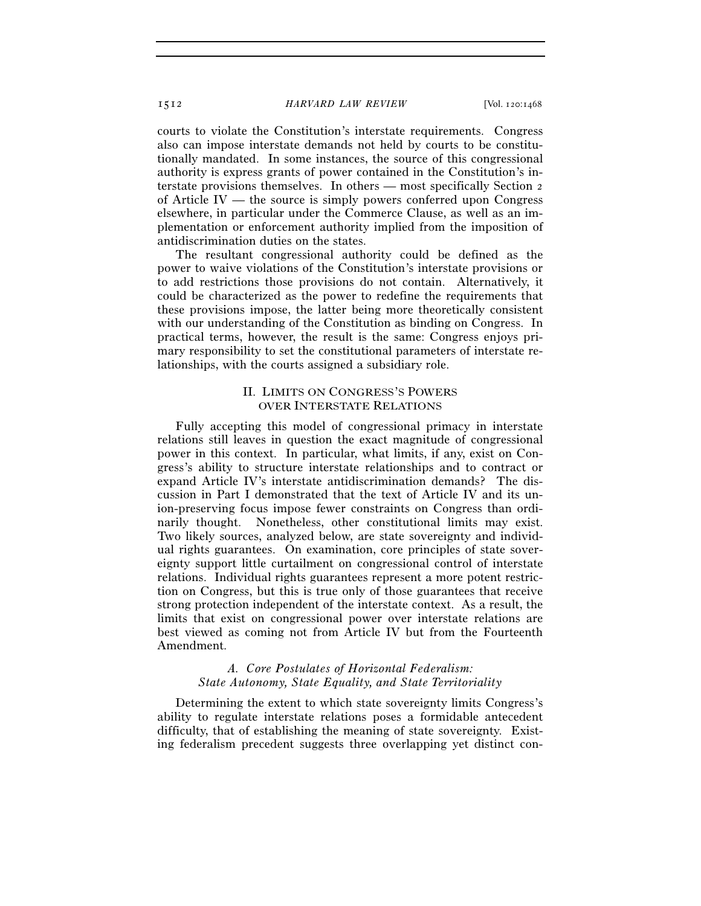courts to violate the Constitution's interstate requirements. Congress also can impose interstate demands not held by courts to be constitutionally mandated. In some instances, the source of this congressional authority is express grants of power contained in the Constitution's interstate provisions themselves. In others — most specifically Section 2 of Article IV — the source is simply powers conferred upon Congress elsewhere, in particular under the Commerce Clause, as well as an implementation or enforcement authority implied from the imposition of antidiscrimination duties on the states.

The resultant congressional authority could be defined as the power to waive violations of the Constitution's interstate provisions or to add restrictions those provisions do not contain. Alternatively, it could be characterized as the power to redefine the requirements that these provisions impose, the latter being more theoretically consistent with our understanding of the Constitution as binding on Congress. In practical terms, however, the result is the same: Congress enjoys primary responsibility to set the constitutional parameters of interstate relationships, with the courts assigned a subsidiary role.

## II. LIMITS ON CONGRESS'S POWERS OVER INTERSTATE RELATIONS

Fully accepting this model of congressional primacy in interstate relations still leaves in question the exact magnitude of congressional power in this context. In particular, what limits, if any, exist on Congress's ability to structure interstate relationships and to contract or expand Article IV's interstate antidiscrimination demands? The discussion in Part I demonstrated that the text of Article IV and its union-preserving focus impose fewer constraints on Congress than ordinarily thought. Nonetheless, other constitutional limits may exist. Two likely sources, analyzed below, are state sovereignty and individual rights guarantees. On examination, core principles of state sovereignty support little curtailment on congressional control of interstate relations. Individual rights guarantees represent a more potent restriction on Congress, but this is true only of those guarantees that receive strong protection independent of the interstate context. As a result, the limits that exist on congressional power over interstate relations are best viewed as coming not from Article IV but from the Fourteenth Amendment.

### *A. Core Postulates of Horizontal Federalism: State Autonomy, State Equality, and State Territoriality*

Determining the extent to which state sovereignty limits Congress's ability to regulate interstate relations poses a formidable antecedent difficulty, that of establishing the meaning of state sovereignty. Existing federalism precedent suggests three overlapping yet distinct con-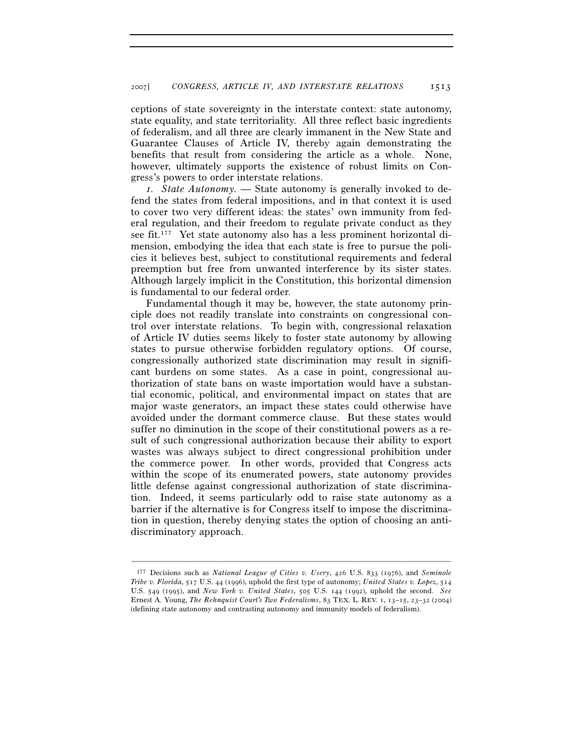ceptions of state sovereignty in the interstate context: state autonomy, state equality, and state territoriality. All three reflect basic ingredients of federalism, and all three are clearly immanent in the New State and Guarantee Clauses of Article IV, thereby again demonstrating the benefits that result from considering the article as a whole. None, however, ultimately supports the existence of robust limits on Congress's powers to order interstate relations.

*1. State Autonomy.* — State autonomy is generally invoked to defend the states from federal impositions, and in that context it is used to cover two very different ideas: the states' own immunity from federal regulation, and their freedom to regulate private conduct as they see fit.[177] Yet state autonomy also has a less prominent horizontal dimension, embodying the idea that each state is free to pursue the policies it believes best, subject to constitutional requirements and federal preemption but free from unwanted interference by its sister states. Although largely implicit in the Constitution, this horizontal dimension is fundamental to our federal order.

Fundamental though it may be, however, the state autonomy principle does not readily translate into constraints on congressional control over interstate relations. To begin with, congressional relaxation of Article IV duties seems likely to foster state autonomy by allowing states to pursue otherwise forbidden regulatory options. Of course, congressionally authorized state discrimination may result in significant burdens on some states. As a case in point, congressional authorization of state bans on waste importation would have a substantial economic, political, and environmental impact on states that are major waste generators, an impact these states could otherwise have avoided under the dormant commerce clause. But these states would suffer no diminution in the scope of their constitutional powers as a result of such congressional authorization because their ability to export wastes was always subject to direct congressional prohibition under the commerce power. In other words, provided that Congress acts within the scope of its enumerated powers, state autonomy provides little defense against congressional authorization of state discrimination. Indeed, it seems particularly odd to raise state autonomy as a barrier if the alternative is for Congress itself to impose the discrimination in question, thereby denying states the option of choosing an antidiscriminatory approach.

---

[177] Decisions such as *National League of Cities v. Usery*, 426 U.S. 833 (1976), and *Seminole Tribe v. Florida*, 517 U.S. 44 (1996), uphold the first type of autonomy; *United States v. Lopez*, 514 U.S. 549 (1995), and *New York v. United States*, 505 U.S. 144 (1992), uphold the second. *See* Ernest A. Young, *The Rehnquist Court's Two Federalisms*, 83 TEX. L. REV. 1, 13–15, 23–32 (2004) (defining state autonomy and contrasting autonomy and immunity models of federalism).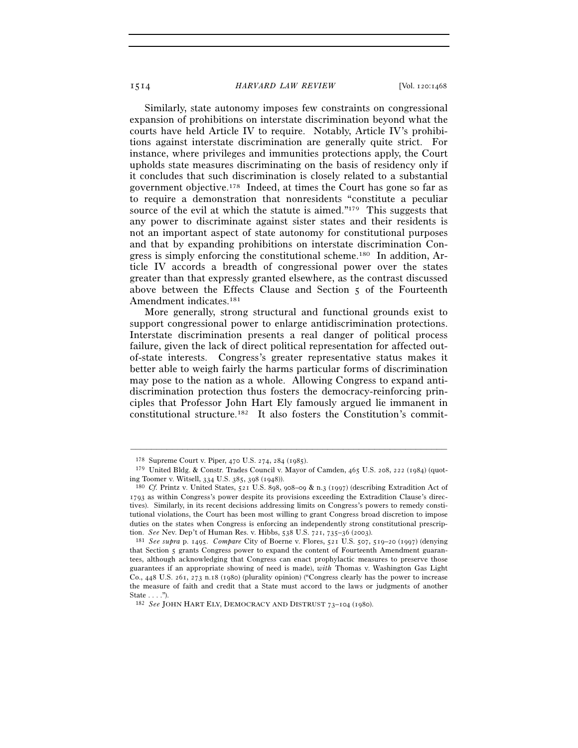Similarly, state autonomy imposes few constraints on congressional expansion of prohibitions on interstate discrimination beyond what the courts have held Article IV to require. Notably, Article IV's prohibitions against interstate discrimination are generally quite strict. For instance, where privileges and immunities protections apply, the Court upholds state measures discriminating on the basis of residency only if it concludes that such discrimination is closely related to a substantial government objective.[178] Indeed, at times the Court has gone so far as to require a demonstration that nonresidents "constitute a peculiar source of the evil at which the statute is aimed."[179] This suggests that any power to discriminate against sister states and their residents is not an important aspect of state autonomy for constitutional purposes and that by expanding prohibitions on interstate discrimination Congress is simply enforcing the constitutional scheme.[180] In addition, Article IV accords a breadth of congressional power over the states greater than that expressly granted elsewhere, as the contrast discussed above between the Effects Clause and Section 5 of the Fourteenth Amendment indicates.[181]

More generally, strong structural and functional grounds exist to support congressional power to enlarge antidiscrimination protections. Interstate discrimination presents a real danger of political process failure, given the lack of direct political representation for affected out-of-state interests. Congress's greater representative status makes it better able to weigh fairly the harms particular forms of discrimination may pose to the nation as a whole. Allowing Congress to expand antidiscrimination protection thus fosters the democracy-reinforcing principles that Professor John Hart Ely famously argued lie immanent in constitutional structure.[182] It also fosters the Constitution's commit-

---

[178] Supreme Court v. Piper, 470 U.S. 274, 284 (1985).

[179] United Bldg. & Constr. Trades Council v. Mayor of Camden, 465 U.S. 208, 222 (1984) (quoting Toomer v. Witsell, 334 U.S. 385, 398 (1948)).

[180] *Cf.* Printz v. United States, 521 U.S. 898, 908–09 & n.3 (1997) (describing Extradition Act of 1793 as within Congress's power despite its provisions exceeding the Extradition Clause's directives). Similarly, in its recent decisions addressing limits on Congress's powers to remedy constitutional violations, the Court has been most willing to grant Congress broad discretion to impose duties on the states when Congress is enforcing an independently strong constitutional prescription. *See* Nev. Dep't of Human Res. v. Hibbs, 538 U.S. 721, 735–36 (2003).

[181] *See supra* p. 1495. *Compare* City of Boerne v. Flores, 521 U.S. 507, 519–20 (1997) (denying that Section 5 grants Congress power to expand the content of Fourteenth Amendment guarantees, although acknowledging that Congress can enact prophylactic measures to preserve those guarantees if an appropriate showing of need is made), *with* Thomas v. Washington Gas Light Co., 448 U.S. 261, 273 n.18 (1980) (plurality opinion) ("Congress clearly has the power to increase the measure of faith and credit that a State must accord to the laws or judgments of another State . . . .").

[182] *See* JOHN HART ELY, DEMOCRACY AND DISTRUST 73–104 (1980).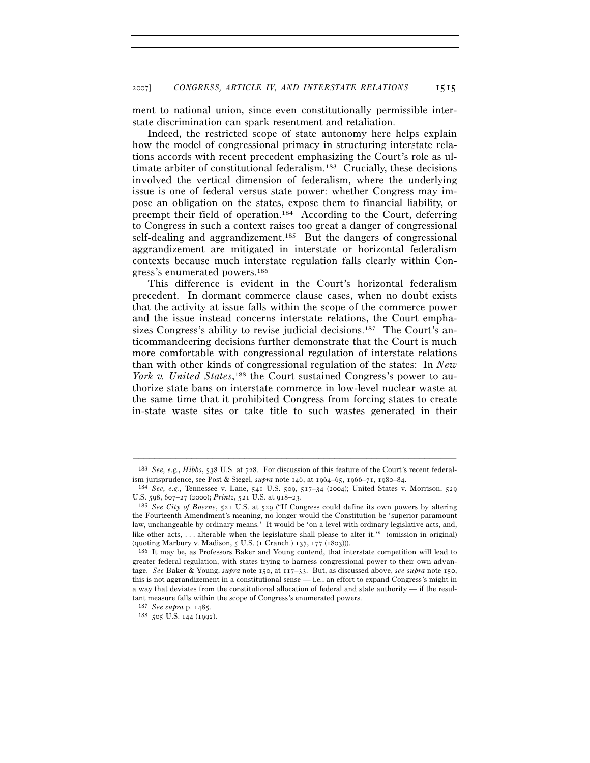ment to national union, since even constitutionally permissible interstate discrimination can spark resentment and retaliation.

Indeed, the restricted scope of state autonomy here helps explain how the model of congressional primacy in structuring interstate relations accords with recent precedent emphasizing the Court's role as ultimate arbiter of constitutional federalism.[183] Crucially, these decisions involved the vertical dimension of federalism, where the underlying issue is one of federal versus state power: whether Congress may impose an obligation on the states, expose them to financial liability, or preempt their field of operation.[184] According to the Court, deferring to Congress in such a context raises too great a danger of congressional self-dealing and aggrandizement.[185] But the dangers of congressional aggrandizement are mitigated in interstate or horizontal federalism contexts because much interstate regulation falls clearly within Congress's enumerated powers.[186]

This difference is evident in the Court's horizontal federalism precedent. In dormant commerce clause cases, when no doubt exists that the activity at issue falls within the scope of the commerce power and the issue instead concerns interstate relations, the Court emphasizes Congress's ability to revise judicial decisions.[187] The Court's anticommandeering decisions further demonstrate that the Court is much more comfortable with congressional regulation of interstate relations than with other kinds of congressional regulation of the states: In *New York v. United States*,[188] the Court sustained Congress's power to authorize state bans on interstate commerce in low-level nuclear waste at the same time that it prohibited Congress from forcing states to create in-state waste sites or take title to such wastes generated in their

---

[183] *See, e.g.*, *Hibbs*, 538 U.S. at 728. For discussion of this feature of the Court's recent federalism jurisprudence, see Post & Siegel, *supra* note 146, at 1964–65, 1966–71, 1980–84.

[184] *See, e.g.*, Tennessee v. Lane, 541 U.S. 509, 517–34 (2004); United States v. Morrison, 529 U.S. 598, 607–27 (2000); *Printz*, 521 U.S. at 918–23.

[185] *See City of Boerne*, 521 U.S. at 529 ("If Congress could define its own powers by altering the Fourteenth Amendment's meaning, no longer would the Constitution be 'superior paramount law, unchangeable by ordinary means.' It would be 'on a level with ordinary legislative acts, and, like other acts, . . . alterable when the legislature shall please to alter it.'" (omission in original) (quoting Marbury v. Madison, 5 U.S. (1 Cranch.) 137, 177 (1803))).

[186] It may be, as Professors Baker and Young contend, that interstate competition will lead to greater federal regulation, with states trying to harness congressional power to their own advantage. *See* Baker & Young, *supra* note 150, at 117–33. But, as discussed above, *see supra* note 150, this is not aggrandizement in a constitutional sense — i.e., an effort to expand Congress's might in a way that deviates from the constitutional allocation of federal and state authority — if the resultant measure falls within the scope of Congress's enumerated powers.

[187] *See supra* p. 1485.

[188] 505 U.S. 144 (1992).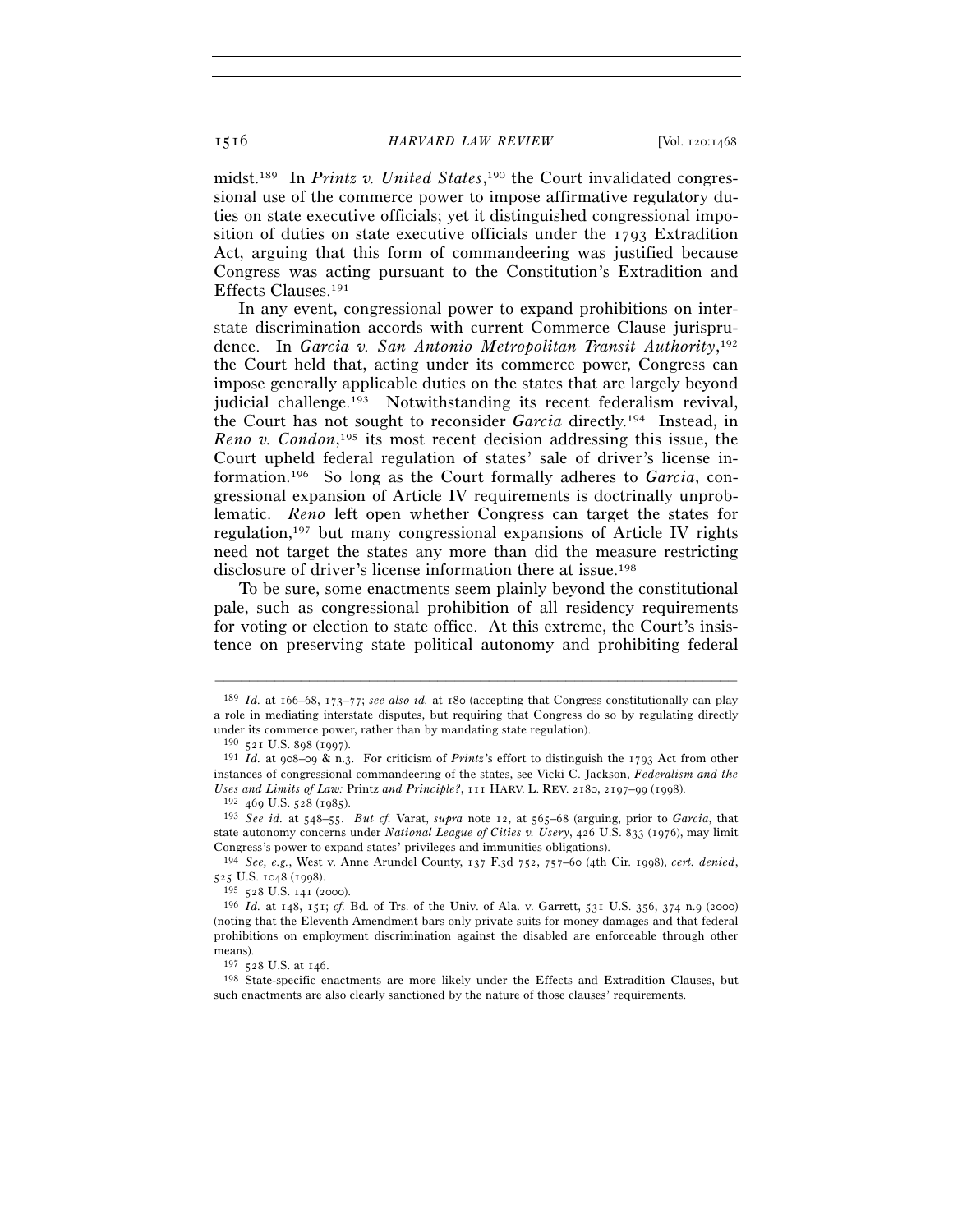midst.[189] In *Printz v. United States*,[190] the Court invalidated congressional use of the commerce power to impose affirmative regulatory duties on state executive officials; yet it distinguished congressional imposition of duties on state executive officials under the 1793 Extradition Act, arguing that this form of commandeering was justified because Congress was acting pursuant to the Constitution's Extradition and Effects Clauses.[191]

In any event, congressional power to expand prohibitions on interstate discrimination accords with current Commerce Clause jurisprudence. In *Garcia v. San Antonio Metropolitan Transit Authority*,[192] the Court held that, acting under its commerce power, Congress can impose generally applicable duties on the states that are largely beyond judicial challenge.[193] Notwithstanding its recent federalism revival, the Court has not sought to reconsider *Garcia* directly.[194] Instead, in *Reno v. Condon*,[195] its most recent decision addressing this issue, the Court upheld federal regulation of states' sale of driver's license information.[196] So long as the Court formally adheres to *Garcia*, congressional expansion of Article IV requirements is doctrinally unproblematic. *Reno* left open whether Congress can target the states for regulation,[197] but many congressional expansions of Article IV rights need not target the states any more than did the measure restricting disclosure of driver's license information there at issue.[198]

To be sure, some enactments seem plainly beyond the constitutional pale, such as congressional prohibition of all residency requirements for voting or election to state office. At this extreme, the Court's insistence on preserving state political autonomy and prohibiting federal

---

[189] *Id.* at 166–68, 173–77; *see also id.* at 180 (accepting that Congress constitutionally can play a role in mediating interstate disputes, but requiring that Congress do so by regulating directly under its commerce power, rather than by mandating state regulation).

[190] 521 U.S. 898 (1997).

[191] *Id.* at 908–09 & n.3. For criticism of *Printz*'s effort to distinguish the 1793 Act from other instances of congressional commandeering of the states, see Vicki C. Jackson, *Federalism and the Uses and Limits of Law:* Printz *and Principle?*, 111 HARV. L. REV. 2180, 2197–99 (1998).

[192] 469 U.S. 528 (1985).

[193] *See id.* at 548–55. *But cf.* Varat, *supra* note 12, at 565–68 (arguing, prior to *Garcia*, that state autonomy concerns under *National League of Cities v. Usery*, 426 U.S. 833 (1976), may limit Congress's power to expand states' privileges and immunities obligations).

[194] *See, e.g.*, West v. Anne Arundel County, 137 F.3d 752, 757–60 (4th Cir. 1998), *cert. denied*, 525 U.S. 1048 (1998).

[195] 528 U.S. 141 (2000).

[196] *Id.* at 148, 151; *cf.* Bd. of Trs. of the Univ. of Ala. v. Garrett, 531 U.S. 356, 374 n.9 (2000) (noting that the Eleventh Amendment bars only private suits for money damages and that federal prohibitions on employment discrimination against the disabled are enforceable through other means).

[197] 528 U.S. at 146.

[198] State-specific enactments are more likely under the Effects and Extradition Clauses, but such enactments are also clearly sanctioned by the nature of those clauses' requirements.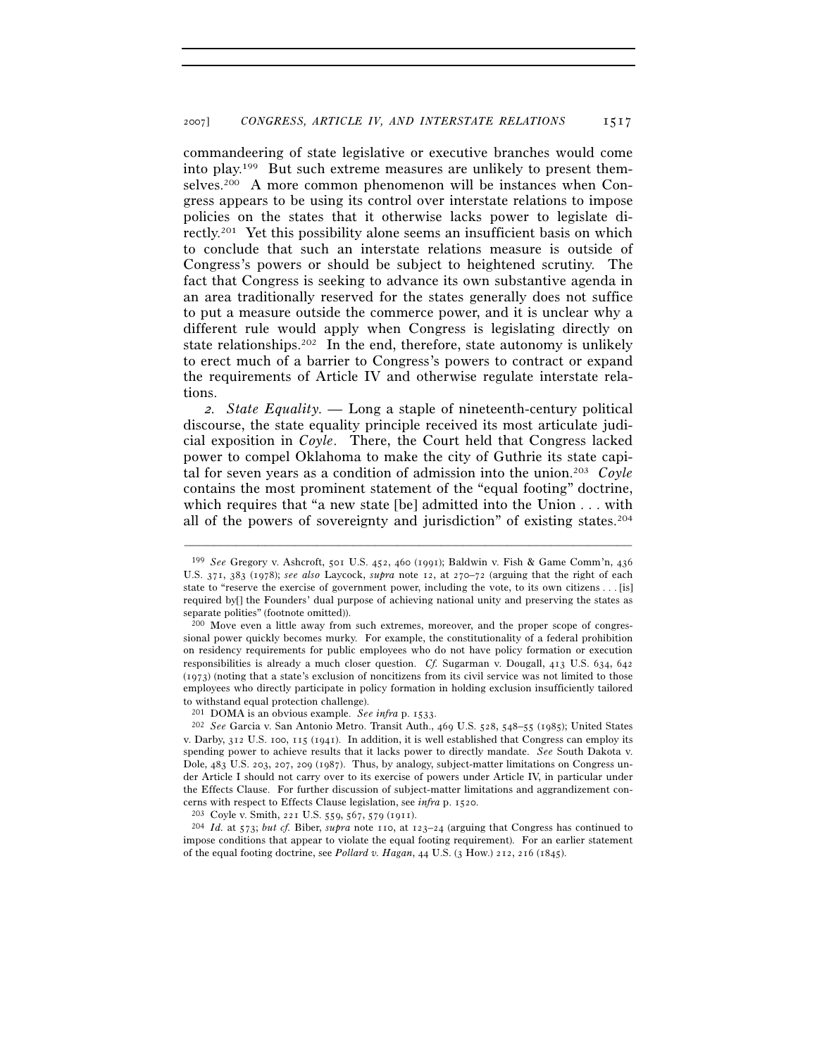commandeering of state legislative or executive branches would come into play.[199] But such extreme measures are unlikely to present themselves.[200] A more common phenomenon will be instances when Congress appears to be using its control over interstate relations to impose policies on the states that it otherwise lacks power to legislate directly.[201] Yet this possibility alone seems an insufficient basis on which to conclude that such an interstate relations measure is outside of Congress's powers or should be subject to heightened scrutiny. The fact that Congress is seeking to advance its own substantive agenda in an area traditionally reserved for the states generally does not suffice to put a measure outside the commerce power, and it is unclear why a different rule would apply when Congress is legislating directly on state relationships.[202] In the end, therefore, state autonomy is unlikely to erect much of a barrier to Congress's powers to contract or expand the requirements of Article IV and otherwise regulate interstate relations.

*2. State Equality.* — Long a staple of nineteenth-century political discourse, the state equality principle received its most articulate judicial exposition in *Coyle*. There, the Court held that Congress lacked power to compel Oklahoma to make the city of Guthrie its state capital for seven years as a condition of admission into the union.[203] *Coyle* contains the most prominent statement of the "equal footing" doctrine, which requires that "a new state [be] admitted into the Union . . . with all of the powers of sovereignty and jurisdiction" of existing states.[204]

---

[199] *See* Gregory v. Ashcroft, 501 U.S. 452, 460 (1991); Baldwin v. Fish & Game Comm'n, 436 U.S. 371, 383 (1978); *see also* Laycock, *supra* note 12, at 270–72 (arguing that the right of each state to "reserve the exercise of government power, including the vote, to its own citizens . . . [is] required by[] the Founders' dual purpose of achieving national unity and preserving the states as separate polities" (footnote omitted)).

[200] Move even a little away from such extremes, moreover, and the proper scope of congressional power quickly becomes murky. For example, the constitutionality of a federal prohibition on residency requirements for public employees who do not have policy formation or execution responsibilities is already a much closer question. *Cf.* Sugarman v. Dougall, 413 U.S. 634, 642 (1973) (noting that a state's exclusion of noncitizens from its civil service was not limited to those employees who directly participate in policy formation in holding exclusion insufficiently tailored to withstand equal protection challenge).

[201] DOMA is an obvious example. *See infra* p. 1533.

[202] *See* Garcia v. San Antonio Metro. Transit Auth., 469 U.S. 528, 548–55 (1985); United States v. Darby, 312 U.S. 100, 115 (1941). In addition, it is well established that Congress can employ its spending power to achieve results that it lacks power to directly mandate. *See* South Dakota v. Dole, 483 U.S. 203, 207, 209 (1987). Thus, by analogy, subject-matter limitations on Congress under Article I should not carry over to its exercise of powers under Article IV, in particular under the Effects Clause. For further discussion of subject-matter limitations and aggrandizement concerns with respect to Effects Clause legislation, see *infra* p. 1520.

[203] Coyle v. Smith, 221 U.S. 559, 567, 579 (1911).

[204] *Id.* at 573; *but cf.* Biber, *supra* note 110, at 123–24 (arguing that Congress has continued to impose conditions that appear to violate the equal footing requirement). For an earlier statement of the equal footing doctrine, see *Pollard v. Hagan*, 44 U.S. (3 How.) 212, 216 (1845).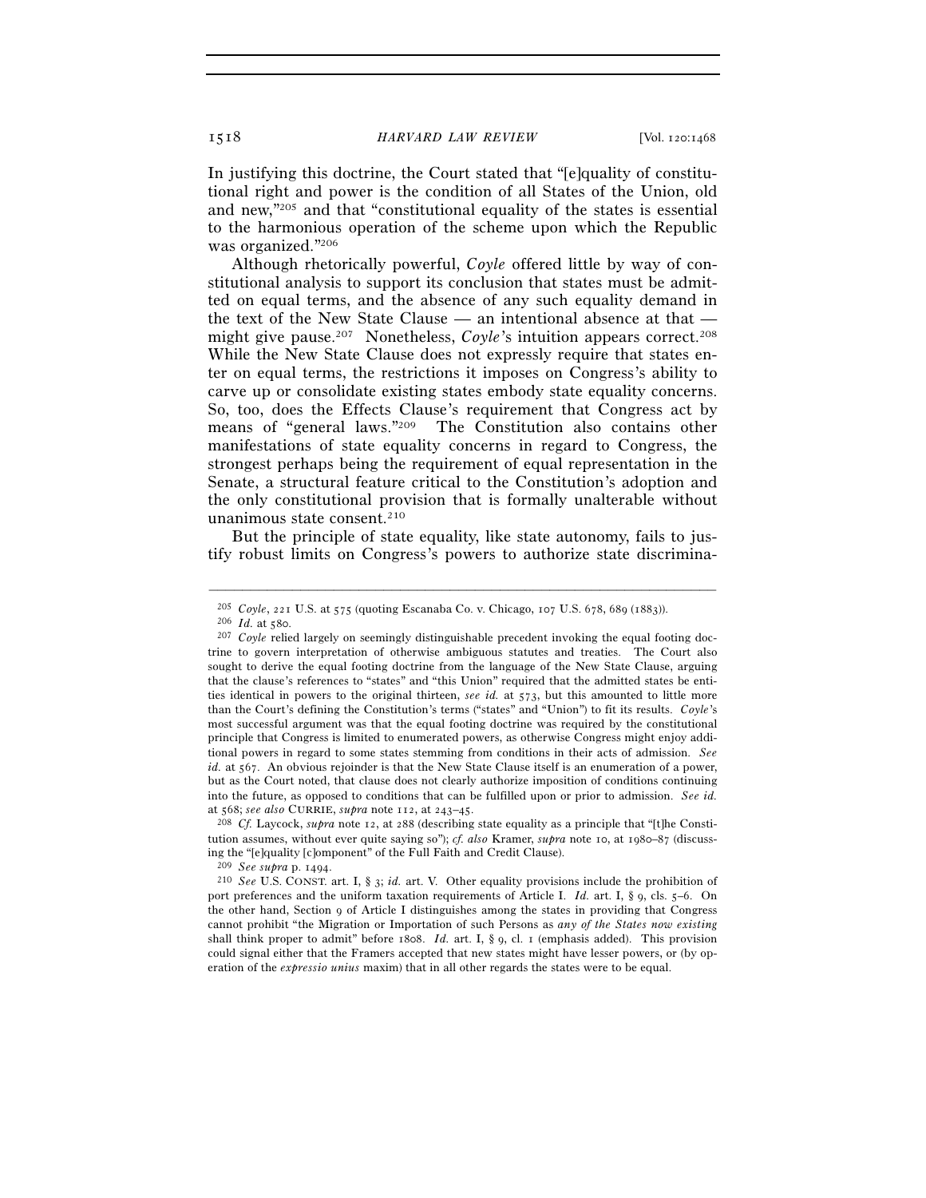In justifying this doctrine, the Court stated that "[e]quality of constitutional right and power is the condition of all States of the Union, old and new,"[205] and that "constitutional equality of the states is essential to the harmonious operation of the scheme upon which the Republic was organized."[206]

Although rhetorically powerful, *Coyle* offered little by way of constitutional analysis to support its conclusion that states must be admitted on equal terms, and the absence of any such equality demand in the text of the New State Clause — an intentional absence at that — might give pause.[207] Nonetheless, *Coyle*'s intuition appears correct.[208] While the New State Clause does not expressly require that states enter on equal terms, the restrictions it imposes on Congress's ability to carve up or consolidate existing states embody state equality concerns. So, too, does the Effects Clause's requirement that Congress act by means of "general laws."[209] The Constitution also contains other manifestations of state equality concerns in regard to Congress, the strongest perhaps being the requirement of equal representation in the Senate, a structural feature critical to the Constitution's adoption and the only constitutional provision that is formally unalterable without unanimous state consent.[210]

But the principle of state equality, like state autonomy, fails to justify robust limits on Congress's powers to authorize state discrimina-

---

[205] *Coyle*, 221 U.S. at 575 (quoting Escanaba Co. v. Chicago, 107 U.S. 678, 689 (1883)).

[206] *Id.* at 580.

[207] *Coyle* relied largely on seemingly distinguishable precedent invoking the equal footing doctrine to govern interpretation of otherwise ambiguous statutes and treaties. The Court also sought to derive the equal footing doctrine from the language of the New State Clause, arguing that the clause's references to "states" and "this Union" required that the admitted states be entities identical in powers to the original thirteen, *see id.* at 573, but this amounted to little more than the Court's defining the Constitution's terms ("states" and "Union") to fit its results. *Coyle*'s most successful argument was that the equal footing doctrine was required by the constitutional principle that Congress is limited to enumerated powers, as otherwise Congress might enjoy additional powers in regard to some states stemming from conditions in their acts of admission. *See id.* at 567. An obvious rejoinder is that the New State Clause itself is an enumeration of a power, but as the Court noted, that clause does not clearly authorize imposition of conditions continuing into the future, as opposed to conditions that can be fulfilled upon or prior to admission. *See id.* at 568; *see also* CURRIE, *supra* note 112, at 243–45.

[208] *Cf.* Laycock, *supra* note 12, at 288 (describing state equality as a principle that "[t]he Constitution assumes, without ever quite saying so"); *cf. also* Kramer, *supra* note 10, at 1980–87 (discussing the "[e]quality [c]omponent" of the Full Faith and Credit Clause).

[209] *See supra* p. 1494.

[210] *See* U.S. CONST. art. I, § 3; *id.* art. V. Other equality provisions include the prohibition of port preferences and the uniform taxation requirements of Article I. *Id.* art. I, § 9, cls. 5–6. On the other hand, Section 9 of Article I distinguishes among the states in providing that Congress cannot prohibit "the Migration or Importation of such Persons as *any of the States now existing* shall think proper to admit" before 1808. *Id.* art. I, § 9, cl. 1 (emphasis added). This provision could signal either that the Framers accepted that new states might have lesser powers, or (by operation of the *expressio unius* maxim) that in all other regards the states were to be equal.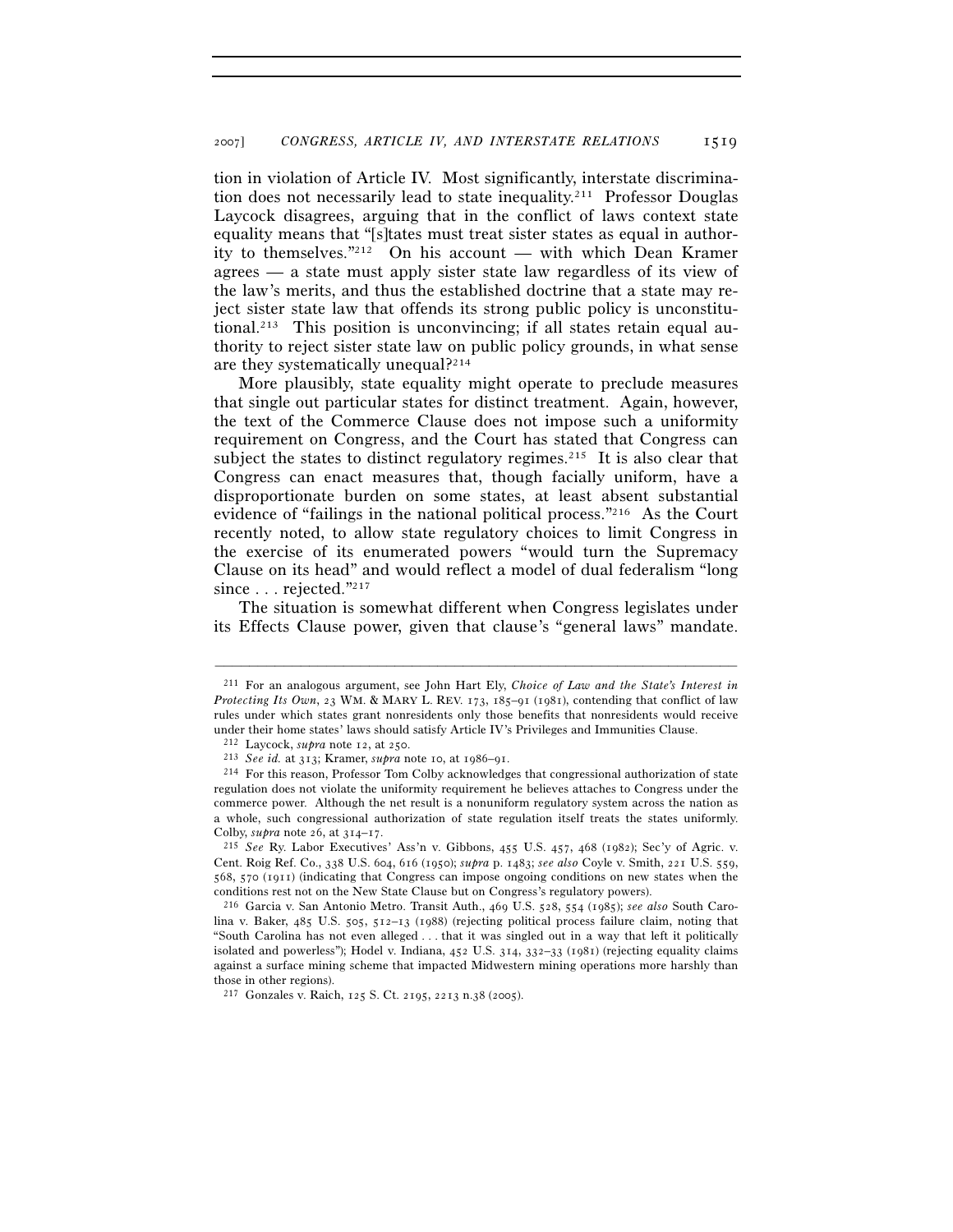tion in violation of Article IV. Most significantly, interstate discrimination does not necessarily lead to state inequality.[211] Professor Douglas Laycock disagrees, arguing that in the conflict of laws context state equality means that "[s]tates must treat sister states as equal in authority to themselves."[212] On his account — with which Dean Kramer agrees — a state must apply sister state law regardless of its view of the law's merits, and thus the established doctrine that a state may reject sister state law that offends its strong public policy is unconstitutional.[213] This position is unconvincing; if all states retain equal authority to reject sister state law on public policy grounds, in what sense are they systematically unequal?[214]

More plausibly, state equality might operate to preclude measures that single out particular states for distinct treatment. Again, however, the text of the Commerce Clause does not impose such a uniformity requirement on Congress, and the Court has stated that Congress can subject the states to distinct regulatory regimes.[215] It is also clear that Congress can enact measures that, though facially uniform, have a disproportionate burden on some states, at least absent substantial evidence of "failings in the national political process."[216] As the Court recently noted, to allow state regulatory choices to limit Congress in the exercise of its enumerated powers "would turn the Supremacy Clause on its head" and would reflect a model of dual federalism "long since . . . rejected."[217]

The situation is somewhat different when Congress legislates under its Effects Clause power, given that clause's "general laws" mandate.

---

[211] For an analogous argument, see John Hart Ely, *Choice of Law and the State's Interest in Protecting Its Own*, 23 WM. & MARY L. REV. 173, 185–91 (1981), contending that conflict of law rules under which states grant nonresidents only those benefits that nonresidents would receive under their home states' laws should satisfy Article IV's Privileges and Immunities Clause.

[212] Laycock, *supra* note 12, at 250.

[213] *See id.* at 313; Kramer, *supra* note 10, at 1986–91.

[214] For this reason, Professor Tom Colby acknowledges that congressional authorization of state regulation does not violate the uniformity requirement he believes attaches to Congress under the commerce power. Although the net result is a nonuniform regulatory system across the nation as a whole, such congressional authorization of state regulation itself treats the states uniformly. Colby, *supra* note 26, at 314–17.

[215] *See* Ry. Labor Executives' Ass'n v. Gibbons, 455 U.S. 457, 468 (1982); Sec'y of Agric. v. Cent. Roig Ref. Co., 338 U.S. 604, 616 (1950); *supra* p. 1483; *see also* Coyle v. Smith, 221 U.S. 559, 568, 570 (1911) (indicating that Congress can impose ongoing conditions on new states when the conditions rest not on the New State Clause but on Congress's regulatory powers).

[216] Garcia v. San Antonio Metro. Transit Auth., 469 U.S. 528, 554 (1985); *see also* South Carolina v. Baker, 485 U.S. 505, 512–13 (1988) (rejecting political process failure claim, noting that "South Carolina has not even alleged . . . that it was singled out in a way that left it politically isolated and powerless"); Hodel v. Indiana, 452 U.S. 314, 332–33 (1981) (rejecting equality claims against a surface mining scheme that impacted Midwestern mining operations more harshly than those in other regions).

[217] Gonzales v. Raich, 125 S. Ct. 2195, 2213 n.38 (2005).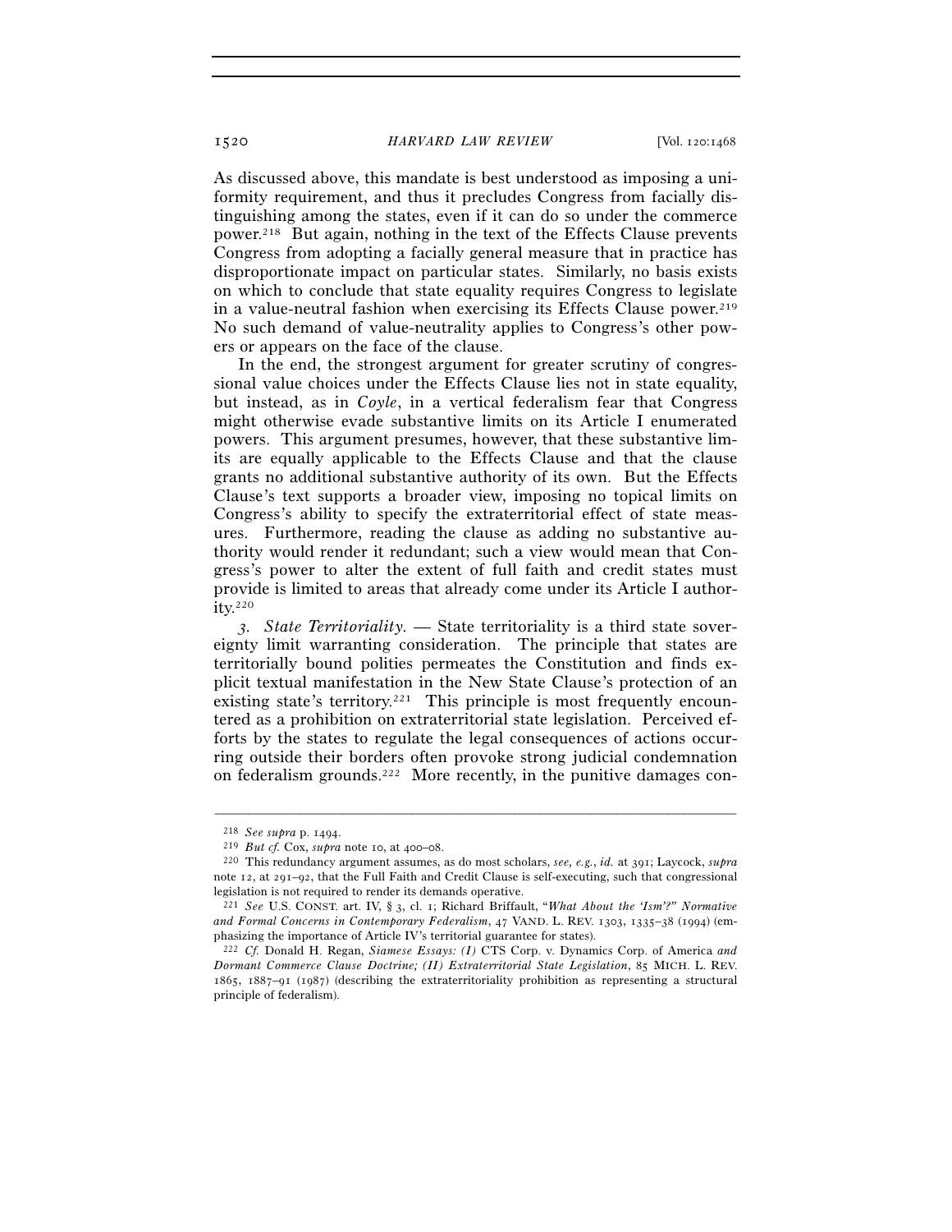As discussed above, this mandate is best understood as imposing a uniformity requirement, and thus it precludes Congress from facially distinguishing among the states, even if it can do so under the commerce power.[218] But again, nothing in the text of the Effects Clause prevents Congress from adopting a facially general measure that in practice has disproportionate impact on particular states. Similarly, no basis exists on which to conclude that state equality requires Congress to legislate in a value-neutral fashion when exercising its Effects Clause power.[219] No such demand of value-neutrality applies to Congress's other powers or appears on the face of the clause.

In the end, the strongest argument for greater scrutiny of congressional value choices under the Effects Clause lies not in state equality, but instead, as in *Coyle*, in a vertical federalism fear that Congress might otherwise evade substantive limits on its Article I enumerated powers. This argument presumes, however, that these substantive limits are equally applicable to the Effects Clause and that the clause grants no additional substantive authority of its own. But the Effects Clause's text supports a broader view, imposing no topical limits on Congress's ability to specify the extraterritorial effect of state measures. Furthermore, reading the clause as adding no substantive authority would render it redundant; such a view would mean that Congress's power to alter the extent of full faith and credit states must provide is limited to areas that already come under its Article I authority.[220]

*3. State Territoriality.* — State territoriality is a third state sovereignty limit warranting consideration. The principle that states are territorially bound polities permeates the Constitution and finds explicit textual manifestation in the New State Clause's protection of an existing state's territory.[221] This principle is most frequently encountered as a prohibition on extraterritorial state legislation. Perceived efforts by the states to regulate the legal consequences of actions occurring outside their borders often provoke strong judicial condemnation on federalism grounds.[222] More recently, in the punitive damages con-

---

[218] *See supra* p. 1494.

[219] *But cf.* Cox, *supra* note 10, at 400–08.

[220] This redundancy argument assumes, as do most scholars, *see, e.g.*, *id.* at 391; Laycock, *supra* note 12, at 291–92, that the Full Faith and Credit Clause is self-executing, such that congressional legislation is not required to render its demands operative.

[221] *See* U.S. CONST. art. IV, § 3, cl. 1; Richard Briffault, "*What About the 'Ism'?" Normative and Formal Concerns in Contemporary Federalism*, 47 VAND. L. REV. 1303, 1335–38 (1994) (emphasizing the importance of Article IV's territorial guarantee for states).

[222] *Cf.* Donald H. Regan, *Siamese Essays: (I)* CTS Corp. v. Dynamics Corp. of America *and Dormant Commerce Clause Doctrine; (II) Extraterritorial State Legislation*, 85 MICH. L. REV. 1865, 1887–91 (1987) (describing the extraterritoriality prohibition as representing a structural principle of federalism).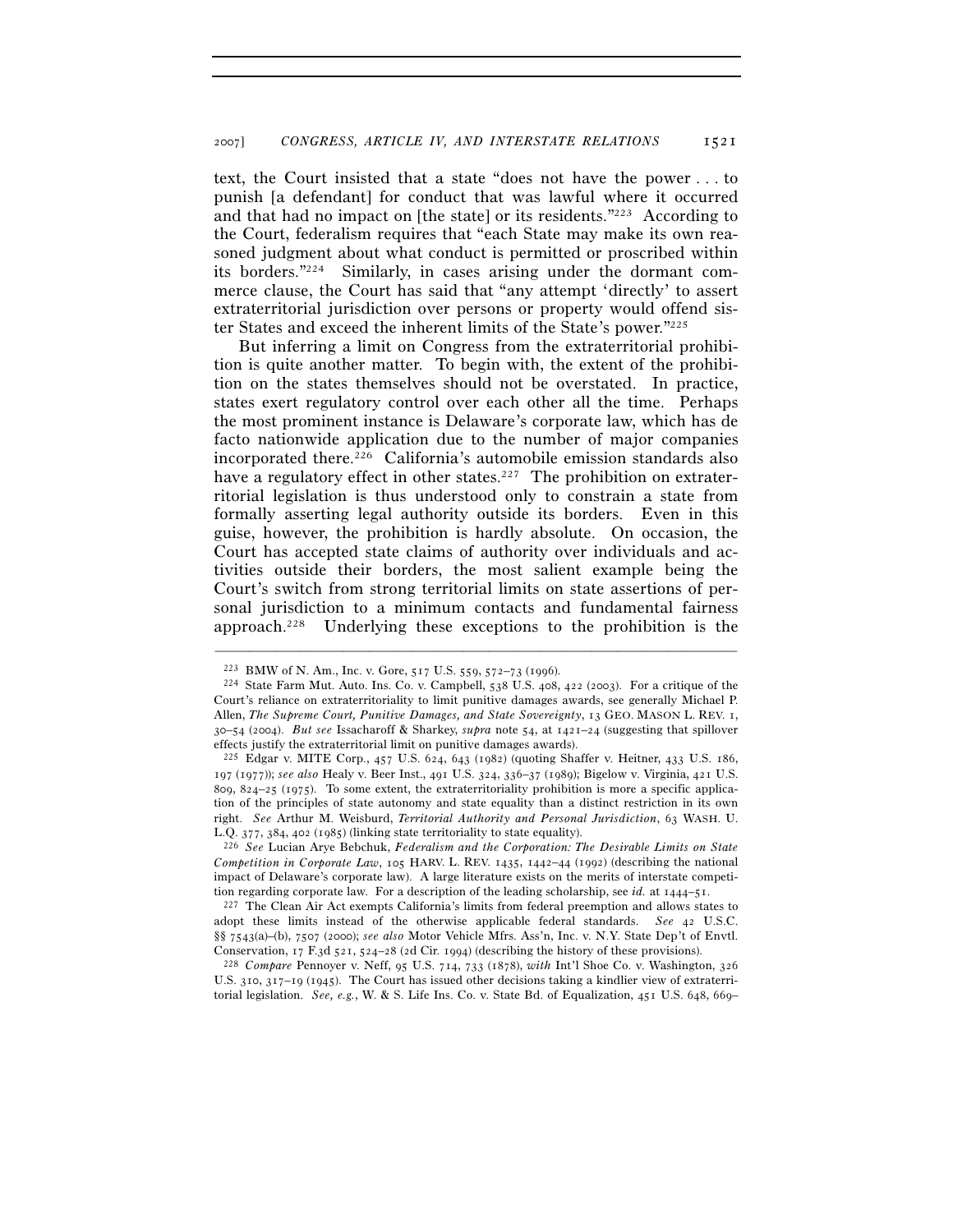text, the Court insisted that a state "does not have the power . . . to punish [a defendant] for conduct that was lawful where it occurred and that had no impact on [the state] or its residents."[223] According to the Court, federalism requires that "each State may make its own reasoned judgment about what conduct is permitted or proscribed within its borders."[224] Similarly, in cases arising under the dormant commerce clause, the Court has said that "any attempt 'directly' to assert extraterritorial jurisdiction over persons or property would offend sister States and exceed the inherent limits of the State's power."[225]

But inferring a limit on Congress from the extraterritorial prohibition is quite another matter. To begin with, the extent of the prohibition on the states themselves should not be overstated. In practice, states exert regulatory control over each other all the time. Perhaps the most prominent instance is Delaware's corporate law, which has de facto nationwide application due to the number of major companies incorporated there.[226] California's automobile emission standards also have a regulatory effect in other states.[227] The prohibition on extraterritorial legislation is thus understood only to constrain a state from formally asserting legal authority outside its borders. Even in this guise, however, the prohibition is hardly absolute. On occasion, the Court has accepted state claims of authority over individuals and activities outside their borders, the most salient example being the Court's switch from strong territorial limits on state assertions of personal jurisdiction to a minimum contacts and fundamental fairness approach.[228] Underlying these exceptions to the prohibition is the

---

[223] BMW of N. Am., Inc. v. Gore, 517 U.S. 559, 572–73 (1996).

[224] State Farm Mut. Auto. Ins. Co. v. Campbell, 538 U.S. 408, 422 (2003). For a critique of the Court's reliance on extraterritoriality to limit punitive damages awards, see generally Michael P. Allen, *The Supreme Court, Punitive Damages, and State Sovereignty*, 13 GEO. MASON L. REV. 1, 30–54 (2004). *But see* Issacharoff & Sharkey, *supra* note 54, at 1421–24 (suggesting that spillover effects justify the extraterritorial limit on punitive damages awards).

[225] Edgar v. MITE Corp., 457 U.S. 624, 643 (1982) (quoting Shaffer v. Heitner, 433 U.S. 186, 197 (1977)); *see also* Healy v. Beer Inst., 491 U.S. 324, 336–37 (1989); Bigelow v. Virginia, 421 U.S. 809, 824–25 (1975). To some extent, the extraterritoriality prohibition is more a specific application of the principles of state autonomy and state equality than a distinct restriction in its own right. *See* Arthur M. Weisburd, *Territorial Authority and Personal Jurisdiction*, 63 WASH. U. L.Q. 377, 384, 402 (1985) (linking state territoriality to state equality).

[226] *See* Lucian Arye Bebchuk, *Federalism and the Corporation: The Desirable Limits on State Competition in Corporate Law*, 105 HARV. L. REV. 1435, 1442–44 (1992) (describing the national impact of Delaware's corporate law). A large literature exists on the merits of interstate competition regarding corporate law. For a description of the leading scholarship, see *id.* at 1444–51.

[227] The Clean Air Act exempts California's limits from federal preemption and allows states to adopt these limits instead of the otherwise applicable federal standards. *See* 42 U.S.C. §§ 7543(a)–(b), 7507 (2000); *see also* Motor Vehicle Mfrs. Ass'n, Inc. v. N.Y. State Dep't of Envtl. Conservation, 17 F.3d 521, 524–28 (2d Cir. 1994) (describing the history of these provisions).

[228] *Compare* Pennoyer v. Neff, 95 U.S. 714, 733 (1878), *with* Int'l Shoe Co. v. Washington, 326 U.S. 310, 317–19 (1945). The Court has issued other decisions taking a kindlier view of extraterritorial legislation. *See, e.g.*, W. & S. Life Ins. Co. v. State Bd. of Equalization, 451 U.S. 648, 669–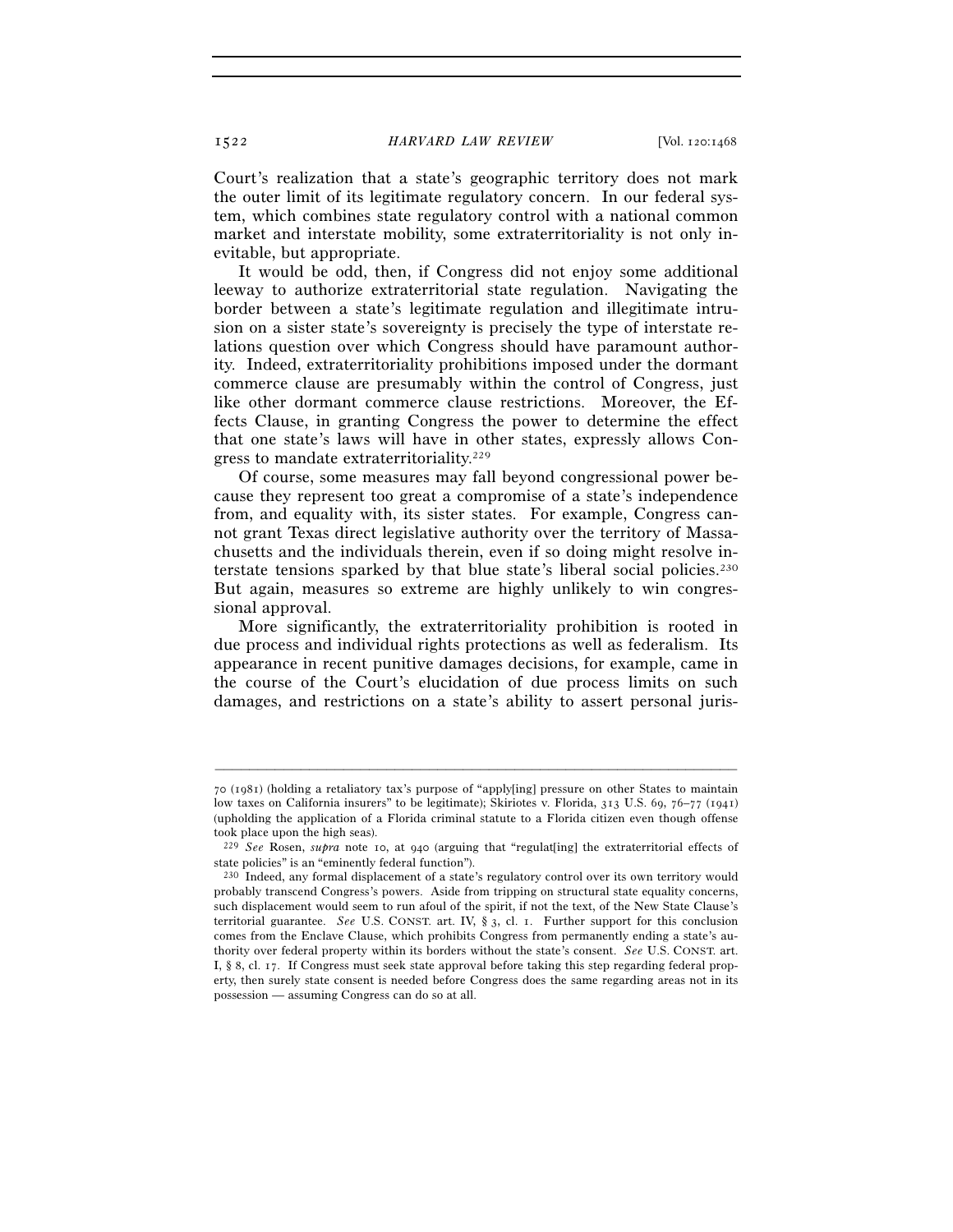Court's realization that a state's geographic territory does not mark the outer limit of its legitimate regulatory concern. In our federal system, which combines state regulatory control with a national common market and interstate mobility, some extraterritoriality is not only inevitable, but appropriate.

It would be odd, then, if Congress did not enjoy some additional leeway to authorize extraterritorial state regulation. Navigating the border between a state's legitimate regulation and illegitimate intrusion on a sister state's sovereignty is precisely the type of interstate relations question over which Congress should have paramount authority. Indeed, extraterritoriality prohibitions imposed under the dormant commerce clause are presumably within the control of Congress, just like other dormant commerce clause restrictions. Moreover, the Effects Clause, in granting Congress the power to determine the effect that one state's laws will have in other states, expressly allows Congress to mandate extraterritoriality.[229]

Of course, some measures may fall beyond congressional power because they represent too great a compromise of a state's independence from, and equality with, its sister states. For example, Congress cannot grant Texas direct legislative authority over the territory of Massachusetts and the individuals therein, even if so doing might resolve interstate tensions sparked by that blue state's liberal social policies.[230] But again, measures so extreme are highly unlikely to win congressional approval.

More significantly, the extraterritoriality prohibition is rooted in due process and individual rights protections as well as federalism. Its appearance in recent punitive damages decisions, for example, came in the course of the Court's elucidation of due process limits on such damages, and restrictions on a state's ability to assert personal juris-

---

70 (1981) (holding a retaliatory tax's purpose of "apply[ing] pressure on other States to maintain low taxes on California insurers" to be legitimate); Skiriotes v. Florida, 313 U.S. 69, 76–77 (1941) (upholding the application of a Florida criminal statute to a Florida citizen even though offense took place upon the high seas).

[229] *See* Rosen, *supra* note 10, at 940 (arguing that "regulat[ing] the extraterritorial effects of state policies" is an "eminently federal function").

[230] Indeed, any formal displacement of a state's regulatory control over its own territory would probably transcend Congress's powers. Aside from tripping on structural state equality concerns, such displacement would seem to run afoul of the spirit, if not the text, of the New State Clause's territorial guarantee. *See* U.S. CONST. art. IV, § 3, cl. 1. Further support for this conclusion comes from the Enclave Clause, which prohibits Congress from permanently ending a state's authority over federal property within its borders without the state's consent. *See* U.S. CONST. art. I, § 8, cl. 17. If Congress must seek state approval before taking this step regarding federal property, then surely state consent is needed before Congress does the same regarding areas not in its possession — assuming Congress can do so at all.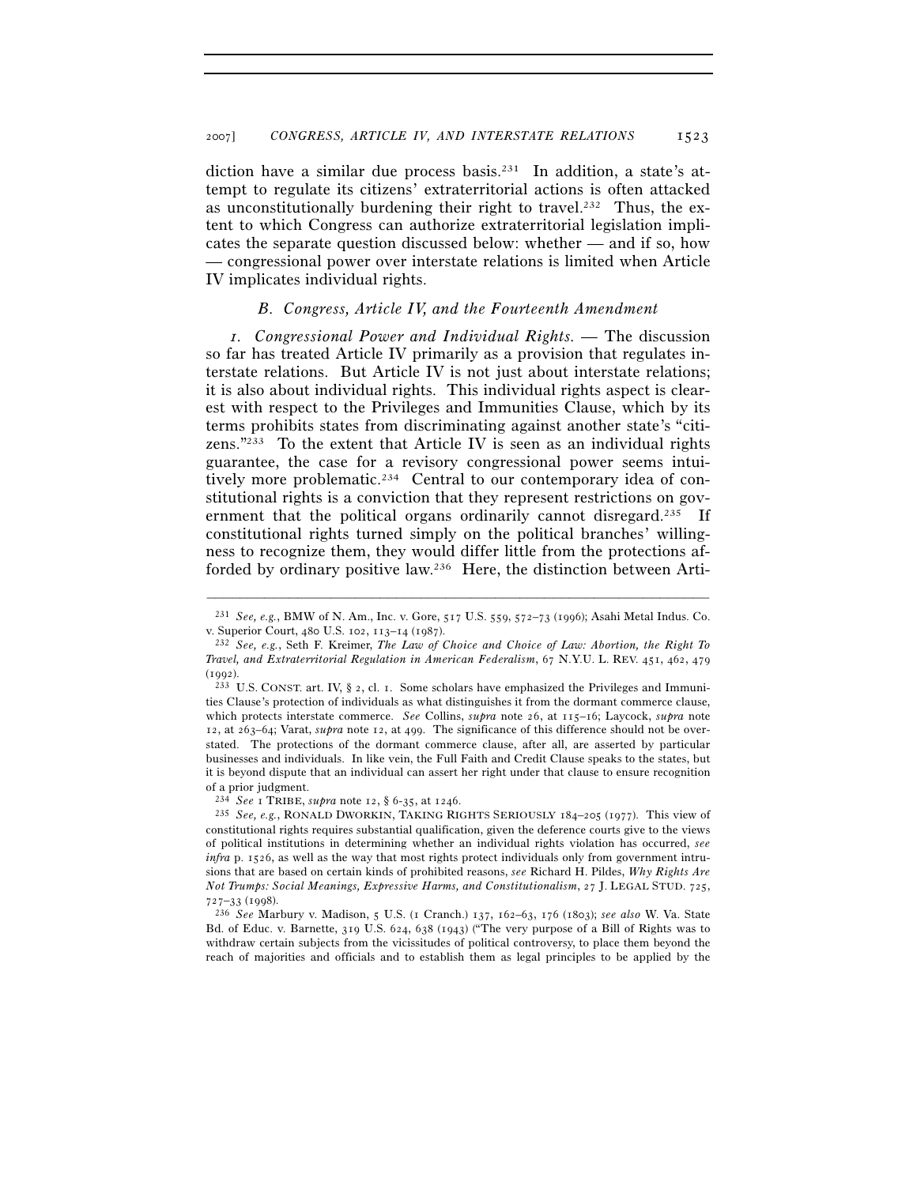diction have a similar due process basis.[231] In addition, a state's attempt to regulate its citizens' extraterritorial actions is often attacked as unconstitutionally burdening their right to travel.[232] Thus, the extent to which Congress can authorize extraterritorial legislation implicates the separate question discussed below: whether — and if so, how — congressional power over interstate relations is limited when Article IV implicates individual rights.

### *B. Congress, Article IV, and the Fourteenth Amendment*

*1. Congressional Power and Individual Rights.* — The discussion so far has treated Article IV primarily as a provision that regulates interstate relations. But Article IV is not just about interstate relations; it is also about individual rights. This individual rights aspect is clearest with respect to the Privileges and Immunities Clause, which by its terms prohibits states from discriminating against another state's "citizens."[233] To the extent that Article IV is seen as an individual rights guarantee, the case for a revisory congressional power seems intuitively more problematic.[234] Central to our contemporary idea of constitutional rights is a conviction that they represent restrictions on government that the political organs ordinarily cannot disregard.[235] If constitutional rights turned simply on the political branches' willingness to recognize them, they would differ little from the protections afforded by ordinary positive law.[236] Here, the distinction between Arti-

---

[231] *See, e.g.*, BMW of N. Am., Inc. v. Gore, 517 U.S. 559, 572–73 (1996); Asahi Metal Indus. Co. v. Superior Court, 480 U.S. 102, 113–14 (1987).

[232] *See, e.g.*, Seth F. Kreimer, *The Law of Choice and Choice of Law: Abortion, the Right To Travel, and Extraterritorial Regulation in American Federalism*, 67 N.Y.U. L. REV. 451, 462, 479 (1992).

[233] U.S. CONST. art. IV, § 2, cl. 1. Some scholars have emphasized the Privileges and Immunities Clause's protection of individuals as what distinguishes it from the dormant commerce clause, which protects interstate commerce. *See* Collins, *supra* note 26, at 115–16; Laycock, *supra* note 12, at 263–64; Varat, *supra* note 12, at 499. The significance of this difference should not be overstated. The protections of the dormant commerce clause, after all, are asserted by particular businesses and individuals. In like vein, the Full Faith and Credit Clause speaks to the states, but it is beyond dispute that an individual can assert her right under that clause to ensure recognition of a prior judgment.

[234] *See* 1 TRIBE, *supra* note 12, § 6-35, at 1246.

[235] *See, e.g.*, RONALD DWORKIN, TAKING RIGHTS SERIOUSLY 184–205 (1977). This view of constitutional rights requires substantial qualification, given the deference courts give to the views of political institutions in determining whether an individual rights violation has occurred, *see infra* p. 1526, as well as the way that most rights protect individuals only from government intrusions that are based on certain kinds of prohibited reasons, *see* Richard H. Pildes, *Why Rights Are Not Trumps: Social Meanings, Expressive Harms, and Constitutionalism*, 27 J. LEGAL STUD. 725, 727–33 (1998).

[236] *See* Marbury v. Madison, 5 U.S. (1 Cranch.) 137, 162–63, 176 (1803); *see also* W. Va. State Bd. of Educ. v. Barnette, 319 U.S. 624, 638 (1943) ("The very purpose of a Bill of Rights was to withdraw certain subjects from the vicissitudes of political controversy, to place them beyond the reach of majorities and officials and to establish them as legal principles to be applied by the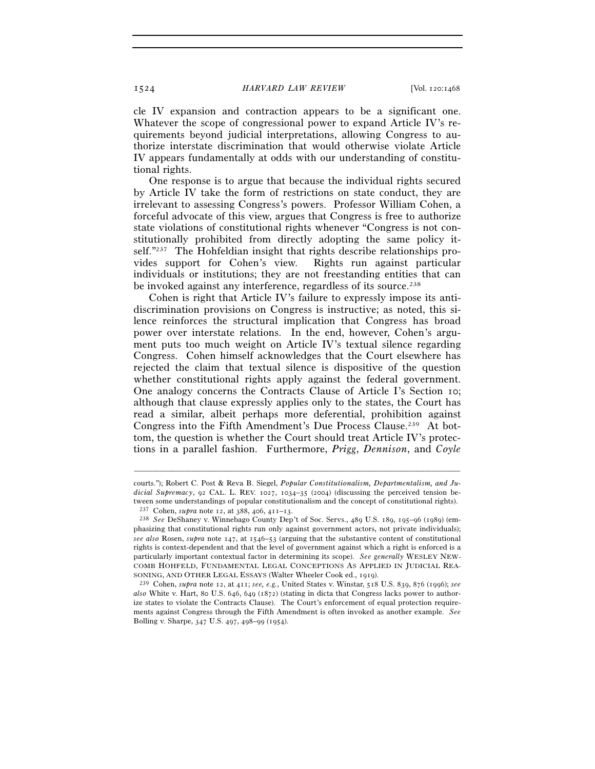cle IV expansion and contraction appears to be a significant one. Whatever the scope of congressional power to expand Article IV's requirements beyond judicial interpretations, allowing Congress to authorize interstate discrimination that would otherwise violate Article IV appears fundamentally at odds with our understanding of constitutional rights.

One response is to argue that because the individual rights secured by Article IV take the form of restrictions on state conduct, they are irrelevant to assessing Congress's powers. Professor William Cohen, a forceful advocate of this view, argues that Congress is free to authorize state violations of constitutional rights whenever "Congress is not constitutionally prohibited from directly adopting the same policy itself."[237] The Hohfeldian insight that rights describe relationships provides support for Cohen's view. Rights run against particular individuals or institutions; they are not freestanding entities that can be invoked against any interference, regardless of its source.[238]

Cohen is right that Article IV's failure to expressly impose its antidiscrimination provisions on Congress is instructive; as noted, this silence reinforces the structural implication that Congress has broad power over interstate relations. In the end, however, Cohen's argument puts too much weight on Article IV's textual silence regarding Congress. Cohen himself acknowledges that the Court elsewhere has rejected the claim that textual silence is dispositive of the question whether constitutional rights apply against the federal government. One analogy concerns the Contracts Clause of Article I's Section 10; although that clause expressly applies only to the states, the Court has read a similar, albeit perhaps more deferential, prohibition against Congress into the Fifth Amendment's Due Process Clause.[239] At bottom, the question is whether the Court should treat Article IV's protections in a parallel fashion. Furthermore, *Prigg*, *Dennison*, and *Coyle*

---

courts."); Robert C. Post & Reva B. Siegel, *Popular Constitutionalism, Departmentalism, and Judicial Supremacy*, 92 CAL. L. REV. 1027, 1034–35 (2004) (discussing the perceived tension between some understandings of popular constitutionalism and the concept of constitutional rights).

[237] Cohen, *supra* note 12, at 388, 406, 411–13.

[238] *See* DeShaney v. Winnebago County Dep't of Soc. Servs., 489 U.S. 189, 195–96 (1989) (emphasizing that constitutional rights run only against government actors, not private individuals); *see also* Rosen, *supra* note 147, at 1546–53 (arguing that the substantive content of constitutional rights is context-dependent and that the level of government against which a right is enforced is a particularly important contextual factor in determining its scope). *See generally* WESLEY NEWCOMB HOHFELD, FUNDAMENTAL LEGAL CONCEPTIONS AS APPLIED IN JUDICIAL REASONING, AND OTHER LEGAL ESSAYS (Walter Wheeler Cook ed., 1919).

[239] Cohen, *supra* note 12, at 411; *see, e.g.*, United States v. Winstar, 518 U.S. 839, 876 (1996); *see also* White v. Hart, 80 U.S. 646, 649 (1872) (stating in dicta that Congress lacks power to authorize states to violate the Contracts Clause). The Court's enforcement of equal protection requirements against Congress through the Fifth Amendment is often invoked as another example. *See* Bolling v. Sharpe, 347 U.S. 497, 498–99 (1954).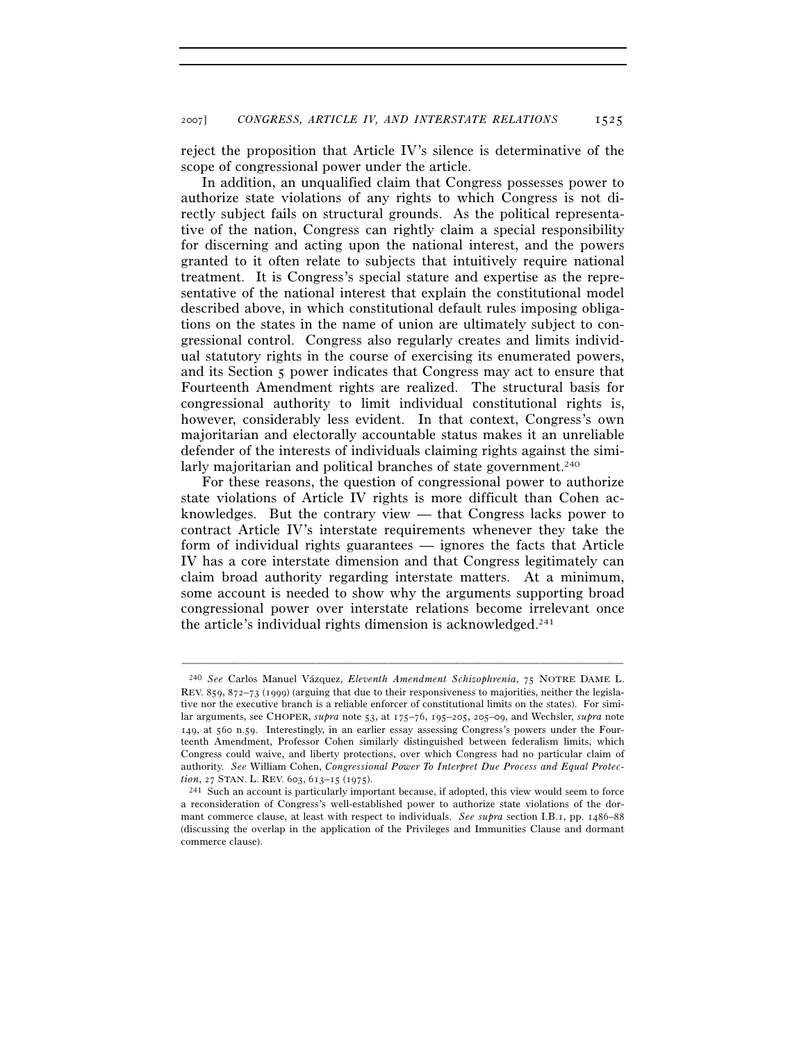reject the proposition that Article IV's silence is determinative of the scope of congressional power under the article.

In addition, an unqualified claim that Congress possesses power to authorize state violations of any rights to which Congress is not directly subject fails on structural grounds. As the political representative of the nation, Congress can rightly claim a special responsibility for discerning and acting upon the national interest, and the powers granted to it often relate to subjects that intuitively require national treatment. It is Congress's special stature and expertise as the representative of the national interest that explain the constitutional model described above, in which constitutional default rules imposing obligations on the states in the name of union are ultimately subject to congressional control. Congress also regularly creates and limits individual statutory rights in the course of exercising its enumerated powers, and its Section 5 power indicates that Congress may act to ensure that Fourteenth Amendment rights are realized. The structural basis for congressional authority to limit individual constitutional rights is, however, considerably less evident. In that context, Congress's own majoritarian and electorally accountable status makes it an unreliable defender of the interests of individuals claiming rights against the similarly majoritarian and political branches of state government.[240]

For these reasons, the question of congressional power to authorize state violations of Article IV rights is more difficult than Cohen acknowledges. But the contrary view — that Congress lacks power to contract Article IV's interstate requirements whenever they take the form of individual rights guarantees — ignores the facts that Article IV has a core interstate dimension and that Congress legitimately can claim broad authority regarding interstate matters. At a minimum, some account is needed to show why the arguments supporting broad congressional power over interstate relations become irrelevant once the article's individual rights dimension is acknowledged.[241]

---

[240] *See* Carlos Manuel Vázquez, *Eleventh Amendment Schizophrenia*, 75 NOTRE DAME L. REV. 859, 872–73 (1999) (arguing that due to their responsiveness to majorities, neither the legislative nor the executive branch is a reliable enforcer of constitutional limits on the states). For similar arguments, see CHOPER, *supra* note 53, at 175–76, 195–205, 205–09, and Wechsler, *supra* note 149, at 560 n.59. Interestingly, in an earlier essay assessing Congress's powers under the Fourteenth Amendment, Professor Cohen similarly distinguished between federalism limits, which Congress could waive, and liberty protections, over which Congress had no particular claim of authority. *See* William Cohen, *Congressional Power To Interpret Due Process and Equal Protection*, 27 STAN. L. REV. 603, 613–15 (1975).

[241] Such an account is particularly important because, if adopted, this view would seem to force a reconsideration of Congress's well-established power to authorize state violations of the dormant commerce clause, at least with respect to individuals. *See supra* section I.B.1, pp. 1486–88 (discussing the overlap in the application of the Privileges and Immunities Clause and dormant commerce clause).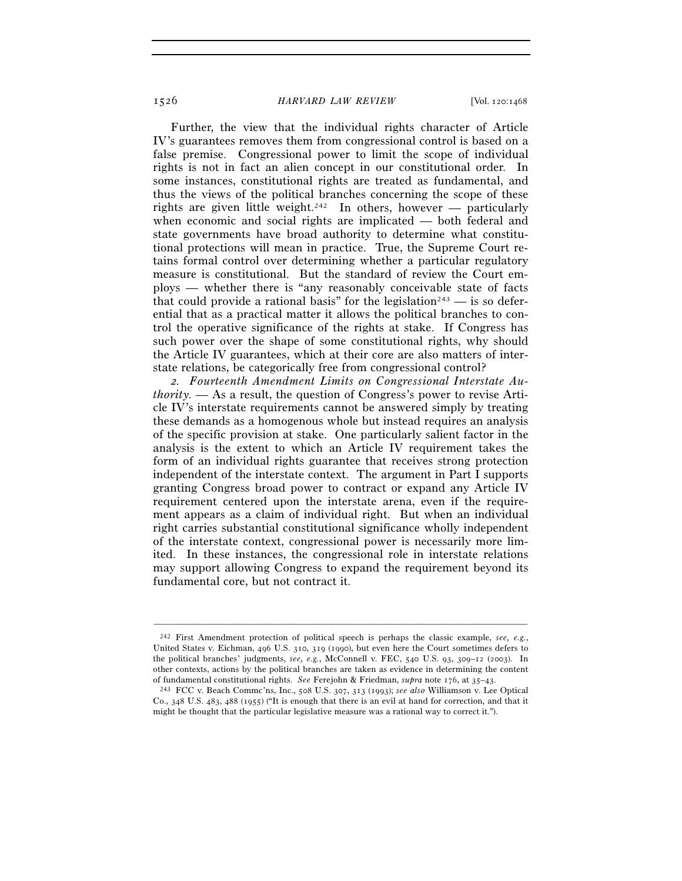Further, the view that the individual rights character of Article IV's guarantees removes them from congressional control is based on a false premise. Congressional power to limit the scope of individual rights is not in fact an alien concept in our constitutional order. In some instances, constitutional rights are treated as fundamental, and thus the views of the political branches concerning the scope of these rights are given little weight.[242] In others, however — particularly when economic and social rights are implicated — both federal and state governments have broad authority to determine what constitutional protections will mean in practice. True, the Supreme Court retains formal control over determining whether a particular regulatory measure is constitutional. But the standard of review the Court employs — whether there is "any reasonably conceivable state of facts that could provide a rational basis" for the legislation[243] — is so deferential that as a practical matter it allows the political branches to control the operative significance of the rights at stake. If Congress has such power over the shape of some constitutional rights, why should the Article IV guarantees, which at their core are also matters of interstate relations, be categorically free from congressional control?

*2. Fourteenth Amendment Limits on Congressional Interstate Authority.* — As a result, the question of Congress's power to revise Article IV's interstate requirements cannot be answered simply by treating these demands as a homogenous whole but instead requires an analysis of the specific provision at stake. One particularly salient factor in the analysis is the extent to which an Article IV requirement takes the form of an individual rights guarantee that receives strong protection independent of the interstate context. The argument in Part I supports granting Congress broad power to contract or expand any Article IV requirement centered upon the interstate arena, even if the requirement appears as a claim of individual right. But when an individual right carries substantial constitutional significance wholly independent of the interstate context, congressional power is necessarily more limited. In these instances, the congressional role in interstate relations may support allowing Congress to expand the requirement beyond its fundamental core, but not contract it.

---

[242] First Amendment protection of political speech is perhaps the classic example, *see, e.g.*, United States v. Eichman, 496 U.S. 310, 319 (1990), but even here the Court sometimes defers to the political branches' judgments, *see, e.g.*, McConnell v. FEC, 540 U.S. 93, 309–12 (2003). In other contexts, actions by the political branches are taken as evidence in determining the content of fundamental constitutional rights. *See* Ferejohn & Friedman, *supra* note 176, at 35–43.

[243] FCC v. Beach Commc'ns, Inc., 508 U.S. 307, 313 (1993); *see also* Williamson v. Lee Optical Co., 348 U.S. 483, 488 (1955) ("It is enough that there is an evil at hand for correction, and that it might be thought that the particular legislative measure was a rational way to correct it.").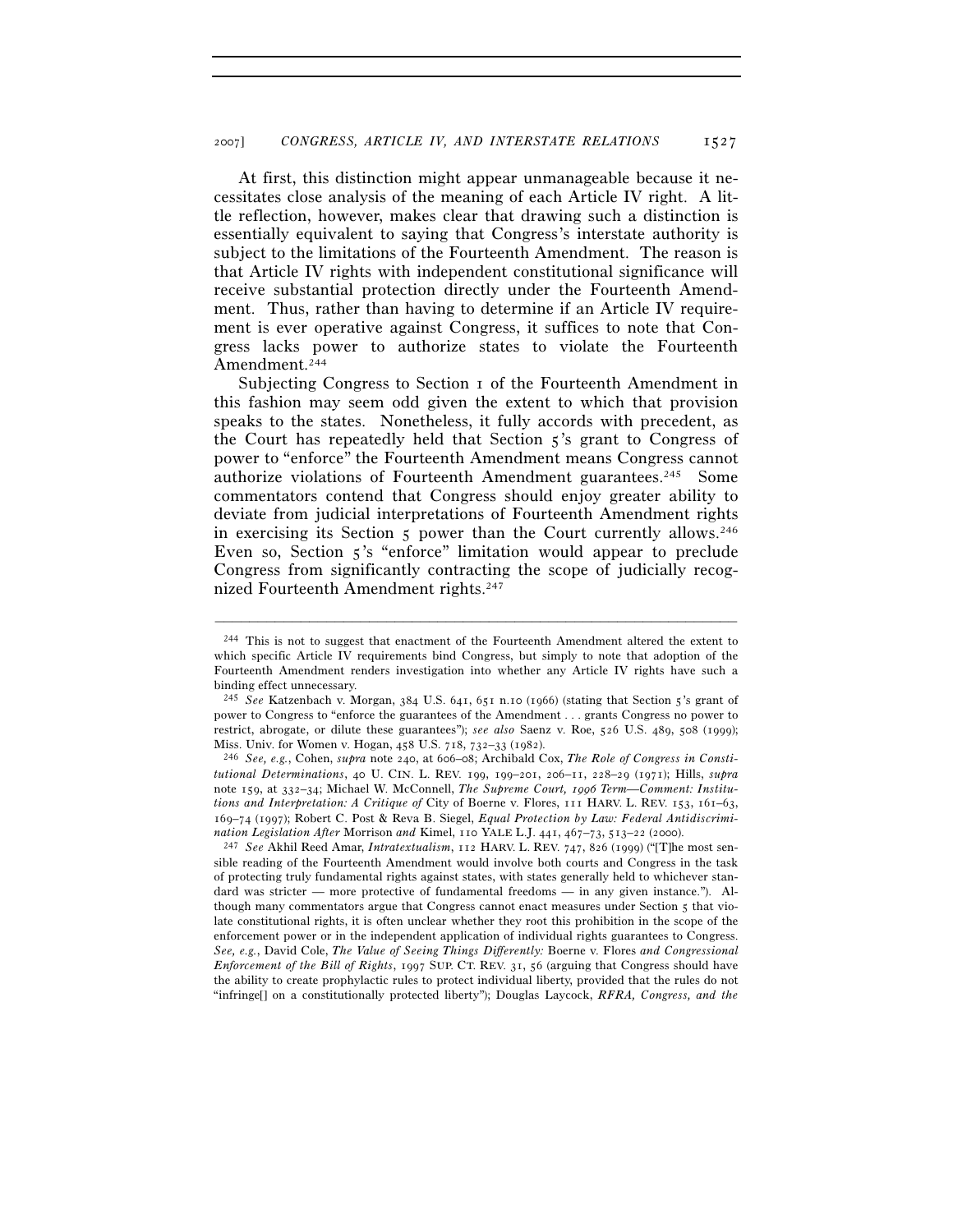At first, this distinction might appear unmanageable because it necessitates close analysis of the meaning of each Article IV right. A little reflection, however, makes clear that drawing such a distinction is essentially equivalent to saying that Congress's interstate authority is subject to the limitations of the Fourteenth Amendment. The reason is that Article IV rights with independent constitutional significance will receive substantial protection directly under the Fourteenth Amendment. Thus, rather than having to determine if an Article IV requirement is ever operative against Congress, it suffices to note that Congress lacks power to authorize states to violate the Fourteenth Amendment.[244]

Subjecting Congress to Section 1 of the Fourteenth Amendment in this fashion may seem odd given the extent to which that provision speaks to the states. Nonetheless, it fully accords with precedent, as the Court has repeatedly held that Section 5's grant to Congress of power to "enforce" the Fourteenth Amendment means Congress cannot authorize violations of Fourteenth Amendment guarantees.[245] Some commentators contend that Congress should enjoy greater ability to deviate from judicial interpretations of Fourteenth Amendment rights in exercising its Section 5 power than the Court currently allows.[246] Even so, Section 5's "enforce" limitation would appear to preclude Congress from significantly contracting the scope of judicially recognized Fourteenth Amendment rights.[247]

---

[244] This is not to suggest that enactment of the Fourteenth Amendment altered the extent to which specific Article IV requirements bind Congress, but simply to note that adoption of the Fourteenth Amendment renders investigation into whether any Article IV rights have such a binding effect unnecessary.

[245] *See* Katzenbach v. Morgan, 384 U.S. 641, 651 n.10 (1966) (stating that Section 5's grant of power to Congress to "enforce the guarantees of the Amendment . . . grants Congress no power to restrict, abrogate, or dilute these guarantees"); *see also* Saenz v. Roe, 526 U.S. 489, 508 (1999); Miss. Univ. for Women v. Hogan, 458 U.S. 718, 732–33 (1982).

[246] *See, e.g.*, Cohen, *supra* note 240, at 606–08; Archibald Cox, *The Role of Congress in Constitutional Determinations*, 40 U. CIN. L. REV. 199, 199–201, 206–11, 228–29 (1971); Hills, *supra* note 159, at 332–34; Michael W. McConnell, *The Supreme Court, 1996 Term—Comment: Institutions and Interpretation: A Critique of* City of Boerne v. Flores, 111 HARV. L. REV. 153, 161–63, 169–74 (1997); Robert C. Post & Reva B. Siegel, *Equal Protection by Law: Federal Antidiscrimination Legislation After* Morrison *and* Kimel, 110 YALE L.J. 441, 467–73, 513–22 (2000).

[247] *See* Akhil Reed Amar, *Intratextualism*, 112 HARV. L. REV. 747, 826 (1999) ("[T]he most sensible reading of the Fourteenth Amendment would involve both courts and Congress in the task of protecting truly fundamental rights against states, with states generally held to whichever standard was stricter — more protective of fundamental freedoms — in any given instance."). Although many commentators argue that Congress cannot enact measures under Section 5 that violate constitutional rights, it is often unclear whether they root this prohibition in the scope of the enforcement power or in the independent application of individual rights guarantees to Congress. *See, e.g.*, David Cole, *The Value of Seeing Things Differently:* Boerne v. Flores *and Congressional Enforcement of the Bill of Rights*, 1997 SUP. CT. REV. 31, 56 (arguing that Congress should have the ability to create prophylactic rules to protect individual liberty, provided that the rules do not "infringe[] on a constitutionally protected liberty"); Douglas Laycock, *RFRA, Congress, and the*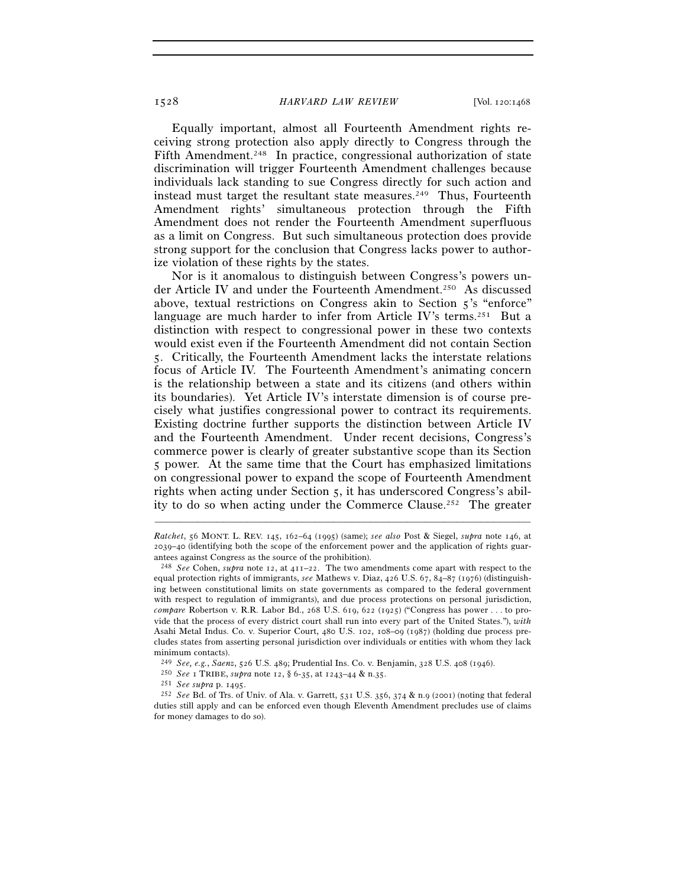Equally important, almost all Fourteenth Amendment rights receiving strong protection also apply directly to Congress through the Fifth Amendment.[248] In practice, congressional authorization of state discrimination will trigger Fourteenth Amendment challenges because individuals lack standing to sue Congress directly for such action and instead must target the resultant state measures.[249] Thus, Fourteenth Amendment rights' simultaneous protection through the Fifth Amendment does not render the Fourteenth Amendment superfluous as a limit on Congress. But such simultaneous protection does provide strong support for the conclusion that Congress lacks power to authorize violation of these rights by the states.

Nor is it anomalous to distinguish between Congress's powers under Article IV and under the Fourteenth Amendment.[250] As discussed above, textual restrictions on Congress akin to Section 5's "enforce" language are much harder to infer from Article IV's terms.[251] But a distinction with respect to congressional power in these two contexts would exist even if the Fourteenth Amendment did not contain Section 5. Critically, the Fourteenth Amendment lacks the interstate relations focus of Article IV. The Fourteenth Amendment's animating concern is the relationship between a state and its citizens (and others within its boundaries). Yet Article IV's interstate dimension is of course precisely what justifies congressional power to contract its requirements. Existing doctrine further supports the distinction between Article IV and the Fourteenth Amendment. Under recent decisions, Congress's commerce power is clearly of greater substantive scope than its Section 5 power. At the same time that the Court has emphasized limitations on congressional power to expand the scope of Fourteenth Amendment rights when acting under Section 5, it has underscored Congress's ability to do so when acting under the Commerce Clause.[252] The greater

---

*Ratchet*, 56 MONT. L. REV. 145, 162–64 (1995) (same); *see also* Post & Siegel, *supra* note 146, at 2039–40 (identifying both the scope of the enforcement power and the application of rights guarantees against Congress as the source of the prohibition).

[248] *See* Cohen, *supra* note 12, at 411–22. The two amendments come apart with respect to the equal protection rights of immigrants, *see* Mathews v. Diaz, 426 U.S. 67, 84–87 (1976) (distinguishing between constitutional limits on state governments as compared to the federal government with respect to regulation of immigrants), and due process protections on personal jurisdiction, *compare* Robertson v. R.R. Labor Bd., 268 U.S. 619, 622 (1925) ("Congress has power . . . to provide that the process of every district court shall run into every part of the United States."), *with* Asahi Metal Indus. Co. v. Superior Court, 480 U.S. 102, 108–09 (1987) (holding due process precludes states from asserting personal jurisdiction over individuals or entities with whom they lack minimum contacts).

[249] *See, e.g.*, *Saenz*, 526 U.S. 489; Prudential Ins. Co. v. Benjamin, 328 U.S. 408 (1946).

[250] *See* 1 TRIBE, *supra* note 12, § 6-35, at 1243–44 & n.35.

[251] *See supra* p. 1495.

[252] *See* Bd. of Trs. of Univ. of Ala. v. Garrett, 531 U.S. 356, 374 & n.9 (2001) (noting that federal duties still apply and can be enforced even though Eleventh Amendment precludes use of claims for money damages to do so).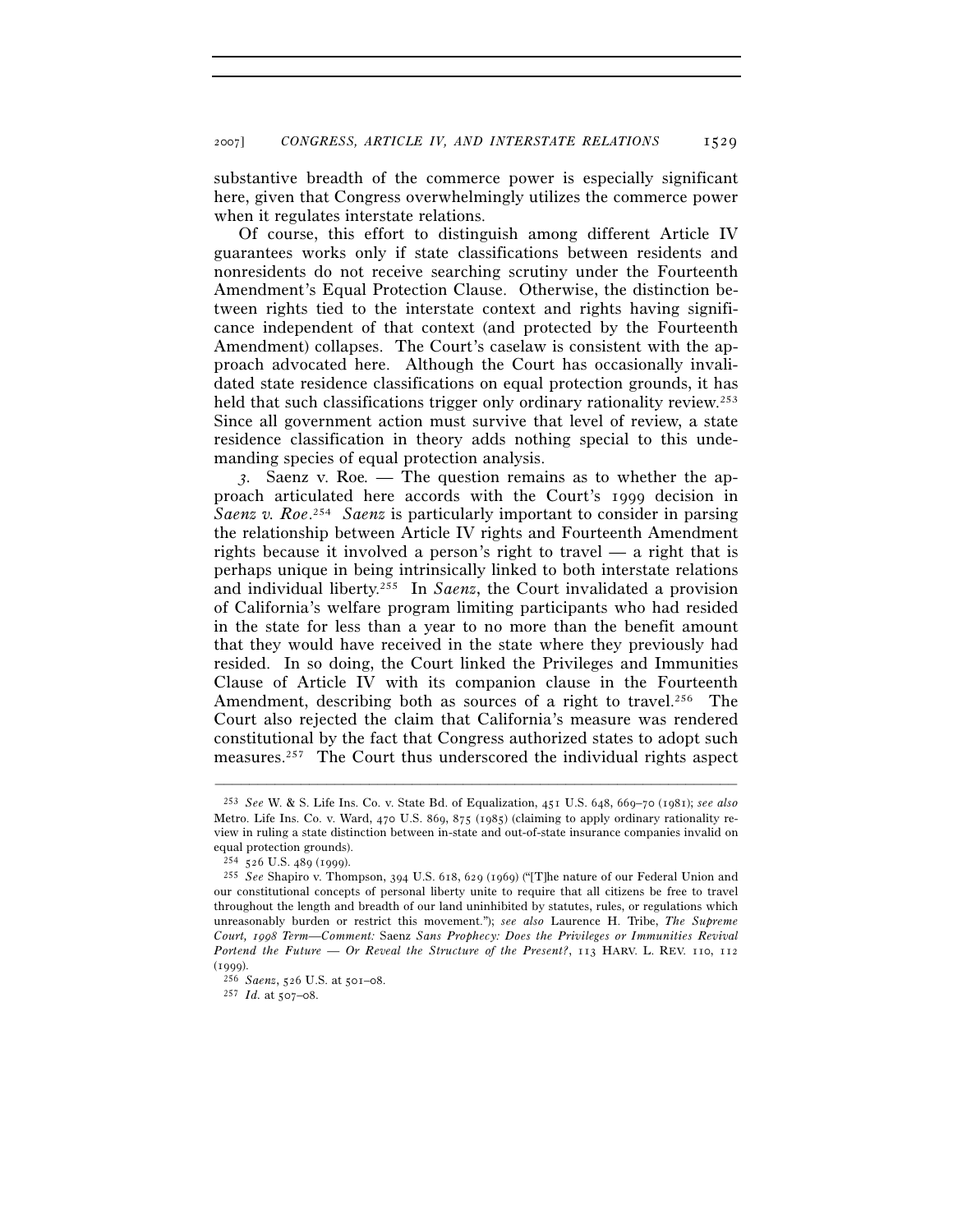substantive breadth of the commerce power is especially significant here, given that Congress overwhelmingly utilizes the commerce power when it regulates interstate relations.

Of course, this effort to distinguish among different Article IV guarantees works only if state classifications between residents and nonresidents do not receive searching scrutiny under the Fourteenth Amendment's Equal Protection Clause. Otherwise, the distinction between rights tied to the interstate context and rights having significance independent of that context (and protected by the Fourteenth Amendment) collapses. The Court's caselaw is consistent with the approach advocated here. Although the Court has occasionally invalidated state residence classifications on equal protection grounds, it has held that such classifications trigger only ordinary rationality review.[253] Since all government action must survive that level of review, a state residence classification in theory adds nothing special to this undemanding species of equal protection analysis.

*3. Saenz v. Roe.* — The question remains as to whether the approach articulated here accords with the Court's 1999 decision in *Saenz v. Roe*.[254] *Saenz* is particularly important to consider in parsing the relationship between Article IV rights and Fourteenth Amendment rights because it involved a person's right to travel — a right that is perhaps unique in being intrinsically linked to both interstate relations and individual liberty.[255] In *Saenz*, the Court invalidated a provision of California's welfare program limiting participants who had resided in the state for less than a year to no more than the benefit amount that they would have received in the state where they previously had resided. In so doing, the Court linked the Privileges and Immunities Clause of Article IV with its companion clause in the Fourteenth Amendment, describing both as sources of a right to travel.[256] The Court also rejected the claim that California's measure was rendered constitutional by the fact that Congress authorized states to adopt such measures.[257] The Court thus underscored the individual rights aspect

---

[253] *See* W. & S. Life Ins. Co. v. State Bd. of Equalization, 451 U.S. 648, 669–70 (1981); *see also* Metro. Life Ins. Co. v. Ward, 470 U.S. 869, 875 (1985) (claiming to apply ordinary rationality review in ruling a state distinction between in-state and out-of-state insurance companies invalid on equal protection grounds).

[254] 526 U.S. 489 (1999).

[255] *See* Shapiro v. Thompson, 394 U.S. 618, 629 (1969) ("[T]he nature of our Federal Union and our constitutional concepts of personal liberty unite to require that all citizens be free to travel throughout the length and breadth of our land uninhibited by statutes, rules, or regulations which unreasonably burden or restrict this movement."); *see also* Laurence H. Tribe, *The Supreme Court, 1998 Term—Comment:* Saenz *Sans Prophecy: Does the Privileges or Immunities Revival Portend the Future — Or Reveal the Structure of the Present?*, 113 HARV. L. REV. 110, 112 (1999).

[256] *Saenz*, 526 U.S. at 501–08.

[257] *Id.* at 507–08.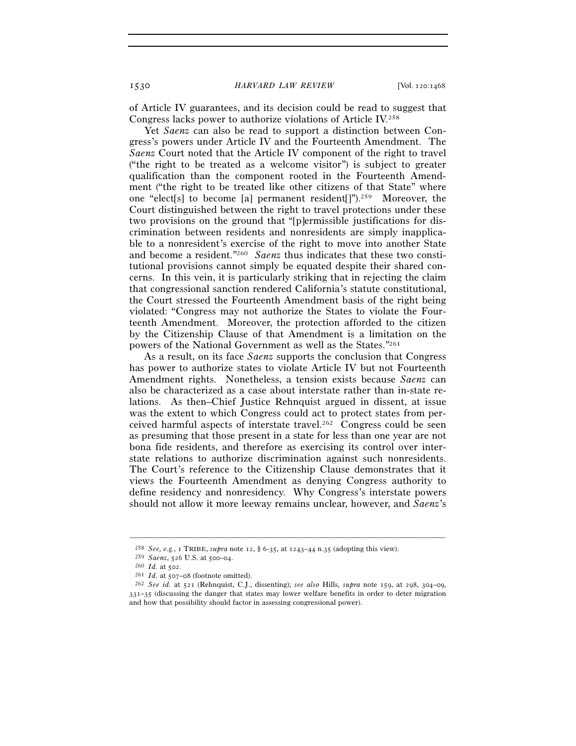of Article IV guarantees, and its decision could be read to suggest that Congress lacks power to authorize violations of Article IV.[258]

Yet *Saenz* can also be read to support a distinction between Congress's powers under Article IV and the Fourteenth Amendment. The *Saenz* Court noted that the Article IV component of the right to travel ("the right to be treated as a welcome visitor") is subject to greater qualification than the component rooted in the Fourteenth Amendment ("the right to be treated like other citizens of that State" where one "elect[s] to become [a] permanent resident[]").[259] Moreover, the Court distinguished between the right to travel protections under these two provisions on the ground that "[p]ermissible justifications for discrimination between residents and nonresidents are simply inapplicable to a nonresident's exercise of the right to move into another State and become a resident."[260] *Saenz* thus indicates that these two constitutional provisions cannot simply be equated despite their shared concerns. In this vein, it is particularly striking that in rejecting the claim that congressional sanction rendered California's statute constitutional, the Court stressed the Fourteenth Amendment basis of the right being violated: "Congress may not authorize the States to violate the Fourteenth Amendment. Moreover, the protection afforded to the citizen by the Citizenship Clause of that Amendment is a limitation on the powers of the National Government as well as the States."[261]

As a result, on its face *Saenz* supports the conclusion that Congress has power to authorize states to violate Article IV but not Fourteenth Amendment rights. Nonetheless, a tension exists because *Saenz* can also be characterized as a case about interstate rather than in-state relations. As then–Chief Justice Rehnquist argued in dissent, at issue was the extent to which Congress could act to protect states from perceived harmful aspects of interstate travel.[262] Congress could be seen as presuming that those present in a state for less than one year are not bona fide residents, and therefore as exercising its control over interstate relations to authorize discrimination against such nonresidents. The Court's reference to the Citizenship Clause demonstrates that it views the Fourteenth Amendment as denying Congress authority to define residency and nonresidency. Why Congress's interstate powers should not allow it more leeway remains unclear, however, and *Saenz*'s

---

[258] *See, e.g.*, 1 TRIBE, *supra* note 12, § 6-35, at 1243–44 n.35 (adopting this view).

[259] *Saenz*, 526 U.S. at 500–04.

[260] *Id.* at 502.

[261] *Id.* at 507–08 (footnote omitted).

[262] *See id.* at 521 (Rehnquist, C.J., dissenting); *see also* Hills, *supra* note 159, at 298, 304–09, 331–35 (discussing the danger that states may lower welfare benefits in order to deter migration and how that possibility should factor in assessing congressional power).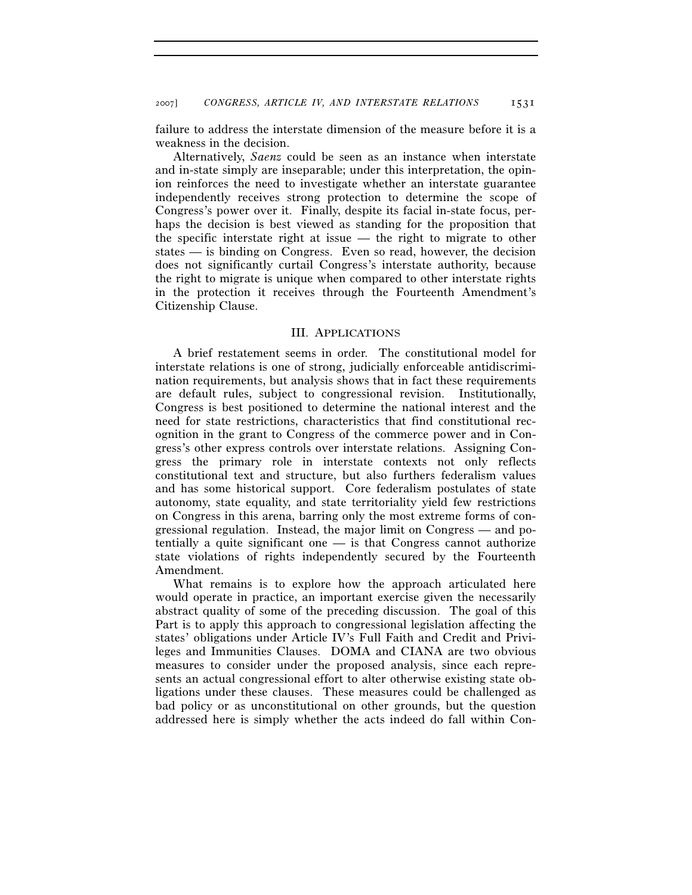failure to address the interstate dimension of the measure before it is a weakness in the decision.

Alternatively, *Saenz* could be seen as an instance when interstate and in-state simply are inseparable; under this interpretation, the opinion reinforces the need to investigate whether an interstate guarantee independently receives strong protection to determine the scope of Congress's power over it. Finally, despite its facial in-state focus, perhaps the decision is best viewed as standing for the proposition that the specific interstate right at issue — the right to migrate to other states — is binding on Congress. Even so read, however, the decision does not significantly curtail Congress's interstate authority, because the right to migrate is unique when compared to other interstate rights in the protection it receives through the Fourteenth Amendment's Citizenship Clause.

## III. APPLICATIONS

A brief restatement seems in order. The constitutional model for interstate relations is one of strong, judicially enforceable antidiscrimination requirements, but analysis shows that in fact these requirements are default rules, subject to congressional revision. Institutionally, Congress is best positioned to determine the national interest and the need for state restrictions, characteristics that find constitutional recognition in the grant to Congress of the commerce power and in Congress's other express controls over interstate relations. Assigning Congress the primary role in interstate contexts not only reflects constitutional text and structure, but also furthers federalism values and has some historical support. Core federalism postulates of state autonomy, state equality, and state territoriality yield few restrictions on Congress in this arena, barring only the most extreme forms of congressional regulation. Instead, the major limit on Congress — and potentially a quite significant one — is that Congress cannot authorize state violations of rights independently secured by the Fourteenth Amendment.

What remains is to explore how the approach articulated here would operate in practice, an important exercise given the necessarily abstract quality of some of the preceding discussion. The goal of this Part is to apply this approach to congressional legislation affecting the states' obligations under Article IV's Full Faith and Credit and Privileges and Immunities Clauses. DOMA and CIANA are two obvious measures to consider under the proposed analysis, since each represents an actual congressional effort to alter otherwise existing state obligations under these clauses. These measures could be challenged as bad policy or as unconstitutional on other grounds, but the question addressed here is simply whether the acts indeed do fall within Con-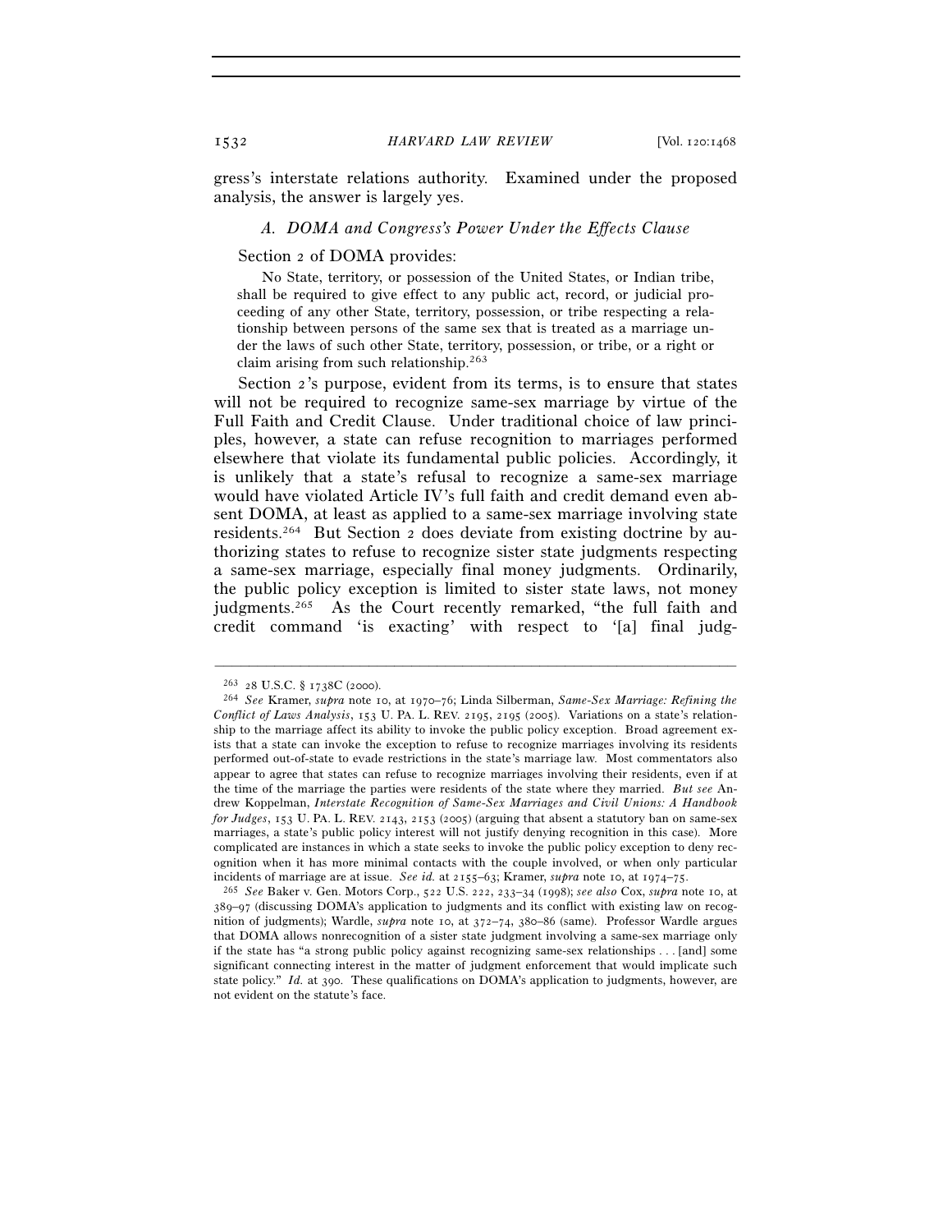gress's interstate relations authority. Examined under the proposed analysis, the answer is largely yes.

### *A. DOMA and Congress's Power Under the Effects Clause*

Section 2 of DOMA provides:

> No State, territory, or possession of the United States, or Indian tribe, shall be required to give effect to any public act, record, or judicial proceeding of any other State, territory, possession, or tribe respecting a relationship between persons of the same sex that is treated as a marriage under the laws of such other State, territory, possession, or tribe, or a right or claim arising from such relationship.[263]

Section 2's purpose, evident from its terms, is to ensure that states will not be required to recognize same-sex marriage by virtue of the Full Faith and Credit Clause. Under traditional choice of law principles, however, a state can refuse recognition to marriages performed elsewhere that violate its fundamental public policies. Accordingly, it is unlikely that a state's refusal to recognize a same-sex marriage would have violated Article IV's full faith and credit demand even absent DOMA, at least as applied to a same-sex marriage involving state residents.[264] But Section 2 does deviate from existing doctrine by authorizing states to refuse to recognize sister state judgments respecting a same-sex marriage, especially final money judgments. Ordinarily, the public policy exception is limited to sister state laws, not money judgments.[265] As the Court recently remarked, "the full faith and credit command 'is exacting' with respect to '[a] final judg-

---

[263] 28 U.S.C. § 1738C (2000).

[264] *See* Kramer, *supra* note 10, at 1970–76; Linda Silberman, *Same-Sex Marriage: Refining the Conflict of Laws Analysis*, 153 U. PA. L. REV. 2195, 2195 (2005). Variations on a state's relationship to the marriage affect its ability to invoke the public policy exception. Broad agreement exists that a state can invoke the exception to refuse to recognize marriages involving its residents performed out-of-state to evade restrictions in the state's marriage law. Most commentators also appear to agree that states can refuse to recognize marriages involving their residents, even if at the time of the marriage the parties were residents of the state where they married. *But see* Andrew Koppelman, *Interstate Recognition of Same-Sex Marriages and Civil Unions: A Handbook for Judges*, 153 U. PA. L. REV. 2143, 2153 (2005) (arguing that absent a statutory ban on same-sex marriages, a state's public policy interest will not justify denying recognition in this case). More complicated are instances in which a state seeks to invoke the public policy exception to deny recognition when it has more minimal contacts with the couple involved, or when only particular incidents of marriage are at issue. *See id.* at 2155–63; Kramer, *supra* note 10, at 1974–75.

[265] *See* Baker v. Gen. Motors Corp., 522 U.S. 222, 233–34 (1998); *see also* Cox, *supra* note 10, at 389–97 (discussing DOMA's application to judgments and its conflict with existing law on recognition of judgments); Wardle, *supra* note 10, at 372–74, 380–86 (same). Professor Wardle argues that DOMA allows nonrecognition of a sister state judgment involving a same-sex marriage only if the state has "a strong public policy against recognizing same-sex relationships . . . [and] some significant connecting interest in the matter of judgment enforcement that would implicate such state policy." *Id.* at 390. These qualifications on DOMA's application to judgments, however, are not evident on the statute's face.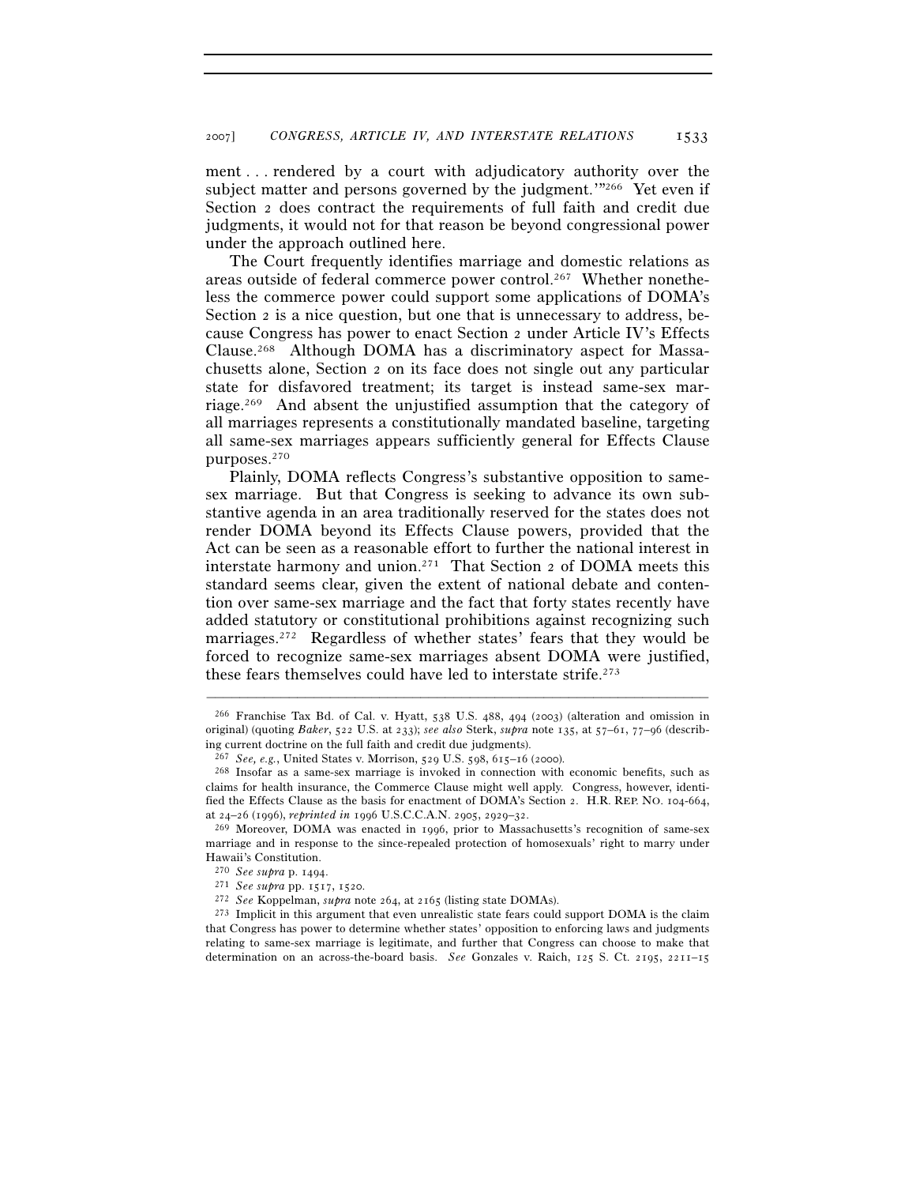ment . . . rendered by a court with adjudicatory authority over the subject matter and persons governed by the judgment.'"[266] Yet even if Section 2 does contract the requirements of full faith and credit due judgments, it would not for that reason be beyond congressional power under the approach outlined here.

The Court frequently identifies marriage and domestic relations as areas outside of federal commerce power control.[267] Whether nonetheless the commerce power could support some applications of DOMA's Section 2 is a nice question, but one that is unnecessary to address, because Congress has power to enact Section 2 under Article IV's Effects Clause.[268] Although DOMA has a discriminatory aspect for Massachusetts alone, Section 2 on its face does not single out any particular state for disfavored treatment; its target is instead same-sex marriage.[269] And absent the unjustified assumption that the category of all marriages represents a constitutionally mandated baseline, targeting all same-sex marriages appears sufficiently general for Effects Clause purposes.[270]

Plainly, DOMA reflects Congress's substantive opposition to same-sex marriage. But that Congress is seeking to advance its own substantive agenda in an area traditionally reserved for the states does not render DOMA beyond its Effects Clause powers, provided that the Act can be seen as a reasonable effort to further the national interest in interstate harmony and union.[271] That Section 2 of DOMA meets this standard seems clear, given the extent of national debate and contention over same-sex marriage and the fact that forty states recently have added statutory or constitutional prohibitions against recognizing such marriages.[272] Regardless of whether states' fears that they would be forced to recognize same-sex marriages absent DOMA were justified, these fears themselves could have led to interstate strife.[273]

---

[266] Franchise Tax Bd. of Cal. v. Hyatt, 538 U.S. 488, 494 (2003) (alteration and omission in original) (quoting *Baker*, 522 U.S. at 233); *see also* Sterk, *supra* note 135, at 57–61, 77–96 (describing current doctrine on the full faith and credit due judgments).

[267] *See, e.g.*, United States v. Morrison, 529 U.S. 598, 615–16 (2000).

[268] Insofar as a same-sex marriage is invoked in connection with economic benefits, such as claims for health insurance, the Commerce Clause might well apply. Congress, however, identified the Effects Clause as the basis for enactment of DOMA's Section 2. H.R. REP. NO. 104-664, at 24–26 (1996), *reprinted in* 1996 U.S.C.C.A.N. 2905, 2929–32.

[269] Moreover, DOMA was enacted in 1996, prior to Massachusetts's recognition of same-sex marriage and in response to the since-repealed protection of homosexuals' right to marry under Hawaii's Constitution.

[270] *See supra* p. 1494.

[271] *See supra* pp. 1517, 1520.

[272] *See* Koppelman, *supra* note 264, at 2165 (listing state DOMAs).

[273] Implicit in this argument that even unrealistic state fears could support DOMA is the claim that Congress has power to determine whether states' opposition to enforcing laws and judgments relating to same-sex marriage is legitimate, and further that Congress can choose to make that determination on an across-the-board basis. *See* Gonzales v. Raich, 125 S. Ct. 2195, 2211–15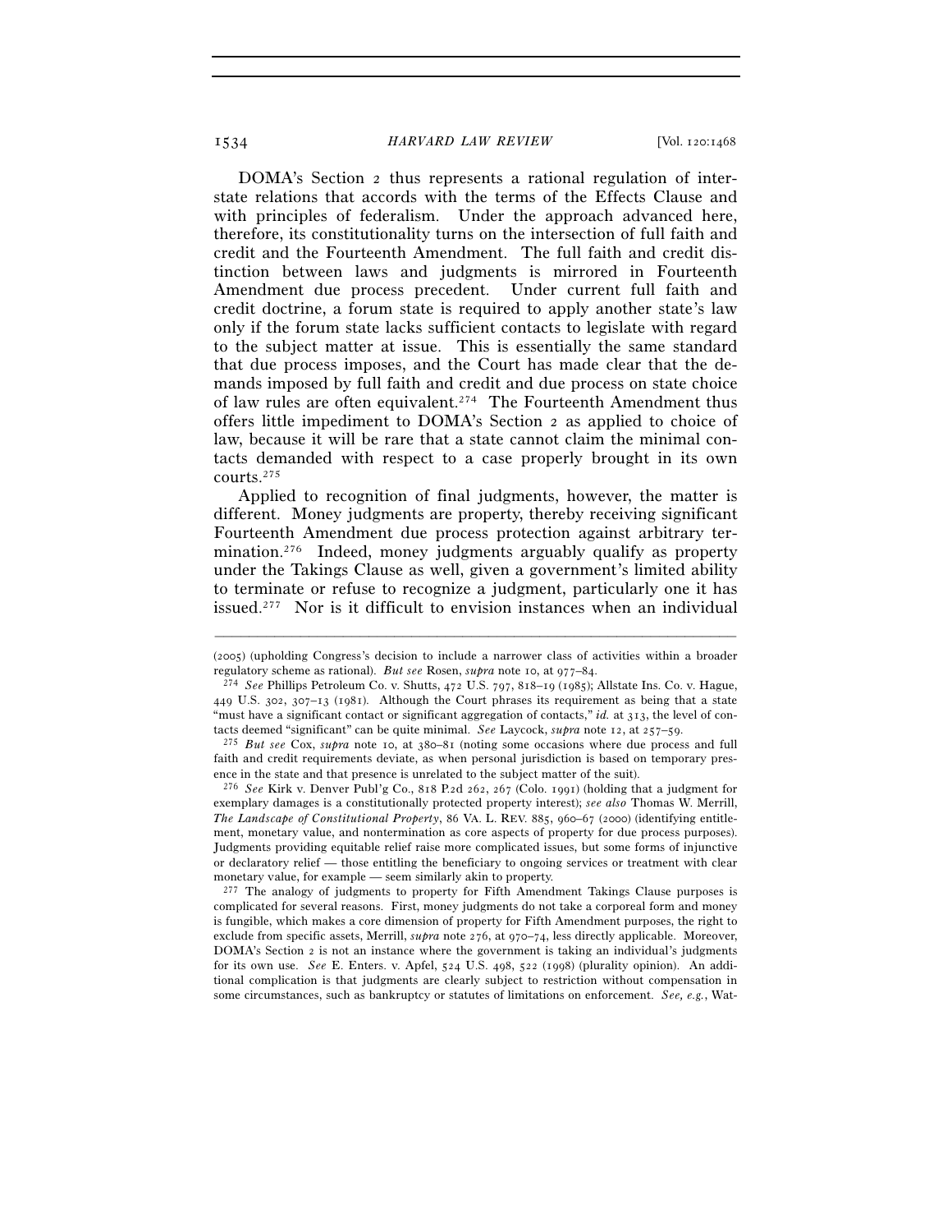DOMA's Section 2 thus represents a rational regulation of interstate relations that accords with the terms of the Effects Clause and with principles of federalism. Under the approach advanced here, therefore, its constitutionality turns on the intersection of full faith and credit and the Fourteenth Amendment. The full faith and credit distinction between laws and judgments is mirrored in Fourteenth Amendment due process precedent. Under current full faith and credit doctrine, a forum state is required to apply another state's law only if the forum state lacks sufficient contacts to legislate with regard to the subject matter at issue. This is essentially the same standard that due process imposes, and the Court has made clear that the demands imposed by full faith and credit and due process on state choice of law rules are often equivalent.[274] The Fourteenth Amendment thus offers little impediment to DOMA's Section 2 as applied to choice of law, because it will be rare that a state cannot claim the minimal contacts demanded with respect to a case properly brought in its own courts.[275]

Applied to recognition of final judgments, however, the matter is different. Money judgments are property, thereby receiving significant Fourteenth Amendment due process protection against arbitrary termination.[276] Indeed, money judgments arguably qualify as property under the Takings Clause as well, given a government's limited ability to terminate or refuse to recognize a judgment, particularly one it has issued.[277] Nor is it difficult to envision instances when an individual

---

(2005) (upholding Congress's decision to include a narrower class of activities within a broader regulatory scheme as rational). *But see* Rosen, *supra* note 10, at 977–84.

[274] *See* Phillips Petroleum Co. v. Shutts, 472 U.S. 797, 818–19 (1985); Allstate Ins. Co. v. Hague, 449 U.S. 302, 307–13 (1981). Although the Court phrases its requirement as being that a state "must have a significant contact or significant aggregation of contacts," *id.* at 313, the level of contacts deemed "significant" can be quite minimal. *See* Laycock, *supra* note 12, at 257–59.

[275] *But see* Cox, *supra* note 10, at 380–81 (noting some occasions where due process and full faith and credit requirements deviate, as when personal jurisdiction is based on temporary presence in the state and that presence is unrelated to the subject matter of the suit).

[276] *See* Kirk v. Denver Publ'g Co., 818 P.2d 262, 267 (Colo. 1991) (holding that a judgment for exemplary damages is a constitutionally protected property interest); *see also* Thomas W. Merrill, *The Landscape of Constitutional Property*, 86 VA. L. REV. 885, 960–67 (2000) (identifying entitlement, monetary value, and nontermination as core aspects of property for due process purposes). Judgments providing equitable relief raise more complicated issues, but some forms of injunctive or declaratory relief — those entitling the beneficiary to ongoing services or treatment with clear monetary value, for example — seem similarly akin to property.

[277] The analogy of judgments to property for Fifth Amendment Takings Clause purposes is complicated for several reasons. First, money judgments do not take a corporeal form and money is fungible, which makes a core dimension of property for Fifth Amendment purposes, the right to exclude from specific assets, Merrill, *supra* note 276, at 970–74, less directly applicable. Moreover, DOMA's Section 2 is not an instance where the government is taking an individual's judgments for its own use. *See* E. Enters. v. Apfel, 524 U.S. 498, 522 (1998) (plurality opinion). An additional complication is that judgments are clearly subject to restriction without compensation in some circumstances, such as bankruptcy or statutes of limitations on enforcement. *See, e.g.*, Wat-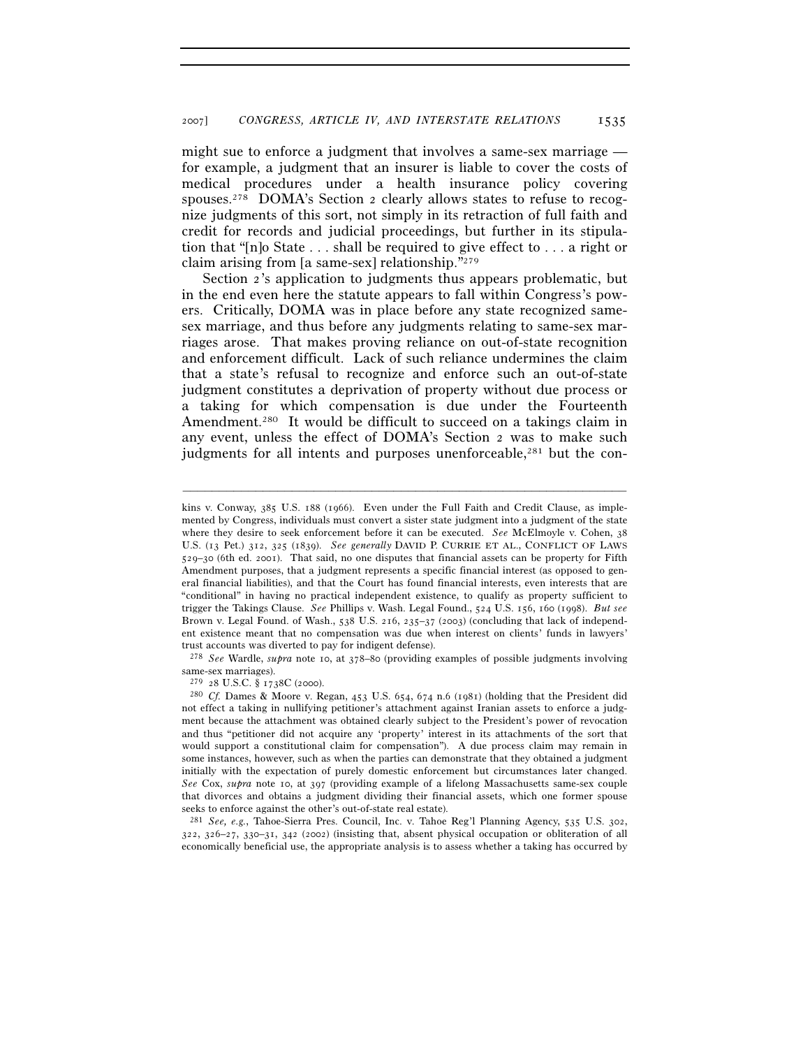might sue to enforce a judgment that involves a same-sex marriage — for example, a judgment that an insurer is liable to cover the costs of medical procedures under a health insurance policy covering spouses.[278] DOMA's Section 2 clearly allows states to refuse to recognize judgments of this sort, not simply in its retraction of full faith and credit for records and judicial proceedings, but further in its stipulation that "[n]o State . . . shall be required to give effect to . . . a right or claim arising from [a same-sex] relationship."[279]

Section 2's application to judgments thus appears problematic, but in the end even here the statute appears to fall within Congress's powers. Critically, DOMA was in place before any state recognized same-sex marriage, and thus before any judgments relating to same-sex marriages arose. That makes proving reliance on out-of-state recognition and enforcement difficult. Lack of such reliance undermines the claim that a state's refusal to recognize and enforce such an out-of-state judgment constitutes a deprivation of property without due process or a taking for which compensation is due under the Fourteenth Amendment.[280] It would be difficult to succeed on a takings claim in any event, unless the effect of DOMA's Section 2 was to make such judgments for all intents and purposes unenforceable,[281] but the con-

---

kins v. Conway, 385 U.S. 188 (1966). Even under the Full Faith and Credit Clause, as implemented by Congress, individuals must convert a sister state judgment into a judgment of the state where they desire to seek enforcement before it can be executed. *See* McElmoyle v. Cohen, 38 U.S. (13 Pet.) 312, 325 (1839). *See generally* DAVID P. CURRIE ET AL., CONFLICT OF LAWS 529–30 (6th ed. 2001). That said, no one disputes that financial assets can be property for Fifth Amendment purposes, that a judgment represents a specific financial interest (as opposed to general financial liabilities), and that the Court has found financial interests, even interests that are "conditional" in having no practical independent existence, to qualify as property sufficient to trigger the Takings Clause. *See* Phillips v. Wash. Legal Found., 524 U.S. 156, 160 (1998). *But see* Brown v. Legal Found. of Wash., 538 U.S. 216, 235–37 (2003) (concluding that lack of independent existence meant that no compensation was due when interest on clients' funds in lawyers' trust accounts was diverted to pay for indigent defense).

[278] *See* Wardle, *supra* note 10, at 378–80 (providing examples of possible judgments involving same-sex marriages).

[279] 28 U.S.C. § 1738C (2000).

[280] *Cf.* Dames & Moore v. Regan, 453 U.S. 654, 674 n.6 (1981) (holding that the President did not effect a taking in nullifying petitioner's attachment against Iranian assets to enforce a judgment because the attachment was obtained clearly subject to the President's power of revocation and thus "petitioner did not acquire any 'property' interest in its attachments of the sort that would support a constitutional claim for compensation"). A due process claim may remain in some instances, however, such as when the parties can demonstrate that they obtained a judgment initially with the expectation of purely domestic enforcement but circumstances later changed. *See* Cox, *supra* note 10, at 397 (providing example of a lifelong Massachusetts same-sex couple that divorces and obtains a judgment dividing their financial assets, which one former spouse seeks to enforce against the other's out-of-state real estate).

[281] *See, e.g.*, Tahoe-Sierra Pres. Council, Inc. v. Tahoe Reg'l Planning Agency, 535 U.S. 302, 322, 326–27, 330–31, 342 (2002) (insisting that, absent physical occupation or obliteration of all economically beneficial use, the appropriate analysis is to assess whether a taking has occurred by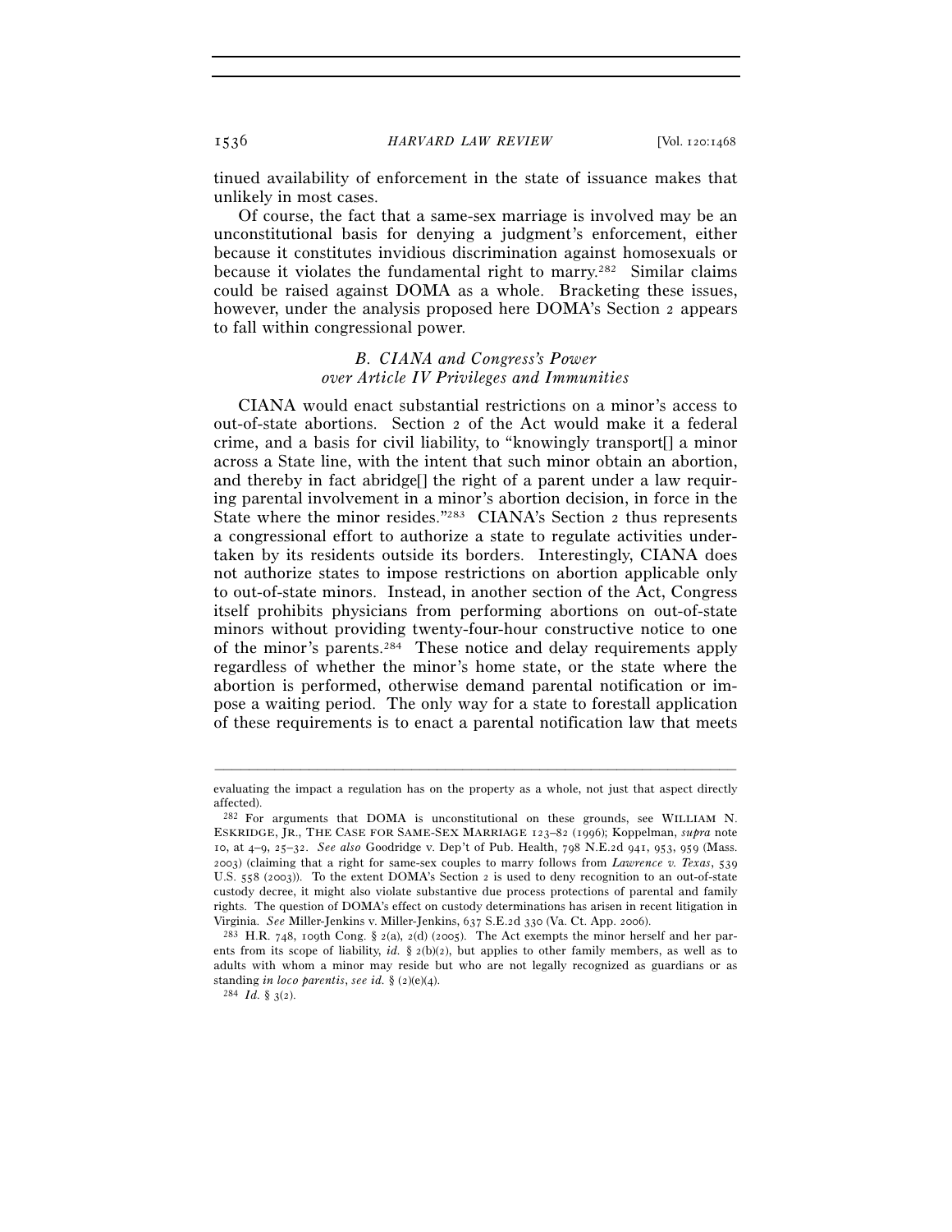tinued availability of enforcement in the state of issuance makes that unlikely in most cases.

Of course, the fact that a same-sex marriage is involved may be an unconstitutional basis for denying a judgment's enforcement, either because it constitutes invidious discrimination against homosexuals or because it violates the fundamental right to marry.[282] Similar claims could be raised against DOMA as a whole. Bracketing these issues, however, under the analysis proposed here DOMA's Section 2 appears to fall within congressional power.

### B. CIANA and Congress's Power over Article IV Privileges and Immunities

CIANA would enact substantial restrictions on a minor's access to out-of-state abortions. Section 2 of the Act would make it a federal crime, and a basis for civil liability, to "knowingly transport[] a minor across a State line, with the intent that such minor obtain an abortion, and thereby in fact abridge[] the right of a parent under a law requiring parental involvement in a minor's abortion decision, in force in the State where the minor resides."[283] CIANA's Section 2 thus represents a congressional effort to authorize a state to regulate activities undertaken by its residents outside its borders. Interestingly, CIANA does not authorize states to impose restrictions on abortion applicable only to out-of-state minors. Instead, in another section of the Act, Congress itself prohibits physicians from performing abortions on out-of-state minors without providing twenty-four-hour constructive notice to one of the minor's parents.[284] These notice and delay requirements apply regardless of whether the minor's home state, or the state where the abortion is performed, otherwise demand parental notification or impose a waiting period. The only way for a state to forestall application of these requirements is to enact a parental notification law that meets

---

evaluating the impact a regulation has on the property as a whole, not just that aspect directly affected).

[282] For arguments that DOMA is unconstitutional on these grounds, see WILLIAM N. ESKRIDGE, JR., THE CASE FOR SAME-SEX MARRIAGE 123–82 (1996); Koppelman, *supra* note 10, at 4–9, 25–32. *See also* Goodridge v. Dep't of Pub. Health, 798 N.E.2d 941, 953, 959 (Mass. 2003) (claiming that a right for same-sex couples to marry follows from *Lawrence v. Texas*, 539 U.S. 558 (2003)). To the extent DOMA's Section 2 is used to deny recognition to an out-of-state custody decree, it might also violate substantive due process protections of parental and family rights. The question of DOMA's effect on custody determinations has arisen in recent litigation in Virginia. *See* Miller-Jenkins v. Miller-Jenkins, 637 S.E.2d 330 (Va. Ct. App. 2006).

[283] H.R. 748, 109th Cong. § 2(a), 2(d) (2005). The Act exempts the minor herself and her parents from its scope of liability, *id.* § 2(b)(2), but applies to other family members, as well as to adults with whom a minor may reside but who are not legally recognized as guardians or as standing *in loco parentis*, *see id.* § (2)(e)(4).

[284] *Id.* § 3(2).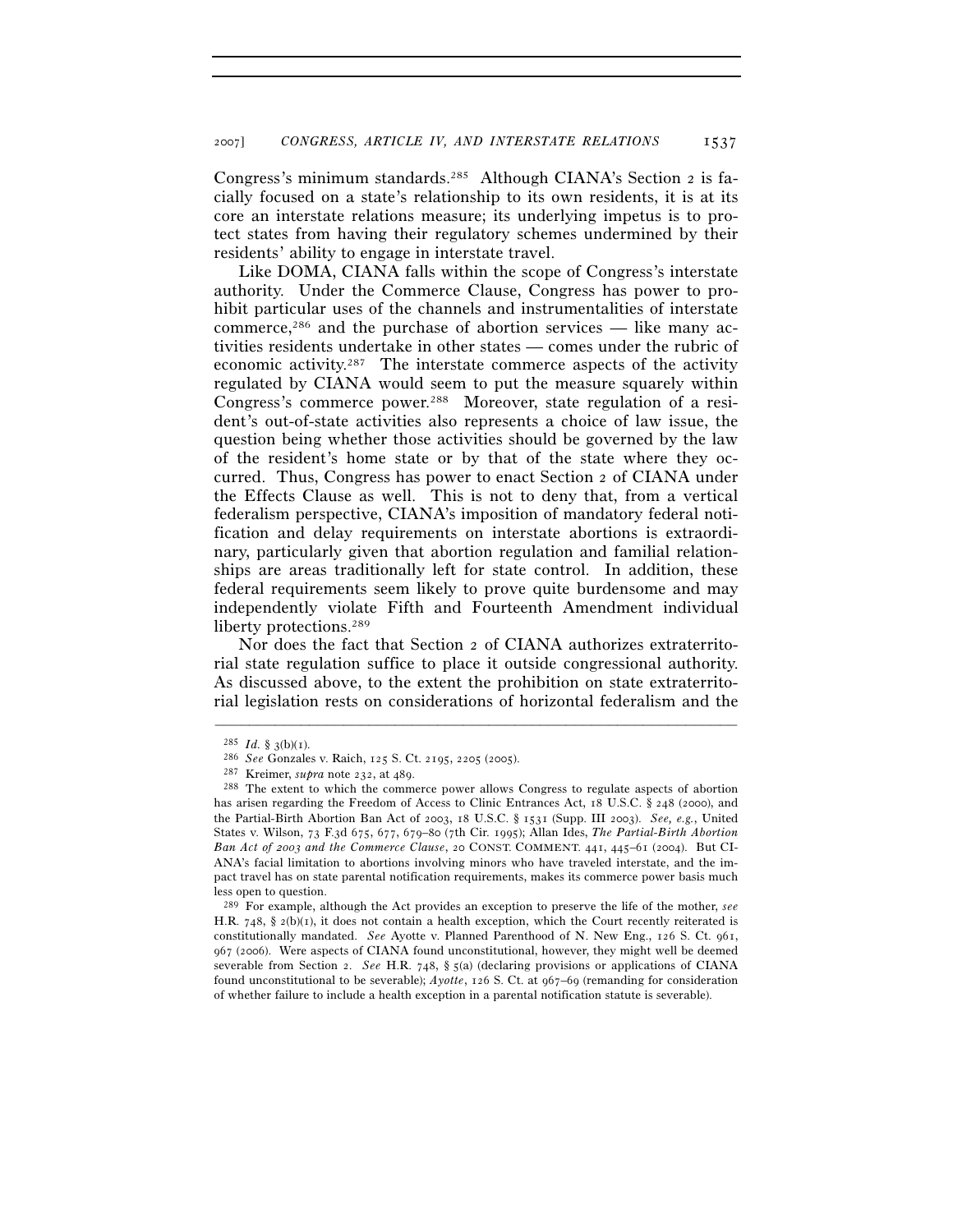Congress's minimum standards.[285] Although CIANA's Section 2 is facially focused on a state's relationship to its own residents, it is at its core an interstate relations measure; its underlying impetus is to protect states from having their regulatory schemes undermined by their residents' ability to engage in interstate travel.

Like DOMA, CIANA falls within the scope of Congress's interstate authority. Under the Commerce Clause, Congress has power to prohibit particular uses of the channels and instrumentalities of interstate commerce,[286] and the purchase of abortion services — like many activities residents undertake in other states — comes under the rubric of economic activity.[287] The interstate commerce aspects of the activity regulated by CIANA would seem to put the measure squarely within Congress's commerce power.[288] Moreover, state regulation of a resident's out-of-state activities also represents a choice of law issue, the question being whether those activities should be governed by the law of the resident's home state or by that of the state where they occurred. Thus, Congress has power to enact Section 2 of CIANA under the Effects Clause as well. This is not to deny that, from a vertical federalism perspective, CIANA's imposition of mandatory federal notification and delay requirements on interstate abortions is extraordinary, particularly given that abortion regulation and familial relationships are areas traditionally left for state control. In addition, these federal requirements seem likely to prove quite burdensome and may independently violate Fifth and Fourteenth Amendment individual liberty protections.[289]

Nor does the fact that Section 2 of CIANA authorizes extraterritorial state regulation suffice to place it outside congressional authority. As discussed above, to the extent the prohibition on state extraterritorial legislation rests on considerations of horizontal federalism and the

---

[285] *Id.* § 3(b)(1).

[286] *See* Gonzales v. Raich, 125 S. Ct. 2195, 2205 (2005).

[287] Kreimer, *supra* note 232, at 489.

[288] The extent to which the commerce power allows Congress to regulate aspects of abortion has arisen regarding the Freedom of Access to Clinic Entrances Act, 18 U.S.C. § 248 (2000), and the Partial-Birth Abortion Ban Act of 2003, 18 U.S.C. § 1531 (Supp. III 2003). *See, e.g.*, United States v. Wilson, 73 F.3d 675, 677, 679–80 (7th Cir. 1995); Allan Ides, *The Partial-Birth Abortion Ban Act of 2003 and the Commerce Clause*, 20 CONST. COMMENT. 441, 445–61 (2004). But CIANA's facial limitation to abortions involving minors who have traveled interstate, and the impact travel has on state parental notification requirements, makes its commerce power basis much less open to question.

[289] For example, although the Act provides an exception to preserve the life of the mother, *see* H.R. 748, § 2(b)(1), it does not contain a health exception, which the Court recently reiterated is constitutionally mandated. *See* Ayotte v. Planned Parenthood of N. New Eng., 126 S. Ct. 961, 967 (2006). Were aspects of CIANA found unconstitutional, however, they might well be deemed severable from Section 2. *See* H.R. 748, § 5(a) (declaring provisions or applications of CIANA found unconstitutional to be severable); *Ayotte*, 126 S. Ct. at 967–69 (remanding for consideration of whether failure to include a health exception in a parental notification statute is severable).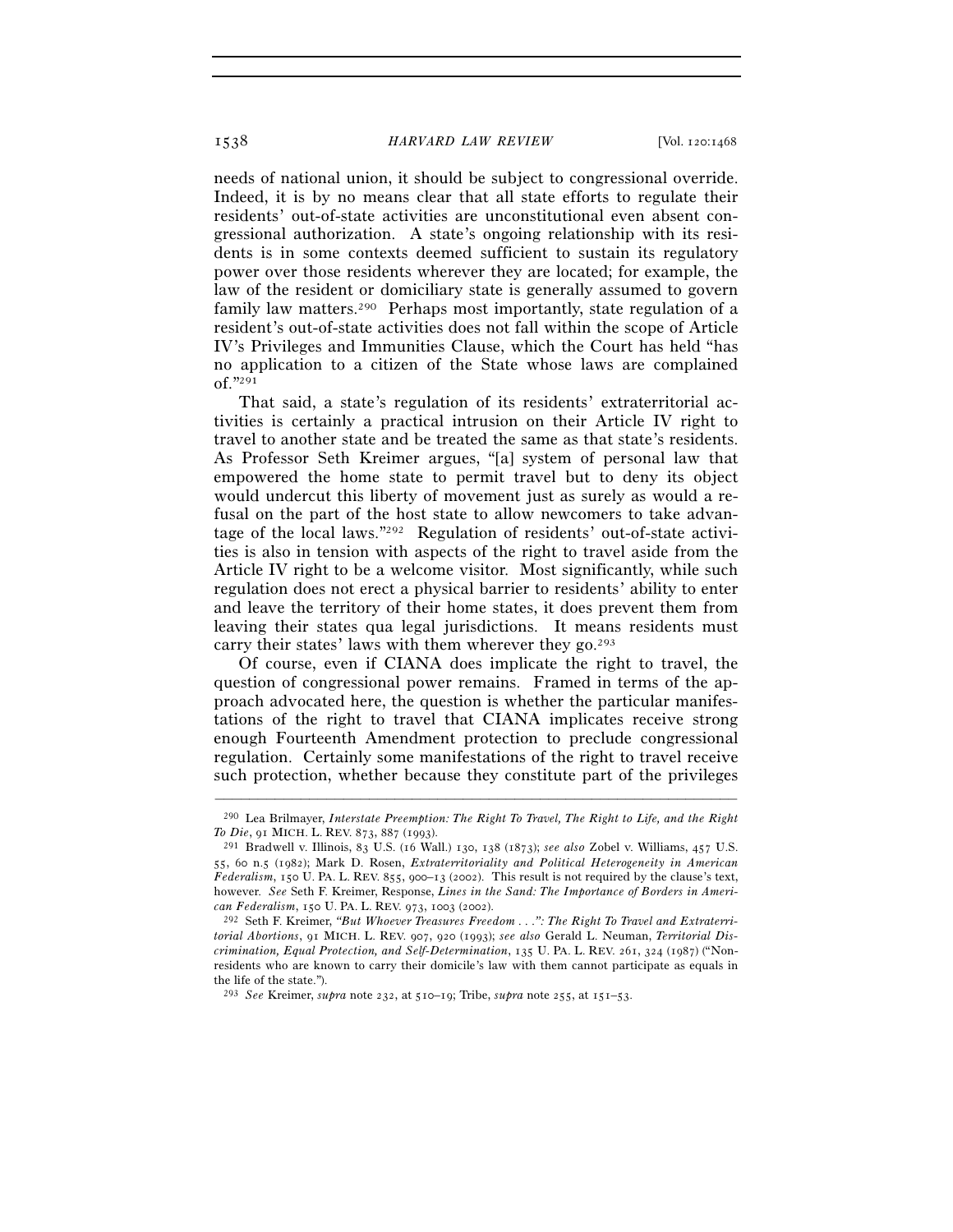needs of national union, it should be subject to congressional override. Indeed, it is by no means clear that all state efforts to regulate their residents' out-of-state activities are unconstitutional even absent congressional authorization. A state's ongoing relationship with its residents is in some contexts deemed sufficient to sustain its regulatory power over those residents wherever they are located; for example, the law of the resident or domiciliary state is generally assumed to govern family law matters.[290] Perhaps most importantly, state regulation of a resident's out-of-state activities does not fall within the scope of Article IV's Privileges and Immunities Clause, which the Court has held "has no application to a citizen of the State whose laws are complained of."[291]

That said, a state's regulation of its residents' extraterritorial activities is certainly a practical intrusion on their Article IV right to travel to another state and be treated the same as that state's residents. As Professor Seth Kreimer argues, "[a] system of personal law that empowered the home state to permit travel but to deny its object would undercut this liberty of movement just as surely as would a refusal on the part of the host state to allow newcomers to take advantage of the local laws."[292] Regulation of residents' out-of-state activities is also in tension with aspects of the right to travel aside from the Article IV right to be a welcome visitor. Most significantly, while such regulation does not erect a physical barrier to residents' ability to enter and leave the territory of their home states, it does prevent them from leaving their states qua legal jurisdictions. It means residents must carry their states' laws with them wherever they go.[293]

Of course, even if CIANA does implicate the right to travel, the question of congressional power remains. Framed in terms of the approach advocated here, the question is whether the particular manifestations of the right to travel that CIANA implicates receive strong enough Fourteenth Amendment protection to preclude congressional regulation. Certainly some manifestations of the right to travel receive such protection, whether because they constitute part of the privileges

---

[290] Lea Brilmayer, *Interstate Preemption: The Right To Travel, The Right to Life, and the Right To Die*, 91 MICH. L. REV. 873, 887 (1993).

[291] Bradwell v. Illinois, 83 U.S. (16 Wall.) 130, 138 (1873); *see also* Zobel v. Williams, 457 U.S. 55, 60 n.5 (1982); Mark D. Rosen, *Extraterritoriality and Political Heterogeneity in American Federalism*, 150 U. PA. L. REV. 855, 900–13 (2002). This result is not required by the clause's text, however. *See* Seth F. Kreimer, Response, *Lines in the Sand: The Importance of Borders in American Federalism*, 150 U. PA. L. REV. 973, 1003 (2002).

[292] Seth F. Kreimer, *"But Whoever Treasures Freedom . . .": The Right To Travel and Extraterritorial Abortions*, 91 MICH. L. REV. 907, 920 (1993); *see also* Gerald L. Neuman, *Territorial Discrimination, Equal Protection, and Self-Determination*, 135 U. PA. L. REV. 261, 324 (1987) ("Nonresidents who are known to carry their domicile's law with them cannot participate as equals in the life of the state.").

[293] *See* Kreimer, *supra* note 232, at 510–19; Tribe, *supra* note 255, at 151–53.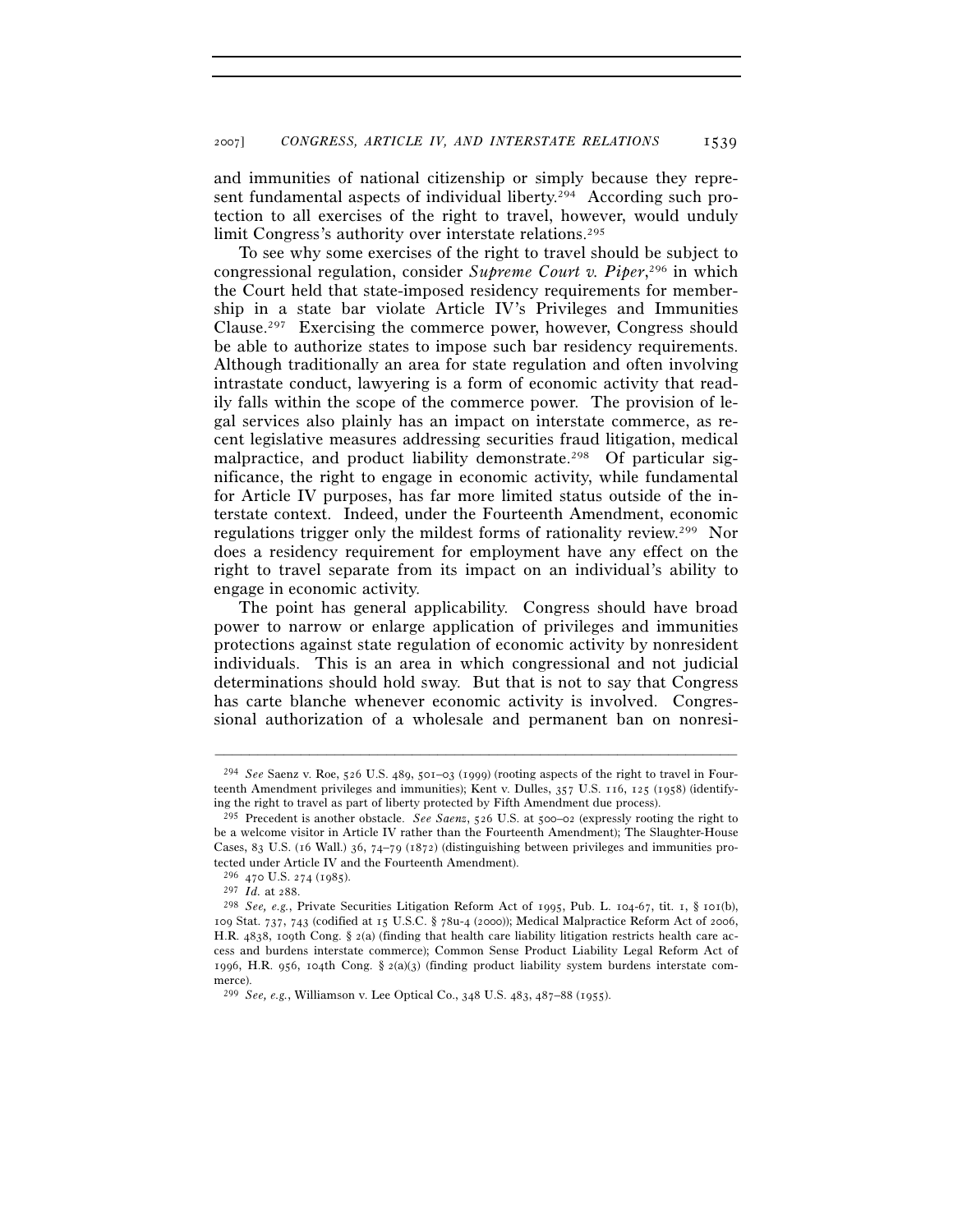and immunities of national citizenship or simply because they represent fundamental aspects of individual liberty.[294] According such protection to all exercises of the right to travel, however, would unduly limit Congress's authority over interstate relations.[295]

To see why some exercises of the right to travel should be subject to congressional regulation, consider *Supreme Court v. Piper*,[296] in which the Court held that state-imposed residency requirements for membership in a state bar violate Article IV's Privileges and Immunities Clause.[297] Exercising the commerce power, however, Congress should be able to authorize states to impose such bar residency requirements. Although traditionally an area for state regulation and often involving intrastate conduct, lawyering is a form of economic activity that readily falls within the scope of the commerce power. The provision of legal services also plainly has an impact on interstate commerce, as recent legislative measures addressing securities fraud litigation, medical malpractice, and product liability demonstrate.[298] Of particular significance, the right to engage in economic activity, while fundamental for Article IV purposes, has far more limited status outside of the interstate context. Indeed, under the Fourteenth Amendment, economic regulations trigger only the mildest forms of rationality review.[299] Nor does a residency requirement for employment have any effect on the right to travel separate from its impact on an individual's ability to engage in economic activity.

The point has general applicability. Congress should have broad power to narrow or enlarge application of privileges and immunities protections against state regulation of economic activity by nonresident individuals. This is an area in which congressional and not judicial determinations should hold sway. But that is not to say that Congress has carte blanche whenever economic activity is involved. Congressional authorization of a wholesale and permanent ban on nonresi-

---

[294] *See* Saenz v. Roe, 526 U.S. 489, 501–03 (1999) (rooting aspects of the right to travel in Fourteenth Amendment privileges and immunities); Kent v. Dulles, 357 U.S. 116, 125 (1958) (identifying the right to travel as part of liberty protected by Fifth Amendment due process).

[295] Precedent is another obstacle. *See Saenz*, 526 U.S. at 500–02 (expressly rooting the right to be a welcome visitor in Article IV rather than the Fourteenth Amendment); The Slaughter-House Cases, 83 U.S. (16 Wall.) 36, 74–79 (1872) (distinguishing between privileges and immunities protected under Article IV and the Fourteenth Amendment).

[296] 470 U.S. 274 (1985).

[297] *Id.* at 288.

[298] *See, e.g.*, Private Securities Litigation Reform Act of 1995, Pub. L. 104-67, tit. 1, § 101(b), 109 Stat. 737, 743 (codified at 15 U.S.C. § 78u-4 (2000)); Medical Malpractice Reform Act of 2006, H.R. 4838, 109th Cong. § 2(a) (finding that health care liability litigation restricts health care access and burdens interstate commerce); Common Sense Product Liability Legal Reform Act of 1996, H.R. 956, 104th Cong. § 2(a)(3) (finding product liability system burdens interstate commerce).

[299] *See, e.g.*, Williamson v. Lee Optical Co., 348 U.S. 483, 487–88 (1955).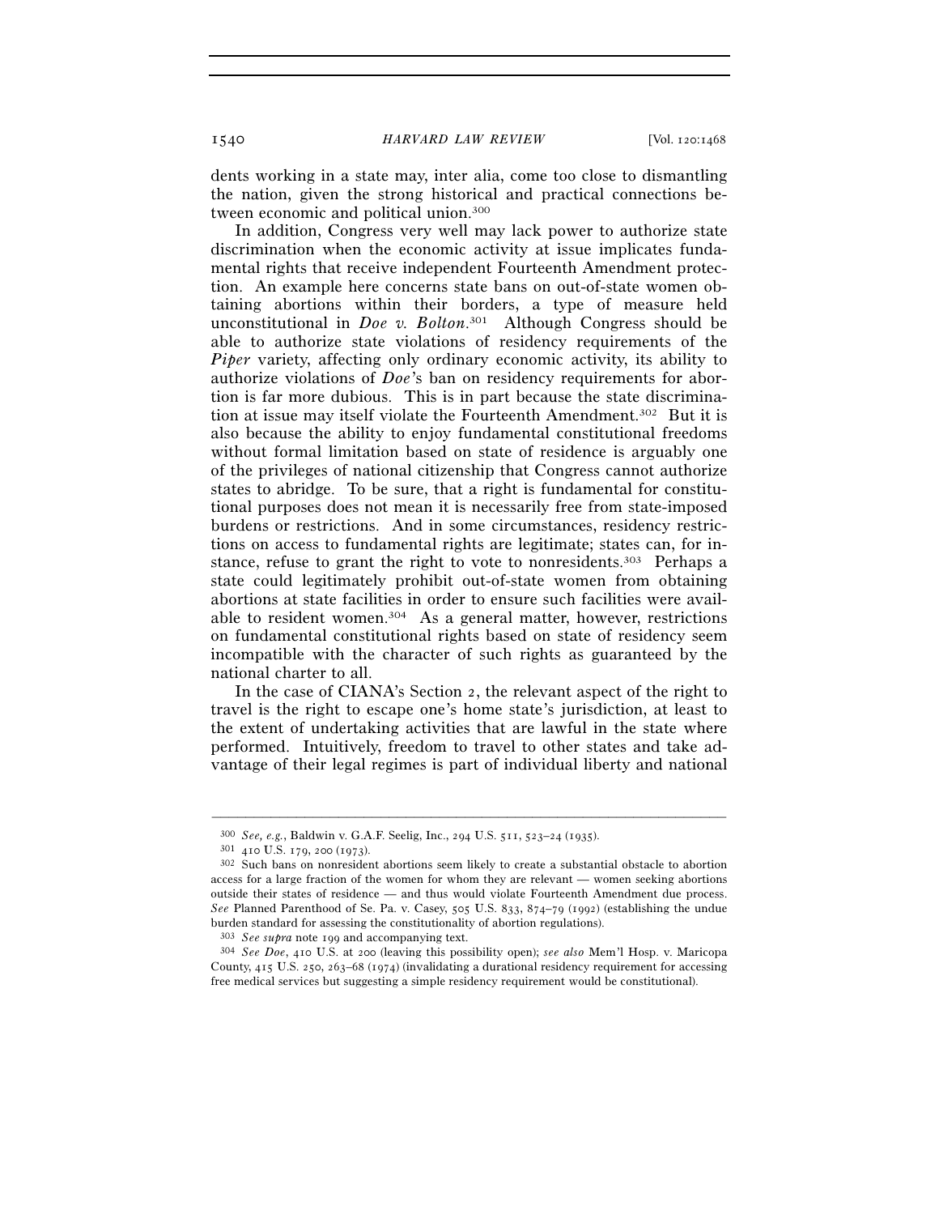dents working in a state may, inter alia, come too close to dismantling the nation, given the strong historical and practical connections between economic and political union.[300]

In addition, Congress very well may lack power to authorize state discrimination when the economic activity at issue implicates fundamental rights that receive independent Fourteenth Amendment protection. An example here concerns state bans on out-of-state women obtaining abortions within their borders, a type of measure held unconstitutional in *Doe v. Bolton*.[301] Although Congress should be able to authorize state violations of residency requirements of the *Piper* variety, affecting only ordinary economic activity, its ability to authorize violations of *Doe*'s ban on residency requirements for abortion is far more dubious. This is in part because the state discrimination at issue may itself violate the Fourteenth Amendment.[302] But it is also because the ability to enjoy fundamental constitutional freedoms without formal limitation based on state of residence is arguably one of the privileges of national citizenship that Congress cannot authorize states to abridge. To be sure, that a right is fundamental for constitutional purposes does not mean it is necessarily free from state-imposed burdens or restrictions. And in some circumstances, residency restrictions on access to fundamental rights are legitimate; states can, for instance, refuse to grant the right to vote to nonresidents.[303] Perhaps a state could legitimately prohibit out-of-state women from obtaining abortions at state facilities in order to ensure such facilities were available to resident women.[304] As a general matter, however, restrictions on fundamental constitutional rights based on state of residency seem incompatible with the character of such rights as guaranteed by the national charter to all.

In the case of CIANA's Section 2, the relevant aspect of the right to travel is the right to escape one's home state's jurisdiction, at least to the extent of undertaking activities that are lawful in the state where performed. Intuitively, freedom to travel to other states and take advantage of their legal regimes is part of individual liberty and national

---

[300] *See, e.g.*, Baldwin v. G.A.F. Seelig, Inc., 294 U.S. 511, 523–24 (1935).

[301] 410 U.S. 179, 200 (1973).

[302] Such bans on nonresident abortions seem likely to create a substantial obstacle to abortion access for a large fraction of the women for whom they are relevant — women seeking abortions outside their states of residence — and thus would violate Fourteenth Amendment due process. *See* Planned Parenthood of Se. Pa. v. Casey, 505 U.S. 833, 874–79 (1992) (establishing the undue burden standard for assessing the constitutionality of abortion regulations).

[303] *See supra* note 199 and accompanying text.

[304] *See Doe*, 410 U.S. at 200 (leaving this possibility open); *see also* Mem'l Hosp. v. Maricopa County, 415 U.S. 250, 263–68 (1974) (invalidating a durational residency requirement for accessing free medical services but suggesting a simple residency requirement would be constitutional).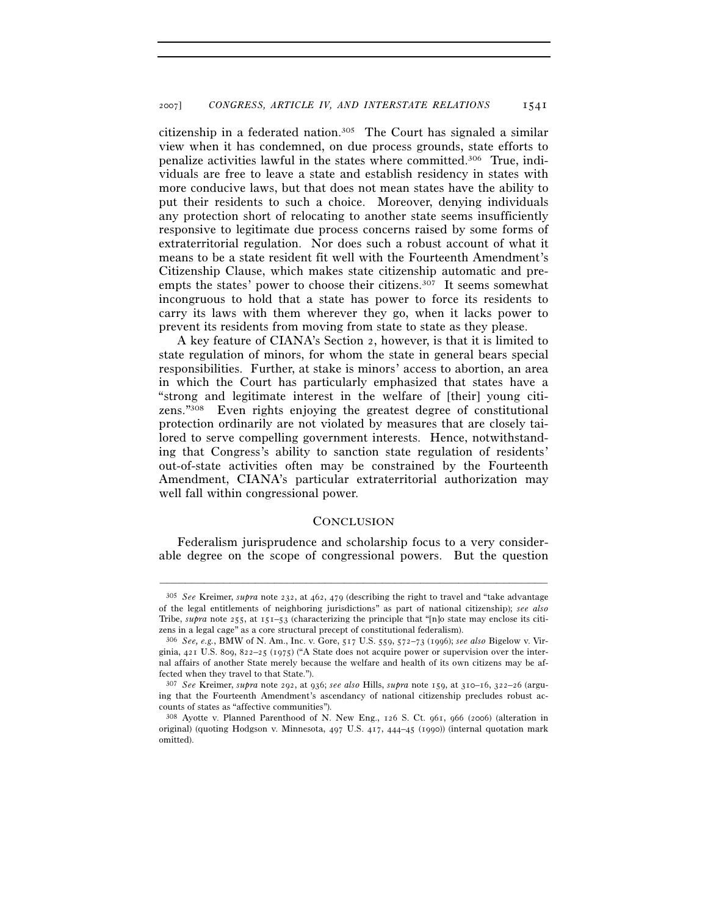citizenship in a federated nation.[305] The Court has signaled a similar view when it has condemned, on due process grounds, state efforts to penalize activities lawful in the states where committed.[306] True, individuals are free to leave a state and establish residency in states with more conducive laws, but that does not mean states have the ability to put their residents to such a choice. Moreover, denying individuals any protection short of relocating to another state seems insufficiently responsive to legitimate due process concerns raised by some forms of extraterritorial regulation. Nor does such a robust account of what it means to be a state resident fit well with the Fourteenth Amendment's Citizenship Clause, which makes state citizenship automatic and preempts the states' power to choose their citizens.[307] It seems somewhat incongruous to hold that a state has power to force its residents to carry its laws with them wherever they go, when it lacks power to prevent its residents from moving from state to state as they please.

A key feature of CIANA's Section 2, however, is that it is limited to state regulation of minors, for whom the state in general bears special responsibilities. Further, at stake is minors' access to abortion, an area in which the Court has particularly emphasized that states have a "strong and legitimate interest in the welfare of [their] young citizens."[308] Even rights enjoying the greatest degree of constitutional protection ordinarily are not violated by measures that are closely tailored to serve compelling government interests. Hence, notwithstanding that Congress's ability to sanction state regulation of residents' out-of-state activities often may be constrained by the Fourteenth Amendment, CIANA's particular extraterritorial authorization may well fall within congressional power.

## CONCLUSION

Federalism jurisprudence and scholarship focus to a very considerable degree on the scope of congressional powers. But the question

---

[305] *See* Kreimer, *supra* note 232, at 462, 479 (describing the right to travel and "take advantage of the legal entitlements of neighboring jurisdictions" as part of national citizenship); *see also* Tribe, *supra* note 255, at 151–53 (characterizing the principle that "[n]o state may enclose its citizens in a legal cage" as a core structural precept of constitutional federalism).

[306] *See, e.g.*, BMW of N. Am., Inc. v. Gore, 517 U.S. 559, 572–73 (1996); *see also* Bigelow v. Virginia, 421 U.S. 809, 822–25 (1975) ("A State does not acquire power or supervision over the internal affairs of another State merely because the welfare and health of its own citizens may be affected when they travel to that State.").

[307] *See* Kreimer, *supra* note 292, at 936; *see also* Hills, *supra* note 159, at 310–16, 322–26 (arguing that the Fourteenth Amendment's ascendancy of national citizenship precludes robust accounts of states as "affective communities").

[308] Ayotte v. Planned Parenthood of N. New Eng., 126 S. Ct. 961, 966 (2006) (alteration in original) (quoting Hodgson v. Minnesota, 497 U.S. 417, 444–45 (1990)) (internal quotation mark omitted).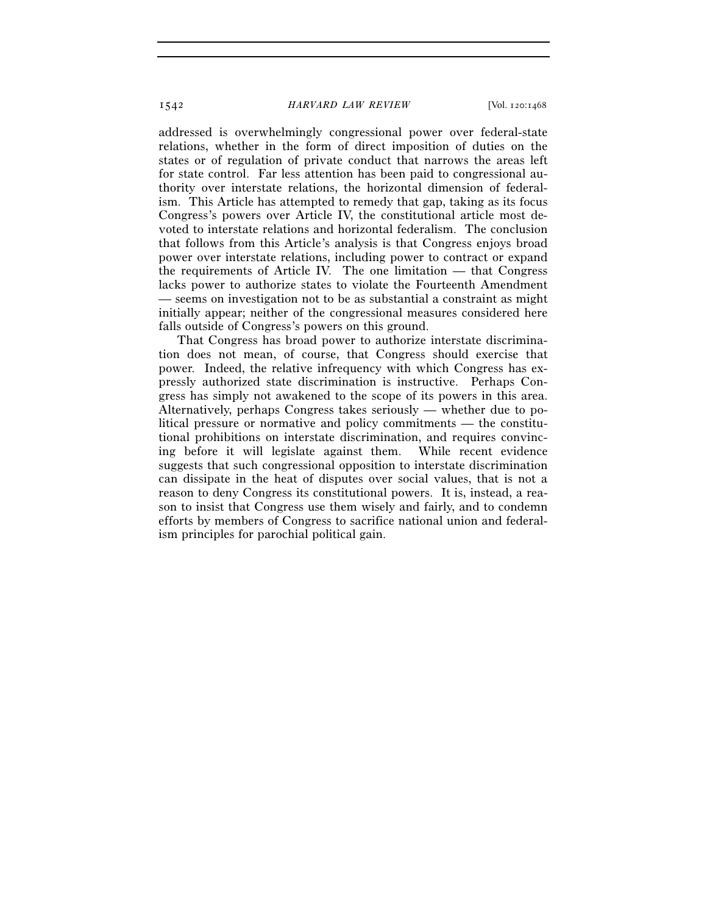addressed is overwhelmingly congressional power over federal-state relations, whether in the form of direct imposition of duties on the states or of regulation of private conduct that narrows the areas left for state control. Far less attention has been paid to congressional authority over interstate relations, the horizontal dimension of federalism. This Article has attempted to remedy that gap, taking as its focus Congress's powers over Article IV, the constitutional article most devoted to interstate relations and horizontal federalism. The conclusion that follows from this Article's analysis is that Congress enjoys broad power over interstate relations, including power to contract or expand the requirements of Article IV. The one limitation — that Congress lacks power to authorize states to violate the Fourteenth Amendment — seems on investigation not to be as substantial a constraint as might initially appear; neither of the congressional measures considered here falls outside of Congress's powers on this ground.

That Congress has broad power to authorize interstate discrimination does not mean, of course, that Congress should exercise that power. Indeed, the relative infrequency with which Congress has expressly authorized state discrimination is instructive. Perhaps Congress has simply not awakened to the scope of its powers in this area. Alternatively, perhaps Congress takes seriously — whether due to political pressure or normative and policy commitments — the constitutional prohibitions on interstate discrimination, and requires convincing before it will legislate against them. While recent evidence suggests that such congressional opposition to interstate discrimination can dissipate in the heat of disputes over social values, that is not a reason to deny Congress its constitutional powers. It is, instead, a reason to insist that Congress use them wisely and fairly, and to condemn efforts by members of Congress to sacrifice national union and federalism principles for parochial political gain.